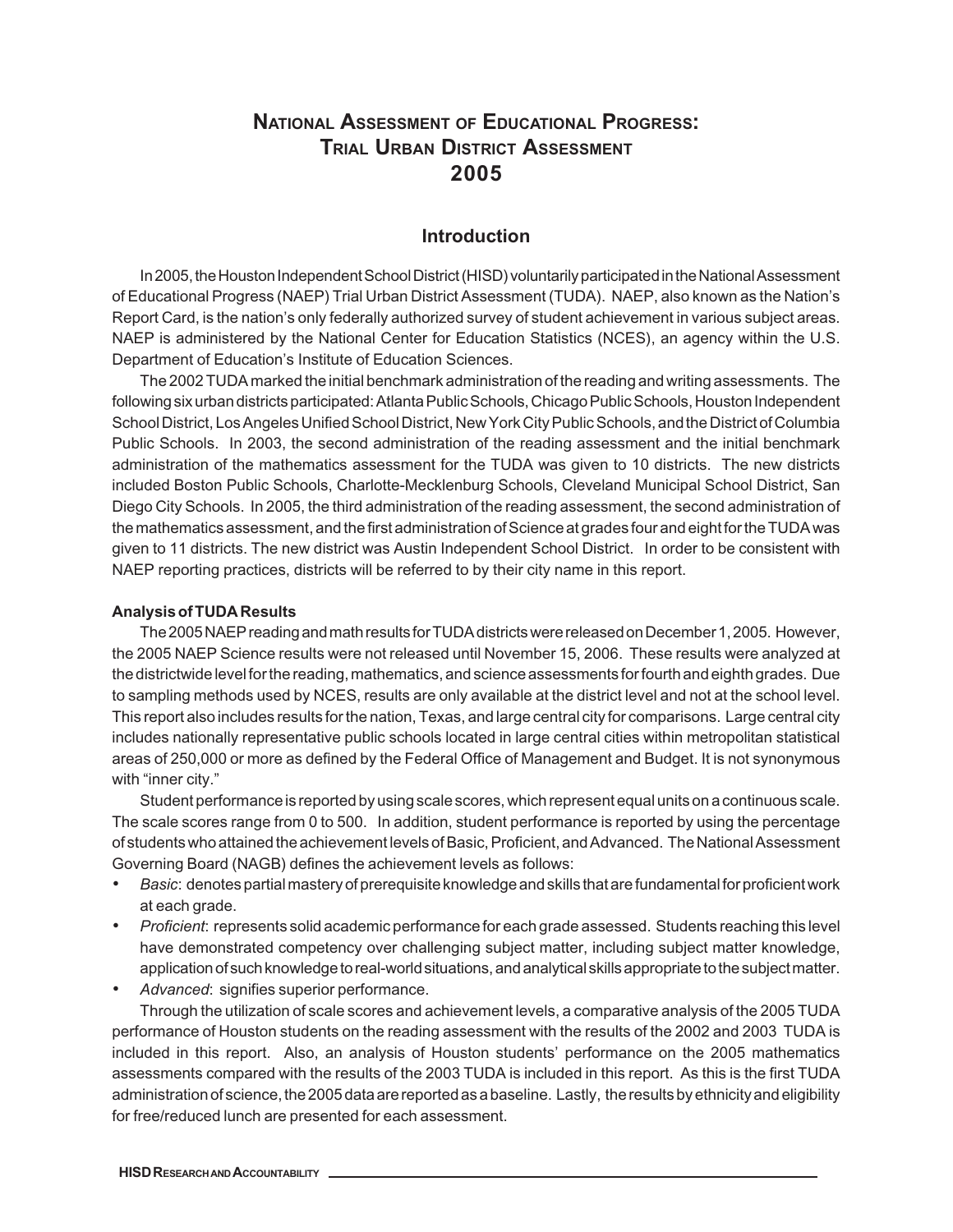# National Assessment of Educational Progress: Trial Urban District Assessment 2005

## Introduction

In 2005, the Houston Independent School District (HISD) voluntarily participated in the National Assessment of Educational Progress (NAEP) Trial Urban District Assessment (TUDA). NAEP, also known as the Nation's Report Card, is the nation's only federally authorized survey of student achievement in various subject areas. NAEP is administered by the National Center for Education Statistics (NCES), an agency within the U.S. Department of Education's Institute of Education Sciences.

The 2002 TUDA marked the initial benchmark administration of the reading and writing assessments. The following six urban districts participated: Atlanta Public Schools, Chicago Public Schools, Houston Independent School District, Los Angeles Unified School District, New York City Public Schools, and the District of Columbia Public Schools. In 2003, the second administration of the reading assessment and the initial benchmark administration of the mathematics assessment for the TUDA was given to 10 districts. The new districts included Boston Public Schools, Charlotte-Mecklenburg Schools, Cleveland Municipal School District, San Diego City Schools. In 2005, the third administration of the reading assessment, the second administration of the mathematics assessment, and the first administration of Science at grades four and eight for the TUDA was given to 11 districts. The new district was Austin Independent School District. In order to be consistent with NAEP reporting practices, districts will be referred to by their city name in this report.

**Analysis of TUDA Results**

The 2005 NAEP reading and math results for TUDA districts were released on December 1, 2005. However, the 2005 NAEP Science results were not released until November 15, 2006. These results were analyzed at the districtwide level for the reading, mathematics, and science assessments for fourth and eighth grades. Due to sampling methods used by NCES, results are only available at the district level and not at the school level. This report also includes results for the nation, Texas, and large central city for comparisons. Large central city includes nationally representative public schools located in large central cities within metropolitan statistical areas of 250,000 or more as defined by the Federal Office of Management and Budget. It is not synonymous with "inner city."

Student performance is reported by using scale scores, which represent equal units on a continuous scale. The scale scores range from 0 to 500. In addition, student performance is reported by using the percentage of students who attained the achievement levels of Basic, Proficient, and Advanced. The National Assessment Governing Board (NAGB) defines the achievement levels as follows:

- *Basic*: denotes partial mastery of prerequisite knowledge and skills that are fundamental for proficient work at each grade.
- *Proficient*: represents solid academic performance for each grade assessed. Students reaching this level have demonstrated competency over challenging subject matter, including subject matter knowledge, application of such knowledge to real-world situations, and analytical skills appropriate to the subject matter.
- *Advanced*: signifies superior performance.

Through the utilization of scale scores and achievement levels, a comparative analysis of the 2005 TUDA performance of Houston students on the reading assessment with the results of the 2002 and 2003 TUDA is included in this report. Also, an analysis of Houston students' performance on the 2005 mathematics assessments compared with the results of the 2003 TUDA is included in this report. As this is the first TUDA administration of science, the 2005 data are reported as a baseline. Lastly, the results by ethnicity and eligibility for free/reduced lunch are presented for each assessment.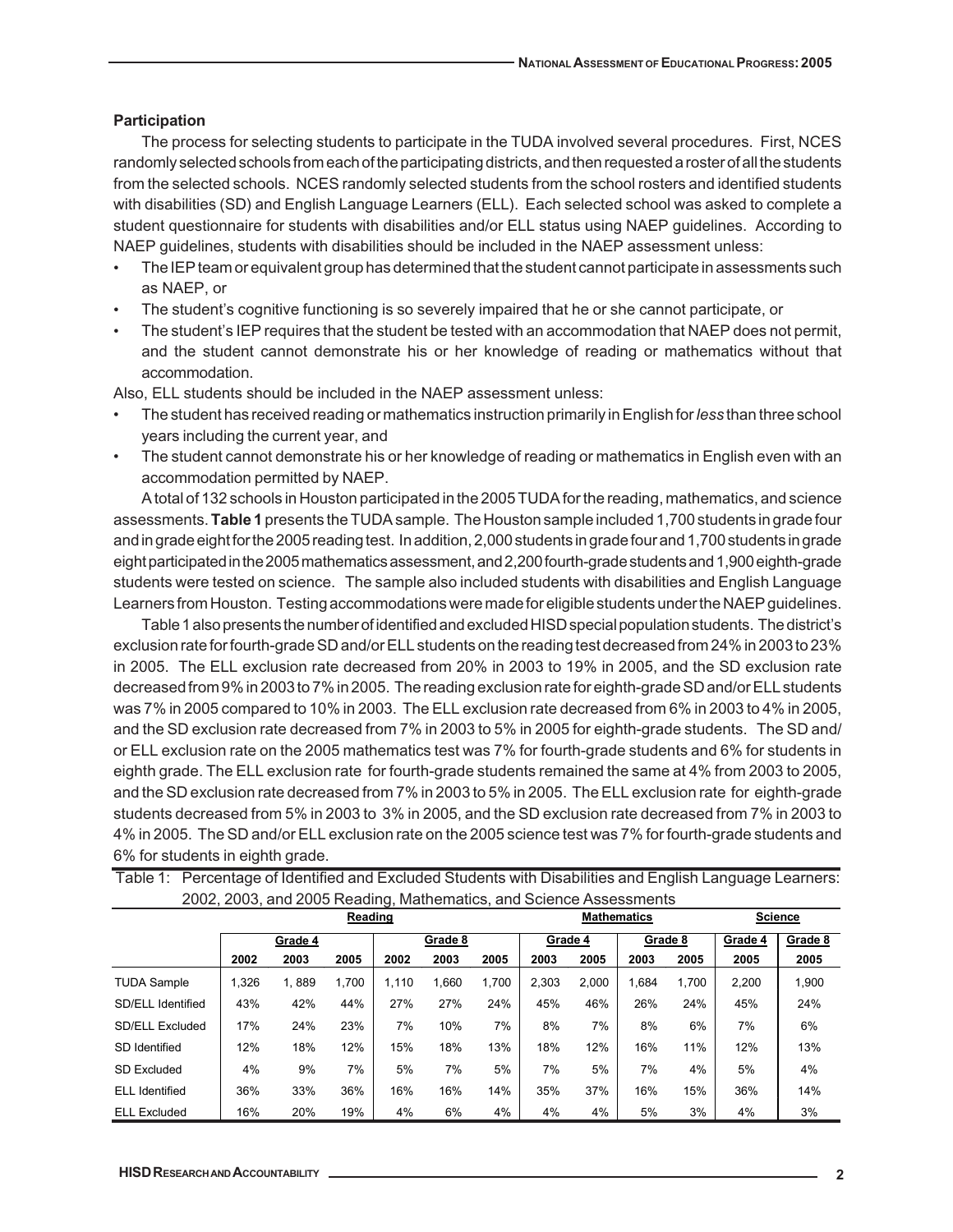### Participation

The process for selecting students to participate in the TUDA involved several procedures. First, NCES randomly selected schools from each of the participating districts, and then requested a roster of all the students from the selected schools. NCES randomly selected students from the school rosters and identified students with disabilities (SD) and English Language Learners (ELL). Each selected school was asked to complete a student questionnaire for students with disabilities and/or ELL status using NAEP guidelines. According to NAEP guidelines, students with disabilities should be included in the NAEP assessment unless:

- The IEP team or equivalent group has determined that the student cannot participate in assessments such as NAEP, or
- The student's cognitive functioning is so severely impaired that he or she cannot participate, or
- The student's IEP requires that the student be tested with an accommodation that NAEP does not permit, and the student cannot demonstrate his or her knowledge of reading or mathematics without that accommodation.

Also, ELL students should be included in the NAEP assessment unless:

- The student has received reading or mathematics instruction primarily in English for *less* than three school years including the current year, and
- The student cannot demonstrate his or her knowledge of reading or mathematics in English even with an accommodation permitted by NAEP.

A total of 132 schools in Houston participated in the 2005 TUDA for the reading, mathematics, and science assessments. **Table 1** presents the TUDA sample. The Houston sample included 1,700 students in grade four and in grade eight for the 2005 reading test. In addition, 2,000 students in grade four and 1,700 students in grade eight participated in the 2005 mathematics assessment, and 2,200 fourth-grade students and 1,900 eighth-grade students were tested on science. The sample also included students with disabilities and English Language Learners from Houston. Testing accommodations were made for eligible students under the NAEP guidelines.

Table 1 also presents the number of identified and excluded HISD special population students. The district's exclusion rate for fourth-grade SD and/or ELL students on the reading test decreased from 24% in 2003 to 23% in 2005. The ELL exclusion rate decreased from 20% in 2003 to 19% in 2005, and the SD exclusion rate decreased from 9% in 2003 to 7% in 2005. The reading exclusion rate for eighth-grade SD and/or ELL students was 7% in 2005 compared to 10% in 2003. The ELL exclusion rate decreased from 6% in 2003 to 4% in 2005, and the SD exclusion rate decreased from 7% in 2003 to 5% in 2005 for eighth-grade students. The SD and/or ELL exclusion rate on the 2005 mathematics test was 7% for fourth-grade students and 6% for students in eighth grade. The ELL exclusion rate for fourth-grade students remained the same at 4% from 2003 to 2005, and the SD exclusion rate decreased from 7% in 2003 to 5% in 2005. The ELL exclusion rate for eighth-grade students decreased from 5% in 2003 to 3% in 2005, and the SD exclusion rate decreased from 7% in 2003 to 4% in 2005. The SD and/or ELL exclusion rate on the 2005 science test was 7% for fourth-grade students and 6% for students in eighth grade.

Table 1: Percentage of Identified and Excluded Students with Disabilities and English Language Learners: 2002, 2003, and 2005 Reading, Mathematics, and Science Assessments

| | Reading | | | | | | Mathematics | | | | Science | |
|---|---|---|---|---|---|---|---|---|---|---|---|---|
| | Grade 4 | | | Grade 8 | | | Grade 4 | | Grade 8 | | Grade 4 | Grade 8 |
| | 2002 | 2003 | 2005 | 2002 | 2003 | 2005 | 2003 | 2005 | 2003 | 2005 | 2005 | 2005 |
| TUDA Sample | 1,326 | 1, 889 | 1,700 | 1,110 | 1,660 | 1,700 | 2,303 | 2,000 | 1,684 | 1,700 | 2,200 | 1,900 |
| SD/ELL Identified | 43% | 42% | 44% | 27% | 27% | 24% | 45% | 46% | 26% | 24% | 45% | 24% |
| SD/ELL Excluded | 17% | 24% | 23% | 7% | 10% | 7% | 8% | 7% | 8% | 6% | 7% | 6% |
| SD Identified | 12% | 18% | 12% | 15% | 18% | 13% | 18% | 12% | 16% | 11% | 12% | 13% |
| SD Excluded | 4% | 9% | 7% | 5% | 7% | 5% | 7% | 5% | 7% | 4% | 5% | 4% |
| ELL Identified | 36% | 33% | 36% | 16% | 16% | 14% | 35% | 37% | 16% | 15% | 36% | 14% |
| ELL Excluded | 16% | 20% | 19% | 4% | 6% | 4% | 4% | 4% | 5% | 3% | 4% | 3% |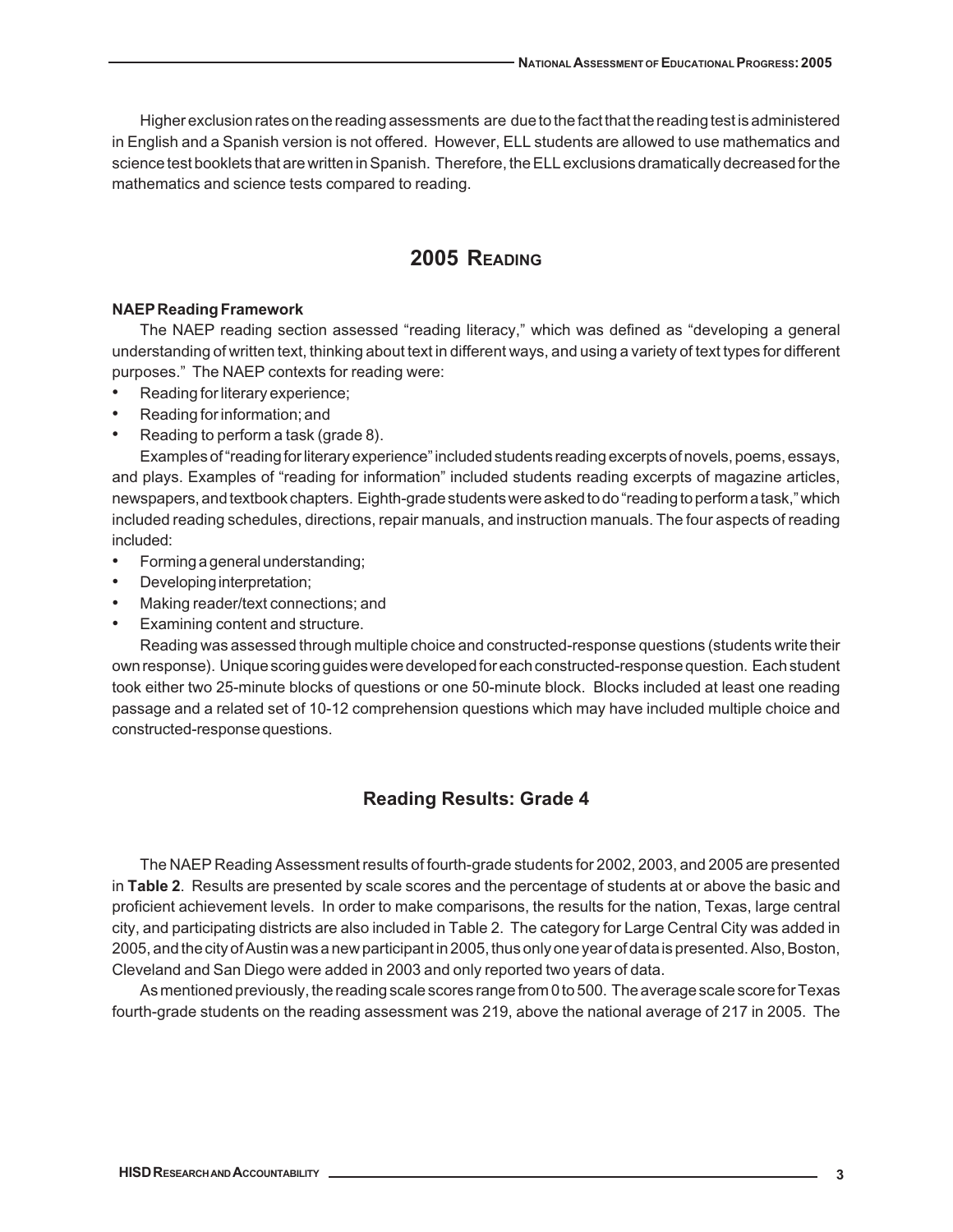Higher exclusion rates on the reading assessments are due to the fact that the reading test is administered in English and a Spanish version is not offered. However, ELL students are allowed to use mathematics and science test booklets that are written in Spanish. Therefore, the ELL exclusions dramatically decreased for the mathematics and science tests compared to reading.

## 2005 Reading

**NAEP Reading Framework**

The NAEP reading section assessed "reading literacy," which was defined as "developing a general understanding of written text, thinking about text in different ways, and using a variety of text types for different purposes." The NAEP contexts for reading were:

- Reading for literary experience;
- Reading for information; and
- Reading to perform a task (grade 8).

Examples of "reading for literary experience" included students reading excerpts of novels, poems, essays, and plays. Examples of "reading for information" included students reading excerpts of magazine articles, newspapers, and textbook chapters. Eighth-grade students were asked to do "reading to perform a task," which included reading schedules, directions, repair manuals, and instruction manuals. The four aspects of reading included:

- Forming a general understanding;
- Developing interpretation;
- Making reader/text connections; and
- Examining content and structure.

Reading was assessed through multiple choice and constructed-response questions (students write their own response). Unique scoring guides were developed for each constructed-response question. Each student took either two 25-minute blocks of questions or one 50-minute block. Blocks included at least one reading passage and a related set of 10-12 comprehension questions which may have included multiple choice and constructed-response questions.

### Reading Results: Grade 4

The NAEP Reading Assessment results of fourth-grade students for 2002, 2003, and 2005 are presented in **Table 2**. Results are presented by scale scores and the percentage of students at or above the basic and proficient achievement levels. In order to make comparisons, the results for the nation, Texas, large central city, and participating districts are also included in Table 2. The category for Large Central City was added in 2005, and the city of Austin was a new participant in 2005, thus only one year of data is presented. Also, Boston, Cleveland and San Diego were added in 2003 and only reported two years of data.

As mentioned previously, the reading scale scores range from 0 to 500. The average scale score for Texas fourth-grade students on the reading assessment was 219, above the national average of 217 in 2005. The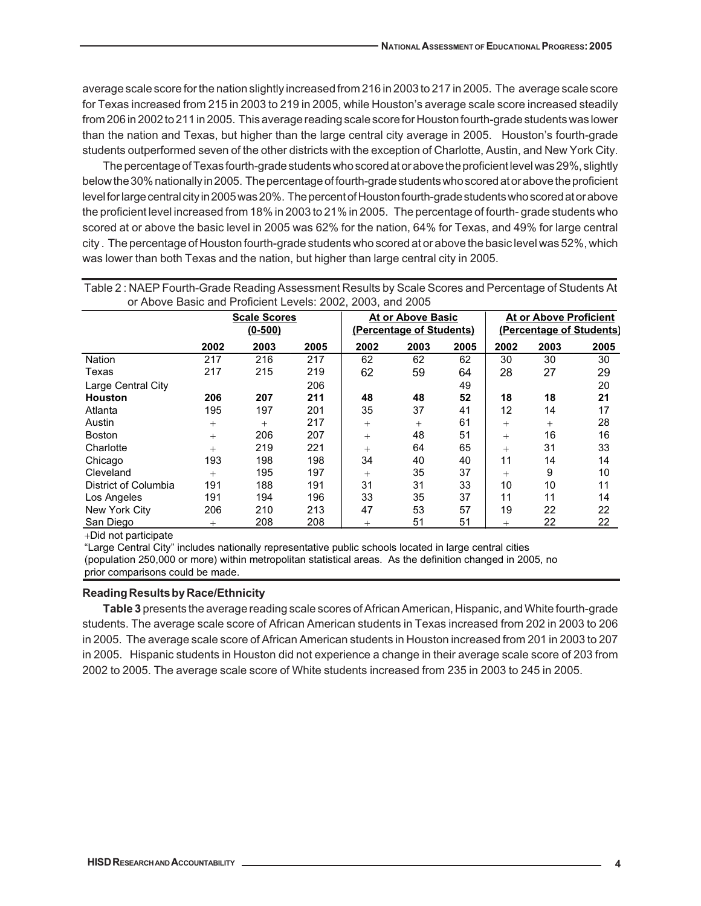average scale score for the nation slightly increased from 216 in 2003 to 217 in 2005. The average scale score for Texas increased from 215 in 2003 to 219 in 2005, while Houston's average scale score increased steadily from 206 in 2002 to 211 in 2005. This average reading scale score for Houston fourth-grade students was lower than the nation and Texas, but higher than the large central city average in 2005. Houston's fourth-grade students outperformed seven of the other districts with the exception of Charlotte, Austin, and New York City.

The percentage of Texas fourth-grade students who scored at or above the proficient level was 29%, slightly below the 30% nationally in 2005. The percentage of fourth-grade students who scored at or above the proficient level for large central city in 2005 was 20%. The percent of Houston fourth-grade students who scored at or above the proficient level increased from 18% in 2003 to 21% in 2005. The percentage of fourth- grade students who scored at or above the basic level in 2005 was 62% for the nation, 64% for Texas, and 49% for large central city . The percentage of Houston fourth-grade students who scored at or above the basic level was 52%, which was lower than both Texas and the nation, but higher than large central city in 2005.

Table 2 : NAEP Fourth-Grade Reading Assessment Results by Scale Scores and Percentage of Students At or Above Basic and Proficient Levels: 2002, 2003, and 2005

| | Scale Scores (0-500) | | | At or Above Basic (Percentage of Students) | | | At or Above Proficient (Percentage of Students) | | |
|---|---|---|---|---|---|---|---|---|---|
| | 2002 | 2003 | 2005 | 2002 | 2003 | 2005 | 2002 | 2003 | 2005 |
| Nation | 217 | 216 | 217 | 62 | 62 | 62 | 30 | 30 | 30 |
| Texas | 217 | 215 | 219 | 62 | 59 | 64 | 28 | 27 | 29 |
| Large Central City | | | 206 | | | 49 | | | 20 |
| **Houston** | **206** | **207** | **211** | **48** | **48** | **52** | **18** | **18** | **21** |
| Atlanta | 195 | 197 | 201 | 35 | 37 | 41 | 12 | 14 | 17 |
| Austin | + | + | 217 | + | + | 61 | + | + | 28 |
| Boston | + | 206 | 207 | + | 48 | 51 | + | 16 | 16 |
| Charlotte | + | 219 | 221 | + | 64 | 65 | + | 31 | 33 |
| Chicago | 193 | 198 | 198 | 34 | 40 | 40 | 11 | 14 | 14 |
| Cleveland | + | 195 | 197 | + | 35 | 37 | + | 9 | 10 |
| District of Columbia | 191 | 188 | 191 | 31 | 31 | 33 | 10 | 10 | 11 |
| Los Angeles | 191 | 194 | 196 | 33 | 35 | 37 | 11 | 11 | 14 |
| New York City | 206 | 210 | 213 | 47 | 53 | 57 | 19 | 22 | 22 |
| San Diego | + | 208 | 208 | + | 51 | 51 | + | 22 | 22 |

+Did not participate

"Large Central City" includes nationally representative public schools located in large central cities (population 250,000 or more) within metropolitan statistical areas. As the definition changed in 2005, no prior comparisons could be made.

### Reading Results by Race/Ethnicity

**Table 3** presents the average reading scale scores of African American, Hispanic, and White fourth-grade students. The average scale score of African American students in Texas increased from 202 in 2003 to 206 in 2005. The average scale score of African American students in Houston increased from 201 in 2003 to 207 in 2005. Hispanic students in Houston did not experience a change in their average scale score of 203 from 2002 to 2005. The average scale score of White students increased from 235 in 2003 to 245 in 2005.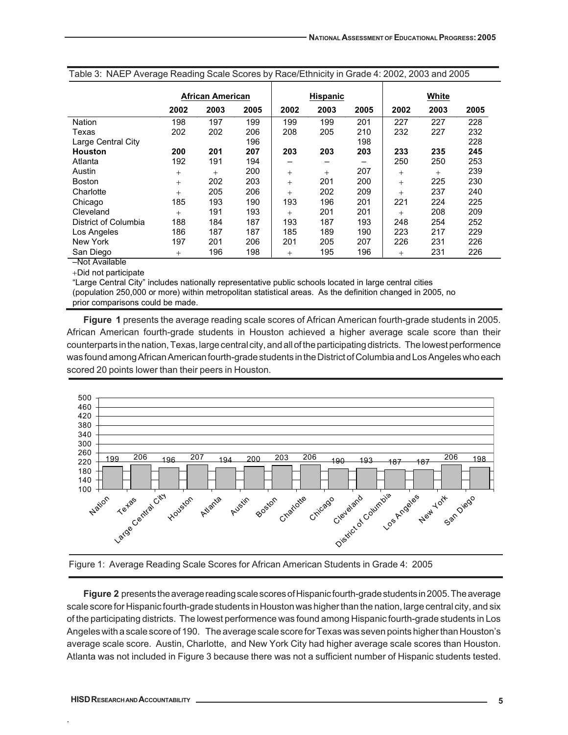Table 3: NAEP Average Reading Scale Scores by Race/Ethnicity in Grade 4: 2002, 2003 and 2005

| | African American | | | Hispanic | | | White | | |
|---|---|---|---|---|---|---|---|---|---|
| | 2002 | 2003 | 2005 | 2002 | 2003 | 2005 | 2002 | 2003 | 2005 |
| Nation | 198 | 197 | 199 | 199 | 199 | 201 | 227 | 227 | 228 |
| Texas | 202 | 202 | 206 | 208 | 205 | 210 | 232 | 227 | 232 |
| Large Central City | | | 196 | | | 198 | | | 228 |
| **Houston** | **200** | **201** | **207** | **203** | **203** | **203** | **233** | **235** | **245** |
| Atlanta | 192 | 191 | 194 | – | – | – | 250 | 250 | 253 |
| Austin | + | + | 200 | + | + | 207 | + | + | 239 |
| Boston | + | 202 | 203 | + | 201 | 200 | + | 225 | 230 |
| Charlotte | + | 205 | 206 | + | 202 | 209 | + | 237 | 240 |
| Chicago | 185 | 193 | 190 | 193 | 196 | 201 | 221 | 224 | 225 |
| Cleveland | + | 191 | 193 | + | 201 | 201 | + | 208 | 209 |
| District of Columbia | 188 | 184 | 187 | 193 | 187 | 193 | 248 | 254 | 252 |
| Los Angeles | 186 | 187 | 187 | 185 | 189 | 190 | 223 | 217 | 229 |
| New York | 197 | 201 | 206 | 201 | 205 | 207 | 226 | 231 | 226 |
| San Diego | + | 196 | 198 | + | 195 | 196 | + | 231 | 226 |

–Not Available

+Did not participate

"Large Central City" includes nationally representative public schools located in large central cities (population 250,000 or more) within metropolitan statistical areas. As the definition changed in 2005, no prior comparisons could be made.

**Figure 1** presents the average reading scale scores of African American fourth-grade students in 2005. African American fourth-grade students in Houston achieved a higher average scale score than their counterparts in the nation, Texas, large central city, and all of the participating districts. The lowest performence was found among African American fourth-grade students in the District of Columbia and Los Angeles who each scored 20 points lower than their peers in Houston.

| Nation | Texas | Large Central City | Houston | Atlanta | Austin | Boston | Charlotte | Chicago | Cleveland | District of Columbia | Los Angeles | New York | San Diego |
|---|---|---|---|---|---|---|---|---|---|---|---|---|---|
| 199 | 206 | 196 | 207 | 194 | 200 | 203 | 206 | 190 | 193 | 187 | 187 | 206 | 198 |

Figure 1: Average Reading Scale Scores for African American Students in Grade 4: 2005

**Figure 2** presents the average reading scale scores of Hispanic fourth-grade students in 2005. The average scale score for Hispanic fourth-grade students in Houston was higher than the nation, large central city, and six of the participating districts. The lowest performence was found among Hispanic fourth-grade students in Los Angeles with a scale score of 190. The average scale score for Texas was seven points higher than Houston's average scale score. Austin, Charlotte, and New York City had higher average scale scores than Houston. Atlanta was not included in Figure 3 because there was not a sufficient number of Hispanic students tested.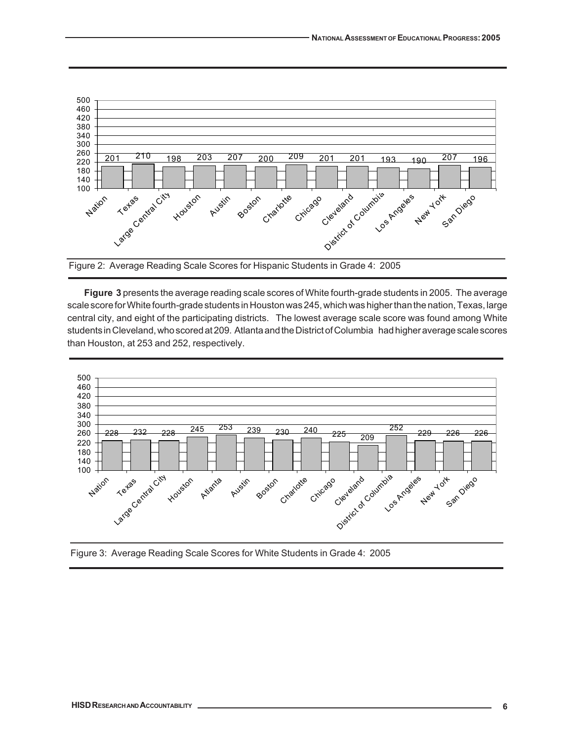| Nation | Texas | Large Central City | Houston | Austin | Boston | Charlotte | Chicago | Cleveland | District of Columbia | Los Angeles | New York | San Diego |
|---|---|---|---|---|---|---|---|---|---|---|---|---|
| 201 | 210 | 198 | 203 | 207 | 200 | 209 | 201 | 201 | 193 | 190 | 207 | 196 |

Figure 2: Average Reading Scale Scores for Hispanic Students in Grade 4: 2005

**Figure 3** presents the average reading scale scores of White fourth-grade students in 2005. The average scale score for White fourth-grade students in Houston was 245, which was higher than the nation, Texas, large central city, and eight of the participating districts. The lowest average scale score was found among White students in Cleveland, who scored at 209. Atlanta and the District of Columbia had higher average scale scores than Houston, at 253 and 252, respectively.

| Nation | Texas | Large Central City | Houston | Atlanta | Austin | Boston | Charlotte | Chicago | Cleveland | District of Columbia | Los Angeles | New York | San Diego |
|---|---|---|---|---|---|---|---|---|---|---|---|---|---|
| 228 | 232 | 228 | 245 | 253 | 239 | 230 | 240 | 225 | 209 | 252 | 229 | 226 | 226 |

Figure 3: Average Reading Scale Scores for White Students in Grade 4: 2005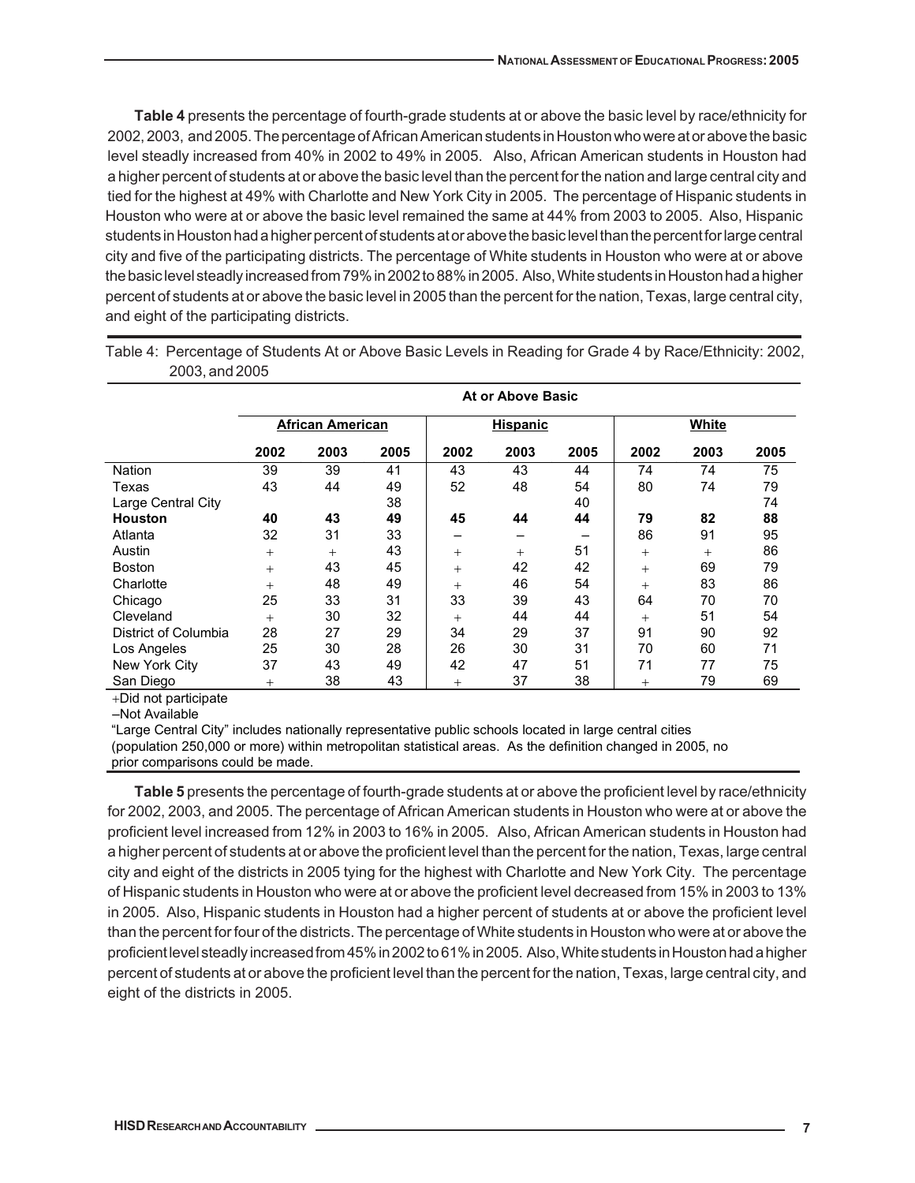**Table 4** presents the percentage of fourth-grade students at or above the basic level by race/ethnicity for 2002, 2003, and 2005. The percentage of African American students in Houston who were at or above the basic level steadily increased from 40% in 2002 to 49% in 2005. Also, African American students in Houston had a higher percent of students at or above the basic level than the percent for the nation and large central city and tied for the highest at 49% with Charlotte and New York City in 2005. The percentage of Hispanic students in Houston who were at or above the basic level remained the same at 44% from 2003 to 2005. Also, Hispanic students in Houston had a higher percent of students at or above the basic level than the percent for large central city and five of the participating districts. The percentage of White students in Houston who were at or above the basic level steadily increased from 79% in 2002 to 88% in 2005. Also, White students in Houston had a higher percent of students at or above the basic level in 2005 than the percent for the nation, Texas, large central city, and eight of the participating districts.

Table 4: Percentage of Students At or Above Basic Levels in Reading for Grade 4 by Race/Ethnicity: 2002, 2003, and 2005

| | At or Above Basic | | | | | | | | |
|---|---|---|---|---|---|---|---|---|---|
| | African American | | | Hispanic | | | White | | |
| | 2002 | 2003 | 2005 | 2002 | 2003 | 2005 | 2002 | 2003 | 2005 |
| Nation | 39 | 39 | 41 | 43 | 43 | 44 | 74 | 74 | 75 |
| Texas | 43 | 44 | 49 | 52 | 48 | 54 | 80 | 74 | 79 |
| Large Central City | | | 38 | | | 40 | | | 74 |
| **Houston** | **40** | **43** | **49** | **45** | **44** | **44** | **79** | **82** | **88** |
| Atlanta | 32 | 31 | 33 | – | – | – | 86 | 91 | 95 |
| Austin | + | + | 43 | + | + | 51 | + | + | 86 |
| Boston | + | 43 | 45 | + | 42 | 42 | + | 69 | 79 |
| Charlotte | + | 48 | 49 | + | 46 | 54 | + | 83 | 86 |
| Chicago | 25 | 33 | 31 | 33 | 39 | 43 | 64 | 70 | 70 |
| Cleveland | + | 30 | 32 | + | 44 | 44 | + | 51 | 54 |
| District of Columbia | 28 | 27 | 29 | 34 | 29 | 37 | 91 | 90 | 92 |
| Los Angeles | 25 | 30 | 28 | 26 | 30 | 31 | 70 | 60 | 71 |
| New York City | 37 | 43 | 49 | 42 | 47 | 51 | 71 | 77 | 75 |
| San Diego | + | 38 | 43 | + | 37 | 38 | + | 79 | 69 |

+Did not participate

–Not Available

"Large Central City" includes nationally representative public schools located in large central cities (population 250,000 or more) within metropolitan statistical areas. As the definition changed in 2005, no prior comparisons could be made.

**Table 5** presents the percentage of fourth-grade students at or above the proficient level by race/ethnicity for 2002, 2003, and 2005. The percentage of African American students in Houston who were at or above the proficient level increased from 12% in 2003 to 16% in 2005. Also, African American students in Houston had a higher percent of students at or above the proficient level than the percent for the nation, Texas, large central city and eight of the districts in 2005 tying for the highest with Charlotte and New York City. The percentage of Hispanic students in Houston who were at or above the proficient level decreased from 15% in 2003 to 13% in 2005. Also, Hispanic students in Houston had a higher percent of students at or above the proficient level than the percent for four of the districts. The percentage of White students in Houston who were at or above the proficient level steadily increased from 45% in 2002 to 61% in 2005. Also, White students in Houston had a higher percent of students at or above the proficient level than the percent for the nation, Texas, large central city, and eight of the districts in 2005.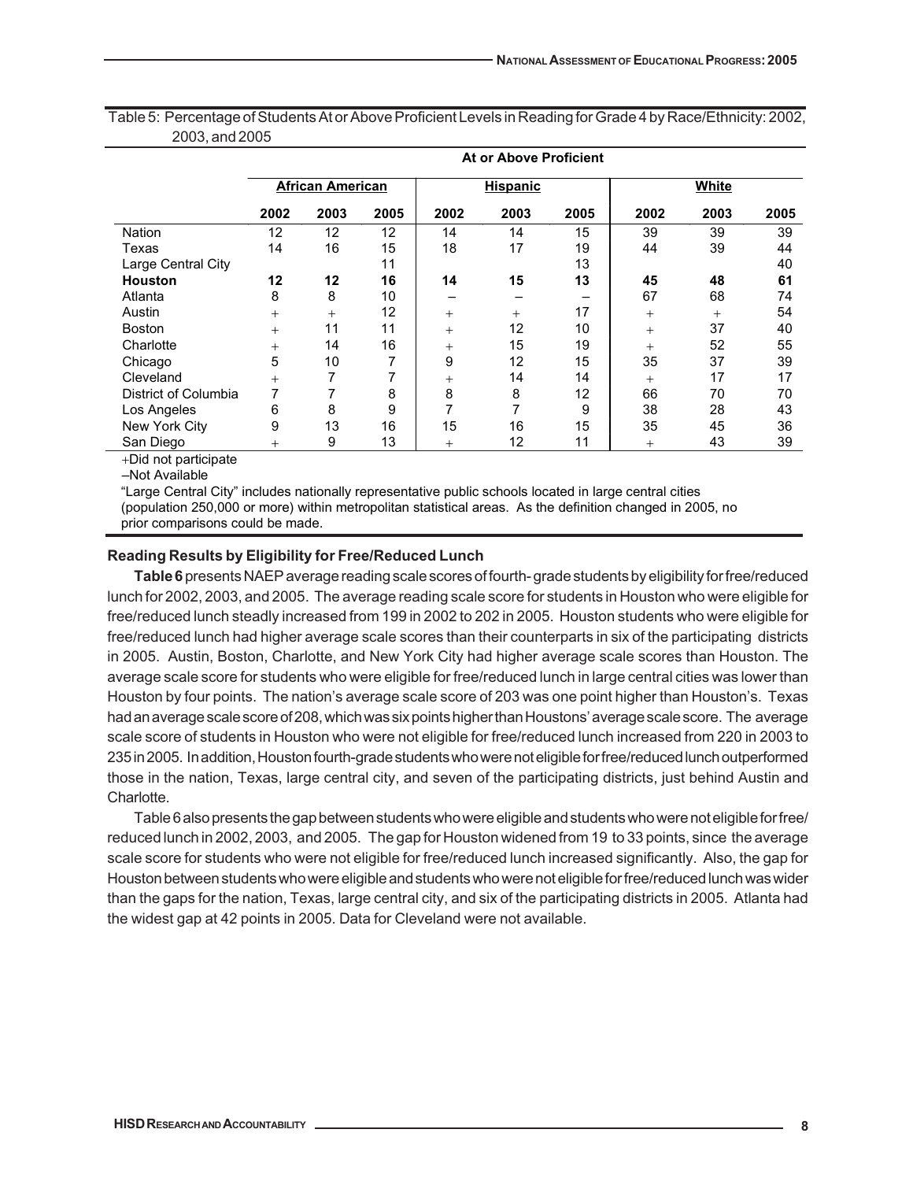Table 5: Percentage of Students At or Above Proficient Levels in Reading for Grade 4 by Race/Ethnicity: 2002, 2003, and 2005

| | At or Above Proficient | | | | | | | | |
|---|---|---|---|---|---|---|---|---|---|
| | African American | | | Hispanic | | | White | | |
| | 2002 | 2003 | 2005 | 2002 | 2003 | 2005 | 2002 | 2003 | 2005 |
| Nation | 12 | 12 | 12 | 14 | 14 | 15 | 39 | 39 | 39 |
| Texas | 14 | 16 | 15 | 18 | 17 | 19 | 44 | 39 | 44 |
| Large Central City | | | 11 | | | 13 | | | 40 |
| **Houston** | **12** | **12** | **16** | **14** | **15** | **13** | **45** | **48** | **61** |
| Atlanta | 8 | 8 | 10 | – | – | – | 67 | 68 | 74 |
| Austin | + | + | 12 | + | + | 17 | + | + | 54 |
| Boston | + | 11 | 11 | + | 12 | 10 | + | 37 | 40 |
| Charlotte | + | 14 | 16 | + | 15 | 19 | + | 52 | 55 |
| Chicago | 5 | 10 | 7 | 9 | 12 | 15 | 35 | 37 | 39 |
| Cleveland | + | 7 | 7 | + | 14 | 14 | + | 17 | 17 |
| District of Columbia | 7 | 7 | 8 | 8 | 8 | 12 | 66 | 70 | 70 |
| Los Angeles | 6 | 8 | 9 | 7 | 7 | 9 | 38 | 28 | 43 |
| New York City | 9 | 13 | 16 | 15 | 16 | 15 | 35 | 45 | 36 |
| San Diego | + | 9 | 13 | + | 12 | 11 | + | 43 | 39 |

+Did not participate

–Not Available

"Large Central City" includes nationally representative public schools located in large central cities (population 250,000 or more) within metropolitan statistical areas. As the definition changed in 2005, no prior comparisons could be made.

**Reading Results by Eligibility for Free/Reduced Lunch**

**Table 6** presents NAEP average reading scale scores of fourth- grade students by eligibility for free/reduced lunch for 2002, 2003, and 2005. The average reading scale score for students in Houston who were eligible for free/reduced lunch steadly increased from 199 in 2002 to 202 in 2005. Houston students who were eligible for free/reduced lunch had higher average scale scores than their counterparts in six of the participating districts in 2005. Austin, Boston, Charlotte, and New York City had higher average scale scores than Houston. The average scale score for students who were eligible for free/reduced lunch in large central cities was lower than Houston by four points. The nation's average scale score of 203 was one point higher than Houston's. Texas had an average scale score of 208, which was six points higher than Houstons' average scale score. The average scale score of students in Houston who were not eligible for free/reduced lunch increased from 220 in 2003 to 235 in 2005. In addition, Houston fourth-grade students who were not eligible for free/reduced lunch outperformed those in the nation, Texas, large central city, and seven of the participating districts, just behind Austin and Charlotte.

Table 6 also presents the gap between students who were eligible and students who were not eligible for free/reduced lunch in 2002, 2003, and 2005. The gap for Houston widened from 19 to 33 points, since the average scale score for students who were not eligible for free/reduced lunch increased significantly. Also, the gap for Houston between students who were eligible and students who were not eligible for free/reduced lunch was wider than the gaps for the nation, Texas, large central city, and six of the participating districts in 2005. Atlanta had the widest gap at 42 points in 2005. Data for Cleveland were not available.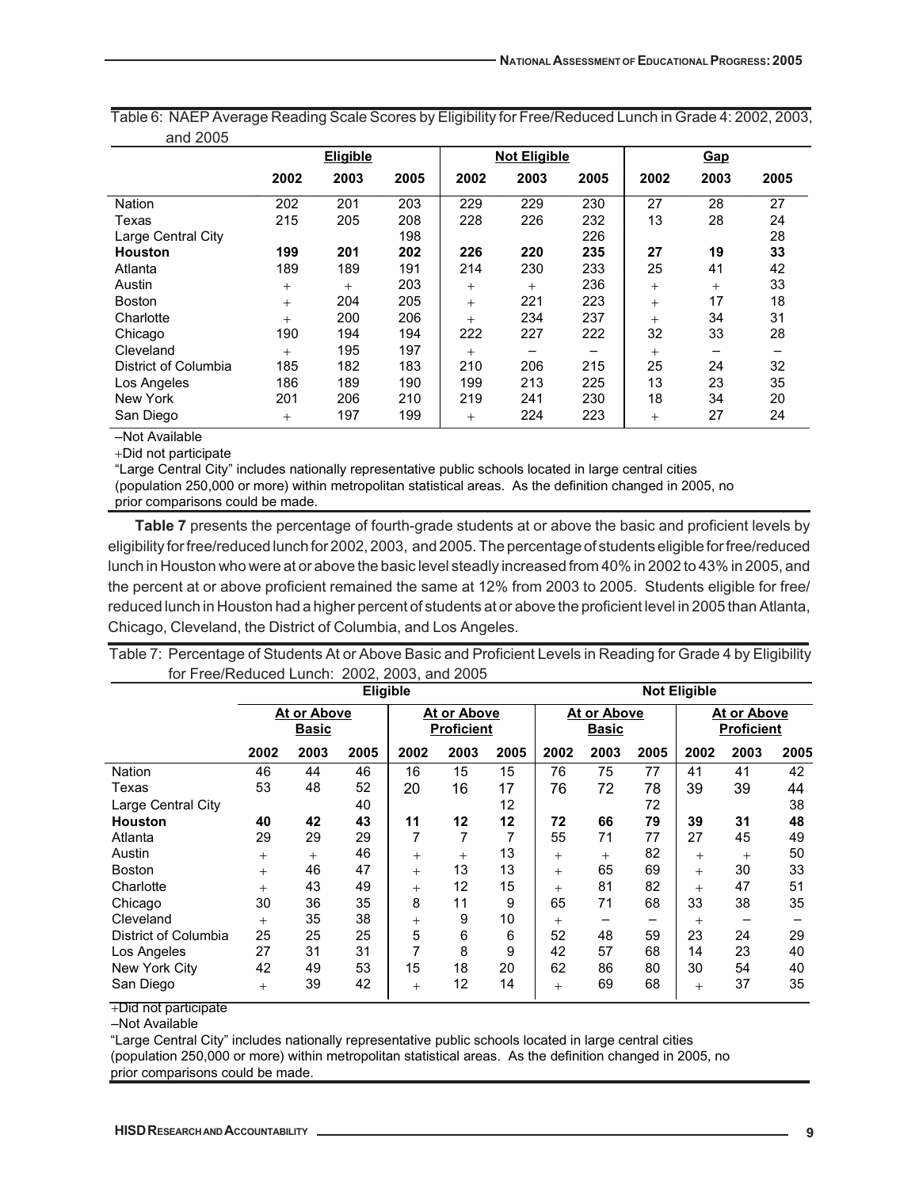Table 6: NAEP Average Reading Scale Scores by Eligibility for Free/Reduced Lunch in Grade 4: 2002, 2003, and 2005

| | Eligible | | | Not Eligible | | | Gap | | |
|---|---|---|---|---|---|---|---|---|---|
| | 2002 | 2003 | 2005 | 2002 | 2003 | 2005 | 2002 | 2003 | 2005 |
| Nation | 202 | 201 | 203 | 229 | 229 | 230 | 27 | 28 | 27 |
| Texas | 215 | 205 | 208 | 228 | 226 | 232 | 13 | 28 | 24 |
| Large Central City | | | 198 | | | 226 | | | 28 |
| **Houston** | **199** | **201** | **202** | **226** | **220** | **235** | **27** | **19** | **33** |
| Atlanta | 189 | 189 | 191 | 214 | 230 | 233 | 25 | 41 | 42 |
| Austin | + | + | 203 | + | + | 236 | + | + | 33 |
| Boston | + | 204 | 205 | + | 221 | 223 | + | 17 | 18 |
| Charlotte | + | 200 | 206 | + | 234 | 237 | + | 34 | 31 |
| Chicago | 190 | 194 | 194 | 222 | 227 | 222 | 32 | 33 | 28 |
| Cleveland | + | 195 | 197 | + | – | – | + | – | – |
| District of Columbia | 185 | 182 | 183 | 210 | 206 | 215 | 25 | 24 | 32 |
| Los Angeles | 186 | 189 | 190 | 199 | 213 | 225 | 13 | 23 | 35 |
| New York | 201 | 206 | 210 | 219 | 241 | 230 | 18 | 34 | 20 |
| San Diego | + | 197 | 199 | + | 224 | 223 | + | 27 | 24 |

–Not Available

+Did not participate

"Large Central City" includes nationally representative public schools located in large central cities (population 250,000 or more) within metropolitan statistical areas. As the definition changed in 2005, no prior comparisons could be made.

**Table 7** presents the percentage of fourth-grade students at or above the basic and proficient levels by eligibility for free/reduced lunch for 2002, 2003, and 2005. The percentage of students eligible for free/reduced lunch in Houston who were at or above the basic level steadily increased from 40% in 2002 to 43% in 2005, and the percent at or above proficient remained the same at 12% from 2003 to 2005. Students eligible for free/reduced lunch in Houston had a higher percent of students at or above the proficient level in 2005 than Atlanta, Chicago, Cleveland, the District of Columbia, and Los Angeles.

Table 7: Percentage of Students At or Above Basic and Proficient Levels in Reading for Grade 4 by Eligibility for Free/Reduced Lunch: 2002, 2003, and 2005

| | Eligible | | | | | | Not Eligible | | | | | |
|---|---|---|---|---|---|---|---|---|---|---|---|---|
| | At or Above Basic | | | At or Above Proficient | | | At or Above Basic | | | At or Above Proficient | | |
| | 2002 | 2003 | 2005 | 2002 | 2003 | 2005 | 2002 | 2003 | 2005 | 2002 | 2003 | 2005 |
| Nation | 46 | 44 | 46 | 16 | 15 | 15 | 76 | 75 | 77 | 41 | 41 | 42 |
| Texas | 53 | 48 | 52 | 20 | 16 | 17 | 76 | 72 | 78 | 39 | 39 | 44 |
| Large Central City | | | 40 | | | 12 | | | 72 | | | 38 |
| **Houston** | **40** | **42** | **43** | **11** | **12** | **12** | **72** | **66** | **79** | **39** | **31** | **48** |
| Atlanta | 29 | 29 | 29 | 7 | 7 | 7 | 55 | 71 | 77 | 27 | 45 | 49 |
| Austin | + | + | 46 | + | + | 13 | + | + | 82 | + | + | 50 |
| Boston | + | 46 | 47 | + | 13 | 13 | + | 65 | 69 | + | 30 | 33 |
| Charlotte | + | 43 | 49 | + | 12 | 15 | + | 81 | 82 | + | 47 | 51 |
| Chicago | 30 | 36 | 35 | 8 | 11 | 9 | 65 | 71 | 68 | 33 | 38 | 35 |
| Cleveland | + | 35 | 38 | + | 9 | 10 | + | – | – | + | – | – |
| District of Columbia | 25 | 25 | 25 | 5 | 6 | 6 | 52 | 48 | 59 | 23 | 24 | 29 |
| Los Angeles | 27 | 31 | 31 | 7 | 8 | 9 | 42 | 57 | 68 | 14 | 23 | 40 |
| New York City | 42 | 49 | 53 | 15 | 18 | 20 | 62 | 86 | 80 | 30 | 54 | 40 |
| San Diego | + | 39 | 42 | + | 12 | 14 | + | 69 | 68 | + | 37 | 35 |

+Did not participate

–Not Available

"Large Central City" includes nationally representative public schools located in large central cities (population 250,000 or more) within metropolitan statistical areas. As the definition changed in 2005, no prior comparisons could be made.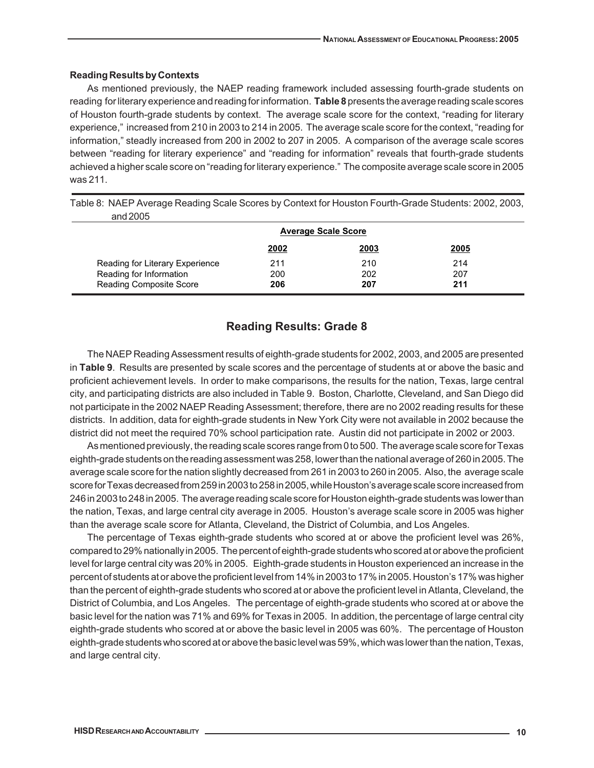### Reading Results by Contexts

As mentioned previously, the NAEP reading framework included assessing fourth-grade students on reading for literary experience and reading for information. **Table 8** presents the average reading scale scores of Houston fourth-grade students by context. The average scale score for the context, "reading for literary experience," increased from 210 in 2003 to 214 in 2005. The average scale score for the context, "reading for information," steadily increased from 200 in 2002 to 207 in 2005. A comparison of the average scale scores between "reading for literary experience" and "reading for information" reveals that fourth-grade students achieved a higher scale score on "reading for literary experience." The composite average scale score in 2005 was 211.

Table 8: NAEP Average Reading Scale Scores by Context for Houston Fourth-Grade Students: 2002, 2003, and 2005

| | Average Scale Score | | |
|---|---|---|---|
| | 2002 | 2003 | 2005 |
| Reading for Literary Experience | 211 | 210 | 214 |
| Reading for Information | 200 | 202 | 207 |
| **Reading Composite Score** | **206** | **207** | **211** |

## Reading Results: Grade 8

The NAEP Reading Assessment results of eighth-grade students for 2002, 2003, and 2005 are presented in **Table 9**. Results are presented by scale scores and the percentage of students at or above the basic and proficient achievement levels. In order to make comparisons, the results for the nation, Texas, large central city, and participating districts are also included in Table 9. Boston, Charlotte, Cleveland, and San Diego did not participate in the 2002 NAEP Reading Assessment; therefore, there are no 2002 reading results for these districts. In addition, data for eighth-grade students in New York City were not available in 2002 because the district did not meet the required 70% school participation rate. Austin did not participate in 2002 or 2003.

As mentioned previously, the reading scale scores range from 0 to 500. The average scale score for Texas eighth-grade students on the reading assessment was 258, lower than the national average of 260 in 2005. The average scale score for the nation slightly decreased from 261 in 2003 to 260 in 2005. Also, the average scale score for Texas decreased from 259 in 2003 to 258 in 2005, while Houston's average scale score increased from 246 in 2003 to 248 in 2005. The average reading scale score for Houston eighth-grade students was lower than the nation, Texas, and large central city average in 2005. Houston's average scale score in 2005 was higher than the average scale score for Atlanta, Cleveland, the District of Columbia, and Los Angeles.

The percentage of Texas eighth-grade students who scored at or above the proficient level was 26%, compared to 29% nationally in 2005. The percent of eighth-grade students who scored at or above the proficient level for large central city was 20% in 2005. Eighth-grade students in Houston experienced an increase in the percent of students at or above the proficient level from 14% in 2003 to 17% in 2005. Houston's 17% was higher than the percent of eighth-grade students who scored at or above the proficient level in Atlanta, Cleveland, the District of Columbia, and Los Angeles. The percentage of eighth-grade students who scored at or above the basic level for the nation was 71% and 69% for Texas in 2005. In addition, the percentage of large central city eighth-grade students who scored at or above the basic level in 2005 was 60%. The percentage of Houston eighth-grade students who scored at or above the basic level was 59%, which was lower than the nation, Texas, and large central city.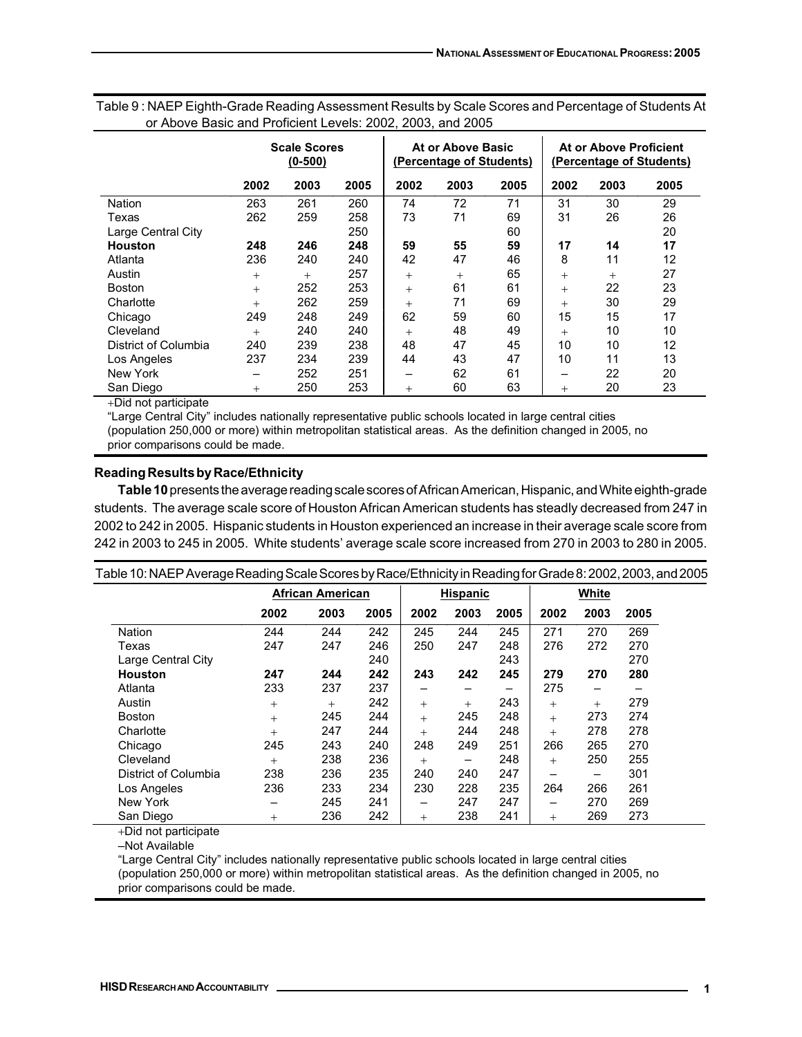Table 9 : NAEP Eighth-Grade Reading Assessment Results by Scale Scores and Percentage of Students At or Above Basic and Proficient Levels: 2002, 2003, and 2005

| | Scale Scores (0-500) | | | At or Above Basic (Percentage of Students) | | | At or Above Proficient (Percentage of Students) | | |
|---|---|---|---|---|---|---|---|---|---|
| | 2002 | 2003 | 2005 | 2002 | 2003 | 2005 | 2002 | 2003 | 2005 |
| Nation | 263 | 261 | 260 | 74 | 72 | 71 | 31 | 30 | 29 |
| Texas | 262 | 259 | 258 | 73 | 71 | 69 | 31 | 26 | 26 |
| Large Central City | | | 250 | | | 60 | | | 20 |
| **Houston** | **248** | **246** | **248** | **59** | **55** | **59** | **17** | **14** | **17** |
| Atlanta | 236 | 240 | 240 | 42 | 47 | 46 | 8 | 11 | 12 |
| Austin | + | + | 257 | + | + | 65 | + | + | 27 |
| Boston | + | 252 | 253 | + | 61 | 61 | + | 22 | 23 |
| Charlotte | + | 262 | 259 | + | 71 | 69 | + | 30 | 29 |
| Chicago | 249 | 248 | 249 | 62 | 59 | 60 | 15 | 15 | 17 |
| Cleveland | + | 240 | 240 | + | 48 | 49 | + | 10 | 10 |
| District of Columbia | 240 | 239 | 238 | 48 | 47 | 45 | 10 | 10 | 12 |
| Los Angeles | 237 | 234 | 239 | 44 | 43 | 47 | 10 | 11 | 13 |
| New York | – | 252 | 251 | – | 62 | 61 | – | 22 | 20 |
| San Diego | + | 250 | 253 | + | 60 | 63 | + | 20 | 23 |

+Did not participate

"Large Central City" includes nationally representative public schools located in large central cities (population 250,000 or more) within metropolitan statistical areas. As the definition changed in 2005, no prior comparisons could be made.

### Reading Results by Race/Ethnicity

**Table 10** presents the average reading scale scores of African American, Hispanic, and White eighth-grade students. The average scale score of Houston African American students has steadily decreased from 247 in 2002 to 242 in 2005. Hispanic students in Houston experienced an increase in their average scale score from 242 in 2003 to 245 in 2005. White students' average scale score increased from 270 in 2003 to 280 in 2005.

Table 10: NAEP Average Reading Scale Scores by Race/Ethnicity in Reading for Grade 8: 2002, 2003, and 2005

| | African American | | | Hispanic | | | White | | |
|---|---|---|---|---|---|---|---|---|---|
| | 2002 | 2003 | 2005 | 2002 | 2003 | 2005 | 2002 | 2003 | 2005 |
| Nation | 244 | 244 | 242 | 245 | 244 | 245 | 271 | 270 | 269 |
| Texas | 247 | 247 | 246 | 250 | 247 | 248 | 276 | 272 | 270 |
| Large Central City | | | 240 | | | 243 | | | 270 |
| **Houston** | **247** | **244** | **242** | **243** | **242** | **245** | **279** | **270** | **280** |
| Atlanta | 233 | 237 | 237 | – | – | – | 275 | – | – |
| Austin | + | + | 242 | + | + | 243 | + | + | 279 |
| Boston | + | 245 | 244 | + | 245 | 248 | + | 273 | 274 |
| Charlotte | + | 247 | 244 | + | 244 | 248 | + | 278 | 278 |
| Chicago | 245 | 243 | 240 | 248 | 249 | 251 | 266 | 265 | 270 |
| Cleveland | + | 238 | 236 | + | – | 248 | + | 250 | 255 |
| District of Columbia | 238 | 236 | 235 | 240 | 240 | 247 | – | – | 301 |
| Los Angeles | 236 | 233 | 234 | 230 | 228 | 235 | 264 | 266 | 261 |
| New York | – | 245 | 241 | – | 247 | 247 | – | 270 | 269 |
| San Diego | + | 236 | 242 | + | 238 | 241 | + | 269 | 273 |

+Did not participate

–Not Available

"Large Central City" includes nationally representative public schools located in large central cities (population 250,000 or more) within metropolitan statistical areas. As the definition changed in 2005, no prior comparisons could be made.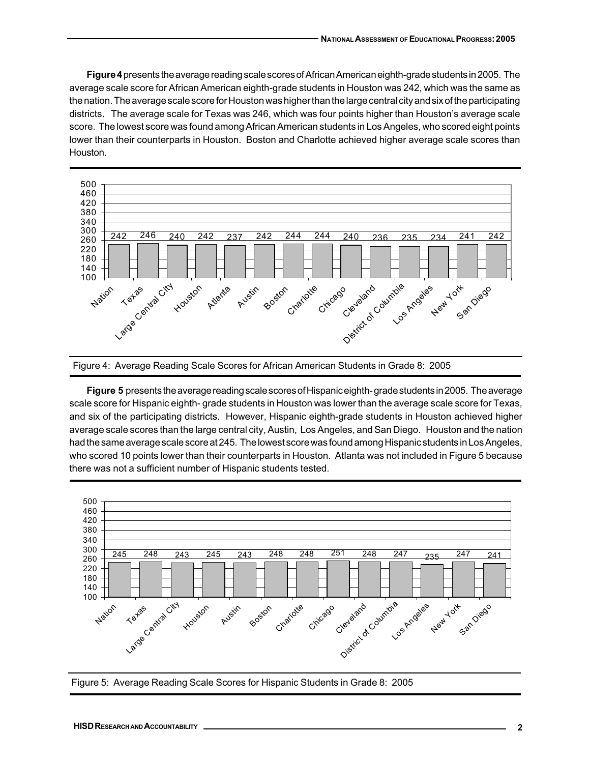**Figure 4** presents the average reading scale scores of African American eighth-grade students in 2005. The average scale score for African American eighth-grade students in Houston was 242, which was the same as the nation. The average scale score for Houston was higher than the large central city and six of the participating districts. The average scale for Texas was 246, which was four points higher than Houston's average scale score. The lowest score was found among African American students in Los Angeles, who scored eight points lower than their counterparts in Houston. Boston and Charlotte achieved higher average scale scores than Houston.

| Nation | Texas | Large Central City | Houston | Atlanta | Austin | Boston | Charlotte | Chicago | Cleveland | District of Columbia | Los Angeles | New York | San Diego |
|---|---|---|---|---|---|---|---|---|---|---|---|---|---|
| 242 | 246 | 240 | 242 | 237 | 242 | 244 | 244 | 240 | 236 | 235 | 234 | 241 | 242 |

Figure 4: Average Reading Scale Scores for African American Students in Grade 8: 2005

**Figure 5** presents the average reading scale scores of Hispanic eighth- grade students in 2005. The average scale score for Hispanic eighth- grade students in Houston was lower than the average scale score for Texas, and six of the participating districts. However, Hispanic eighth-grade students in Houston achieved higher average scale scores than the large central city, Austin, Los Angeles, and San Diego. Houston and the nation had the same average scale score at 245. The lowest score was found among Hispanic students in Los Angeles, who scored 10 points lower than their counterparts in Houston. Atlanta was not included in Figure 5 because there was not a sufficient number of Hispanic students tested.

| Nation | Texas | Large Central City | Houston | Austin | Boston | Charlotte | Chicago | Cleveland | District of Columbia | Los Angeles | New York | San Diego |
|---|---|---|---|---|---|---|---|---|---|---|---|---|
| 245 | 248 | 243 | 245 | 243 | 248 | 248 | 251 | 248 | 247 | 235 | 247 | 241 |

Figure 5: Average Reading Scale Scores for Hispanic Students in Grade 8: 2005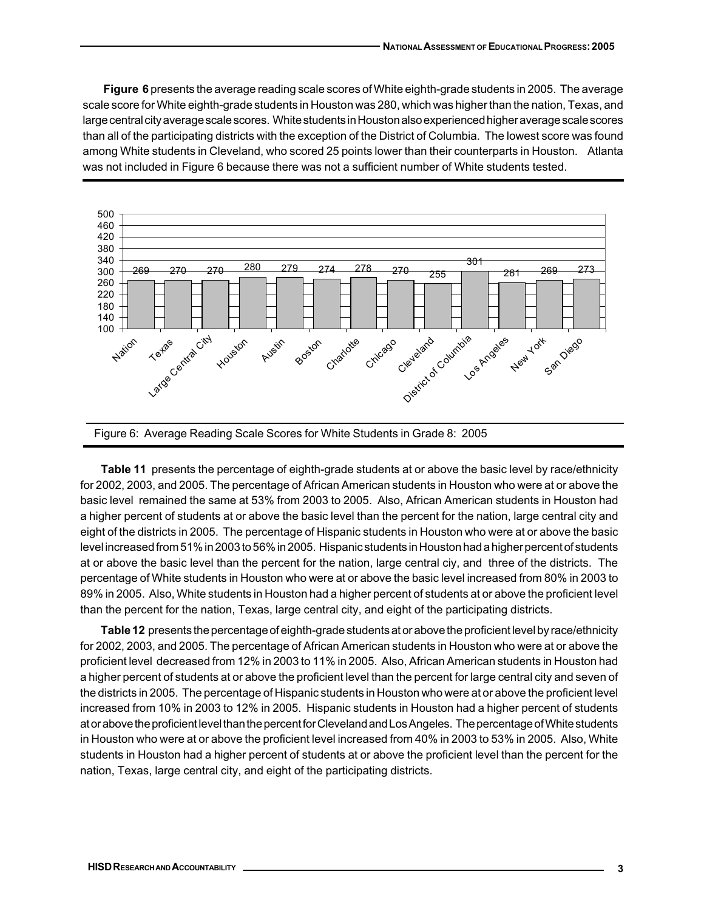**Figure 6** presents the average reading scale scores of White eighth-grade students in 2005. The average scale score for White eighth-grade students in Houston was 280, which was higher than the nation, Texas, and large central city average scale scores. White students in Houston also experienced higher average scale scores than all of the participating districts with the exception of the District of Columbia. The lowest score was found among White students in Cleveland, who scored 25 points lower than their counterparts in Houston. Atlanta was not included in Figure 6 because there was not a sufficient number of White students tested.

| | Nation | Texas | Large Central City | Houston | Austin | Boston | Charlotte | Chicago | Cleveland | District of Columbia | Los Angeles | New York | San Diego |
|---|---|---|---|---|---|---|---|---|---|---|---|---|---|
| Average Scale Score | 269 | 270 | 270 | 280 | 279 | 274 | 278 | 270 | 255 | 301 | 261 | 269 | 273 |

Figure 6: Average Reading Scale Scores for White Students in Grade 8: 2005

**Table 11** presents the percentage of eighth-grade students at or above the basic level by race/ethnicity for 2002, 2003, and 2005. The percentage of African American students in Houston who were at or above the basic level remained the same at 53% from 2003 to 2005. Also, African American students in Houston had a higher percent of students at or above the basic level than the percent for the nation, large central city and eight of the districts in 2005. The percentage of Hispanic students in Houston who were at or above the basic level increased from 51% in 2003 to 56% in 2005. Hispanic students in Houston had a higher percent of students at or above the basic level than the percent for the nation, large central ciy, and three of the districts. The percentage of White students in Houston who were at or above the basic level increased from 80% in 2003 to 89% in 2005. Also, White students in Houston had a higher percent of students at or above the proficient level than the percent for the nation, Texas, large central city, and eight of the participating districts.

**Table 12** presents the percentage of eighth-grade students at or above the proficient level by race/ethnicity for 2002, 2003, and 2005. The percentage of African American students in Houston who were at or above the proficient level decreased from 12% in 2003 to 11% in 2005. Also, African American students in Houston had a higher percent of students at or above the proficient level than the percent for large central city and seven of the districts in 2005. The percentage of Hispanic students in Houston who were at or above the proficient level increased from 10% in 2003 to 12% in 2005. Hispanic students in Houston had a higher percent of students at or above the proficient level than the percent for Cleveland and Los Angeles. The percentage of White students in Houston who were at or above the proficient level increased from 40% in 2003 to 53% in 2005. Also, White students in Houston had a higher percent of students at or above the proficient level than the percent for the nation, Texas, large central city, and eight of the participating districts.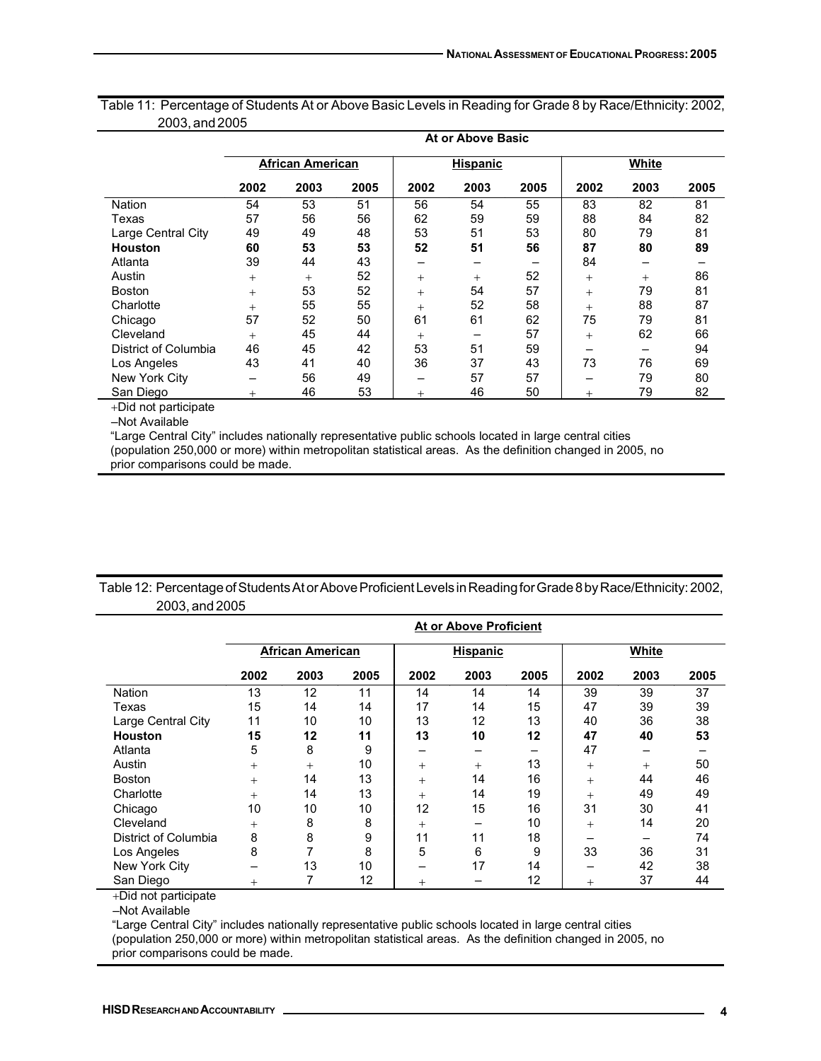Table 11: Percentage of Students At or Above Basic Levels in Reading for Grade 8 by Race/Ethnicity: 2002, 2003, and 2005

| | At or Above Basic | | | | | | | | |
|---|---|---|---|---|---|---|---|---|---|
| | African American | | | Hispanic | | | White | | |
| | 2002 | 2003 | 2005 | 2002 | 2003 | 2005 | 2002 | 2003 | 2005 |
| Nation | 54 | 53 | 51 | 56 | 54 | 55 | 83 | 82 | 81 |
| Texas | 57 | 56 | 56 | 62 | 59 | 59 | 88 | 84 | 82 |
| Large Central City | 49 | 49 | 48 | 53 | 51 | 53 | 80 | 79 | 81 |
| **Houston** | **60** | **53** | **53** | **52** | **51** | **56** | **87** | **80** | **89** |
| Atlanta | 39 | 44 | 43 | – | – | – | 84 | – | – |
| Austin | + | + | 52 | + | + | 52 | + | + | 86 |
| Boston | + | 53 | 52 | + | 54 | 57 | + | 79 | 81 |
| Charlotte | + | 55 | 55 | + | 52 | 58 | + | 88 | 87 |
| Chicago | 57 | 52 | 50 | 61 | 61 | 62 | 75 | 79 | 81 |
| Cleveland | + | 45 | 44 | + | – | 57 | + | 62 | 66 |
| District of Columbia | 46 | 45 | 42 | 53 | 51 | 59 | – | – | 94 |
| Los Angeles | 43 | 41 | 40 | 36 | 37 | 43 | 73 | 76 | 69 |
| New York City | – | 56 | 49 | – | 57 | 57 | – | 79 | 80 |
| San Diego | + | 46 | 53 | + | 46 | 50 | + | 79 | 82 |

+Did not participate

–Not Available

"Large Central City" includes nationally representative public schools located in large central cities (population 250,000 or more) within metropolitan statistical areas. As the definition changed in 2005, no prior comparisons could be made.

Table 12: Percentage of Students At or Above Proficient Levels in Reading for Grade 8 by Race/Ethnicity: 2002, 2003, and 2005

| | At or Above Proficient | | | | | | | | |
|---|---|---|---|---|---|---|---|---|---|
| | African American | | | Hispanic | | | White | | |
| | 2002 | 2003 | 2005 | 2002 | 2003 | 2005 | 2002 | 2003 | 2005 |
| Nation | 13 | 12 | 11 | 14 | 14 | 14 | 39 | 39 | 37 |
| Texas | 15 | 14 | 14 | 17 | 14 | 15 | 47 | 39 | 39 |
| Large Central City | 11 | 10 | 10 | 13 | 12 | 13 | 40 | 36 | 38 |
| **Houston** | **15** | **12** | **11** | **13** | **10** | **12** | **47** | **40** | **53** |
| Atlanta | 5 | 8 | 9 | – | – | – | 47 | – | – |
| Austin | + | + | 10 | + | + | 13 | + | + | 50 |
| Boston | + | 14 | 13 | + | 14 | 16 | + | 44 | 46 |
| Charlotte | + | 14 | 13 | + | 14 | 19 | + | 49 | 49 |
| Chicago | 10 | 10 | 10 | 12 | 15 | 16 | 31 | 30 | 41 |
| Cleveland | + | 8 | 8 | + | – | 10 | + | 14 | 20 |
| District of Columbia | 8 | 8 | 9 | 11 | 11 | 18 | – | – | 74 |
| Los Angeles | 8 | 7 | 8 | 5 | 6 | 9 | 33 | 36 | 31 |
| New York City | – | 13 | 10 | – | 17 | 14 | – | 42 | 38 |
| San Diego | + | 7 | 12 | + | – | 12 | + | 37 | 44 |

+Did not participate

–Not Available

"Large Central City" includes nationally representative public schools located in large central cities (population 250,000 or more) within metropolitan statistical areas. As the definition changed in 2005, no prior comparisons could be made.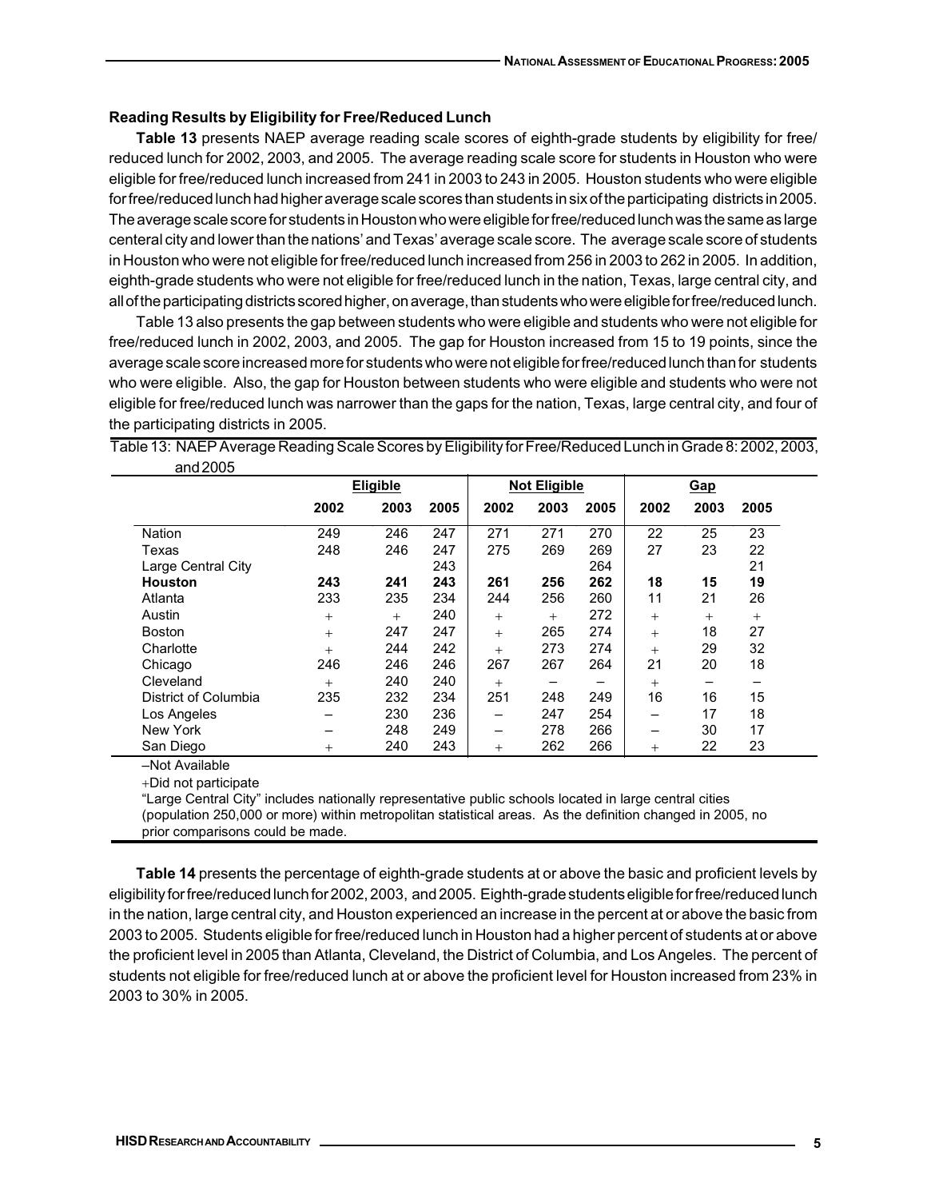### Reading Results by Eligibility for Free/Reduced Lunch

**Table 13** presents NAEP average reading scale scores of eighth-grade students by eligibility for free/ reduced lunch for 2002, 2003, and 2005. The average reading scale score for students in Houston who were eligible for free/reduced lunch increased from 241 in 2003 to 243 in 2005. Houston students who were eligible for free/reduced lunch had higher average scale scores than students in six of the participating districts in 2005. The average scale score for students in Houston who were eligible for free/reduced lunch was the same as large centeral city and lower than the nations' and Texas' average scale score. The average scale score of students in Houston who were not eligible for free/reduced lunch increased from 256 in 2003 to 262 in 2005. In addition, eighth-grade students who were not eligible for free/reduced lunch in the nation, Texas, large central city, and all of the participating districts scored higher, on average, than students who were eligible for free/reduced lunch.

Table 13 also presents the gap between students who were eligible and students who were not eligible for free/reduced lunch in 2002, 2003, and 2005. The gap for Houston increased from 15 to 19 points, since the average scale score increased more for students who were not eligible for free/reduced lunch than for students who were eligible. Also, the gap for Houston between students who were eligible and students who were not eligible for free/reduced lunch was narrower than the gaps for the nation, Texas, large central city, and four of the participating districts in 2005.

Table 13: NAEP Average Reading Scale Scores by Eligibility for Free/Reduced Lunch in Grade 8: 2002, 2003, and 2005

| | Eligible | | | Not Eligible | | | Gap | | |
|---|---|---|---|---|---|---|---|---|---|
| | 2002 | 2003 | 2005 | 2002 | 2003 | 2005 | 2002 | 2003 | 2005 |
| Nation | 249 | 246 | 247 | 271 | 271 | 270 | 22 | 25 | 23 |
| Texas | 248 | 246 | 247 | 275 | 269 | 269 | 27 | 23 | 22 |
| Large Central City | | | 243 | | | 264 | | | 21 |
| **Houston** | **243** | **241** | **243** | **261** | **256** | **262** | **18** | **15** | **19** |
| Atlanta | 233 | 235 | 234 | 244 | 256 | 260 | 11 | 21 | 26 |
| Austin | + | + | 240 | + | + | 272 | + | + | + |
| Boston | + | 247 | 247 | + | 265 | 274 | + | 18 | 27 |
| Charlotte | + | 244 | 242 | + | 273 | 274 | + | 29 | 32 |
| Chicago | 246 | 246 | 246 | 267 | 267 | 264 | 21 | 20 | 18 |
| Cleveland | + | 240 | 240 | + | – | – | + | – | – |
| District of Columbia | 235 | 232 | 234 | 251 | 248 | 249 | 16 | 16 | 15 |
| Los Angeles | – | 230 | 236 | – | 247 | 254 | – | 17 | 18 |
| New York | – | 248 | 249 | – | 278 | 266 | – | 30 | 17 |
| San Diego | + | 240 | 243 | + | 262 | 266 | + | 22 | 23 |

–Not Available

+Did not participate

"Large Central City" includes nationally representative public schools located in large central cities (population 250,000 or more) within metropolitan statistical areas. As the definition changed in 2005, no prior comparisons could be made.

**Table 14** presents the percentage of eighth-grade students at or above the basic and proficient levels by eligibility for free/reduced lunch for 2002, 2003, and 2005. Eighth-grade students eligible for free/reduced lunch in the nation, large central city, and Houston experienced an increase in the percent at or above the basic from 2003 to 2005. Students eligible for free/reduced lunch in Houston had a higher percent of students at or above the proficient level in 2005 than Atlanta, Cleveland, the District of Columbia, and Los Angeles. The percent of students not eligible for free/reduced lunch at or above the proficient level for Houston increased from 23% in 2003 to 30% in 2005.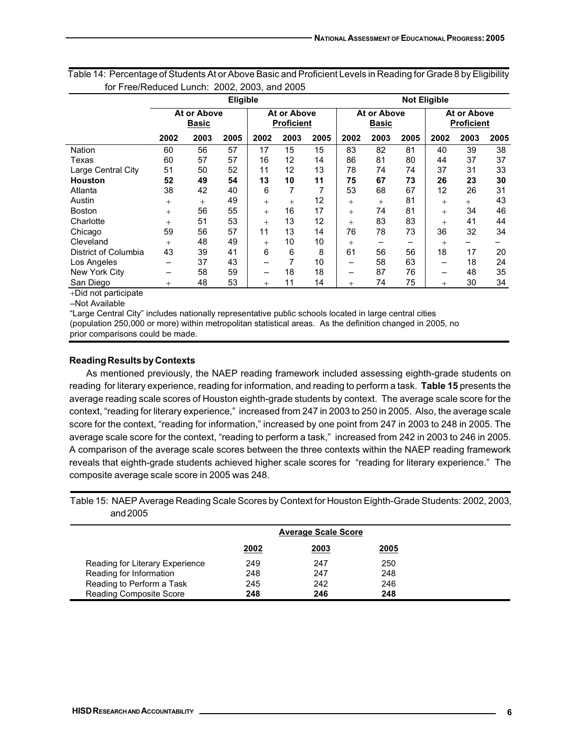Table 14: Percentage of Students At or Above Basic and Proficient Levels in Reading for Grade 8 by Eligibility for Free/Reduced Lunch: 2002, 2003, and 2005

| | Eligible | | | | | | Not Eligible | | | | | |
|---|---|---|---|---|---|---|---|---|---|---|---|---|
| | At or Above Basic | | | At or Above Proficient | | | At or Above Basic | | | At or Above Proficient | | |
| | 2002 | 2003 | 2005 | 2002 | 2003 | 2005 | 2002 | 2003 | 2005 | 2002 | 2003 | 2005 |
| Nation | 60 | 56 | 57 | 17 | 15 | 15 | 83 | 82 | 81 | 40 | 39 | 38 |
| Texas | 60 | 57 | 57 | 16 | 12 | 14 | 86 | 81 | 80 | 44 | 37 | 37 |
| Large Central City | 51 | 50 | 52 | 11 | 12 | 13 | 78 | 74 | 74 | 37 | 31 | 33 |
| **Houston** | **52** | **49** | **54** | **13** | **10** | **11** | **75** | **67** | **73** | **26** | **23** | **30** |
| Atlanta | 38 | 42 | 40 | 6 | 7 | 7 | 53 | 68 | 67 | 12 | 26 | 31 |
| Austin | + | + | 49 | + | + | 12 | + | + | 81 | + | + | 43 |
| Boston | + | 56 | 55 | + | 16 | 17 | + | 74 | 81 | + | 34 | 46 |
| Charlotte | + | 51 | 53 | + | 13 | 12 | + | 83 | 83 | + | 41 | 44 |
| Chicago | 59 | 56 | 57 | 11 | 13 | 14 | 76 | 78 | 73 | 36 | 32 | 34 |
| Cleveland | + | 48 | 49 | + | 10 | 10 | + | – | – | + | – | – |
| District of Columbia | 43 | 39 | 41 | 6 | 6 | 8 | 61 | 56 | 56 | 18 | 17 | 20 |
| Los Angeles | – | 37 | 43 | – | 7 | 10 | – | 58 | 63 | – | 18 | 24 |
| New York City | – | 58 | 59 | – | 18 | 18 | – | 87 | 76 | – | 48 | 35 |
| San Diego | + | 48 | 53 | + | 11 | 14 | + | 74 | 75 | + | 30 | 34 |

+Did not participate

–Not Available

"Large Central City" includes nationally representative public schools located in large central cities (population 250,000 or more) within metropolitan statistical areas. As the definition changed in 2005, no prior comparisons could be made.

### Reading Results by Contexts

As mentioned previously, the NAEP reading framework included assessing eighth-grade students on reading for literary experience, reading for information, and reading to perform a task. **Table 15** presents the average reading scale scores of Houston eighth-grade students by context. The average scale score for the context, "reading for literary experience," increased from 247 in 2003 to 250 in 2005. Also, the average scale score for the context, "reading for information," increased by one point from 247 in 2003 to 248 in 2005. The average scale score for the context, "reading to perform a task," increased from 242 in 2003 to 246 in 2005. A comparison of the average scale scores between the three contexts within the NAEP reading framework reveals that eighth-grade students achieved higher scale scores for "reading for literary experience." The composite average scale score in 2005 was 248.

Table 15: NAEP Average Reading Scale Scores by Context for Houston Eighth-Grade Students: 2002, 2003, and 2005

| | Average Scale Score | | |
|---|---|---|---|
| | 2002 | 2003 | 2005 |
| Reading for Literary Experience | 249 | 247 | 250 |
| Reading for Information | 248 | 247 | 248 |
| Reading to Perform a Task | 245 | 242 | 246 |
| Reading Composite Score | **248** | **246** | **248** |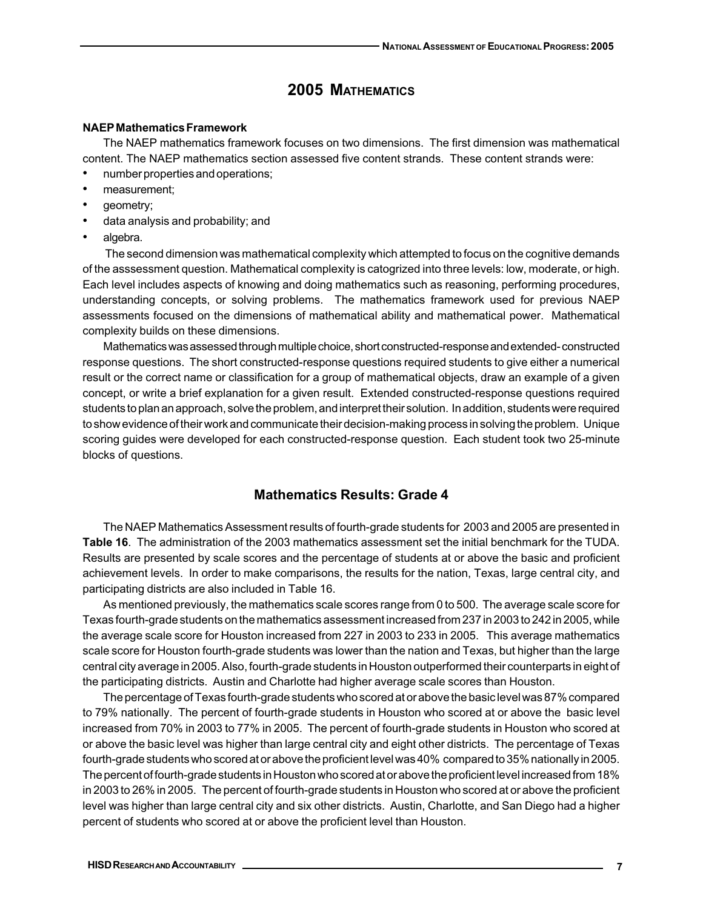# 2005 Mathematics

**NAEP Mathematics Framework**

The NAEP mathematics framework focuses on two dimensions. The first dimension was mathematical content. The NAEP mathematics section assessed five content strands. These content strands were:

- number properties and operations;
- measurement;
- geometry;
- data analysis and probability; and
- algebra.

The second dimension was mathematical complexity which attempted to focus on the cognitive demands of the asssessment question. Mathematical complexity is catogized into three levels: low, moderate, or high. Each level includes aspects of knowing and doing mathematics such as reasoning, performing procedures, understanding concepts, or solving problems. The mathematics framework used for previous NAEP assessments focused on the dimensions of mathematical ability and mathematical power. Mathematical complexity builds on these dimensions.

Mathematics was assessed through multiple choice, short constructed-response and extended- constructed response questions. The short constructed-response questions required students to give either a numerical result or the correct name or classification for a group of mathematical objects, draw an example of a given concept, or write a brief explanation for a given result. Extended constructed-response questions required students to plan an approach, solve the problem, and interpret their solution. In addition, students were required to show evidence of their work and communicate their decision-making process in solving the problem. Unique scoring guides were developed for each constructed-response question. Each student took two 25-minute blocks of questions.

## Mathematics Results: Grade 4

The NAEP Mathematics Assessment results of fourth-grade students for 2003 and 2005 are presented in **Table 16**. The administration of the 2003 mathematics assessment set the initial benchmark for the TUDA. Results are presented by scale scores and the percentage of students at or above the basic and proficient achievement levels. In order to make comparisons, the results for the nation, Texas, large central city, and participating districts are also included in Table 16.

As mentioned previously, the mathematics scale scores range from 0 to 500. The average scale score for Texas fourth-grade students on the mathematics assessment increased from 237 in 2003 to 242 in 2005, while the average scale score for Houston increased from 227 in 2003 to 233 in 2005. This average mathematics scale score for Houston fourth-grade students was lower than the nation and Texas, but higher than the large central city average in 2005. Also, fourth-grade students in Houston outperformed their counterparts in eight of the participating districts. Austin and Charlotte had higher average scale scores than Houston.

The percentage of Texas fourth-grade students who scored at or above the basic level was 87% compared to 79% nationally. The percent of fourth-grade students in Houston who scored at or above the basic level increased from 70% in 2003 to 77% in 2005. The percent of fourth-grade students in Houston who scored at or above the basic level was higher than large central city and eight other districts. The percentage of Texas fourth-grade students who scored at or above the proficient level was 40% compared to 35% nationally in 2005. The percent of fourth-grade students in Houston who scored at or above the proficient level increased from 18% in 2003 to 26% in 2005. The percent of fourth-grade students in Houston who scored at or above the proficient level was higher than large central city and six other districts. Austin, Charlotte, and San Diego had a higher percent of students who scored at or above the proficient level than Houston.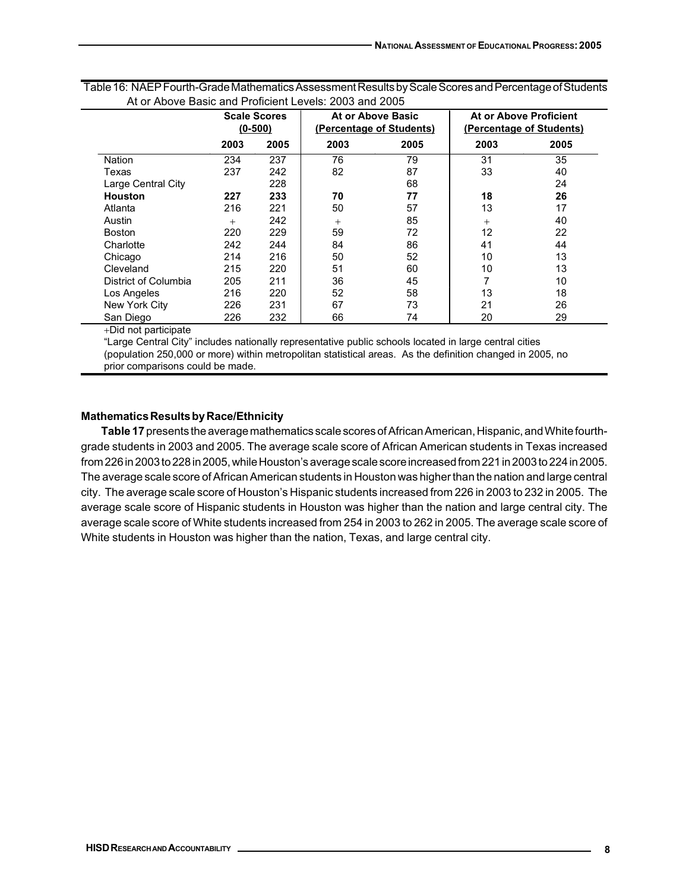Table 16: NAEP Fourth-Grade Mathematics Assessment Results by Scale Scores and Percentage of Students At or Above Basic and Proficient Levels: 2003 and 2005

| | Scale Scores (0-500) | | At or Above Basic (Percentage of Students) | | At or Above Proficient (Percentage of Students) | |
|---|---|---|---|---|---|---|
| | 2003 | 2005 | 2003 | 2005 | 2003 | 2005 |
| Nation | 234 | 237 | 76 | 79 | 31 | 35 |
| Texas | 237 | 242 | 82 | 87 | 33 | 40 |
| Large Central City | | 228 | | 68 | | 24 |
| **Houston** | **227** | **233** | **70** | **77** | **18** | **26** |
| Atlanta | 216 | 221 | 50 | 57 | 13 | 17 |
| Austin | + | 242 | + | 85 | + | 40 |
| Boston | 220 | 229 | 59 | 72 | 12 | 22 |
| Charlotte | 242 | 244 | 84 | 86 | 41 | 44 |
| Chicago | 214 | 216 | 50 | 52 | 10 | 13 |
| Cleveland | 215 | 220 | 51 | 60 | 10 | 13 |
| District of Columbia | 205 | 211 | 36 | 45 | 7 | 10 |
| Los Angeles | 216 | 220 | 52 | 58 | 13 | 18 |
| New York City | 226 | 231 | 67 | 73 | 21 | 26 |
| San Diego | 226 | 232 | 66 | 74 | 20 | 29 |

+Did not participate

"Large Central City" includes nationally representative public schools located in large central cities (population 250,000 or more) within metropolitan statistical areas. As the definition changed in 2005, no prior comparisons could be made.

### Mathematics Results by Race/Ethnicity

**Table 17** presents the average mathematics scale scores of African American, Hispanic, and White fourth-grade students in 2003 and 2005. The average scale score of African American students in Texas increased from 226 in 2003 to 228 in 2005, while Houston's average scale score increased from 221 in 2003 to 224 in 2005. The average scale score of African American students in Houston was higher than the nation and large central city. The average scale score of Houston's Hispanic students increased from 226 in 2003 to 232 in 2005. The average scale score of Hispanic students in Houston was higher than the nation and large central city. The average scale score of White students increased from 254 in 2003 to 262 in 2005. The average scale score of White students in Houston was higher than the nation, Texas, and large central city.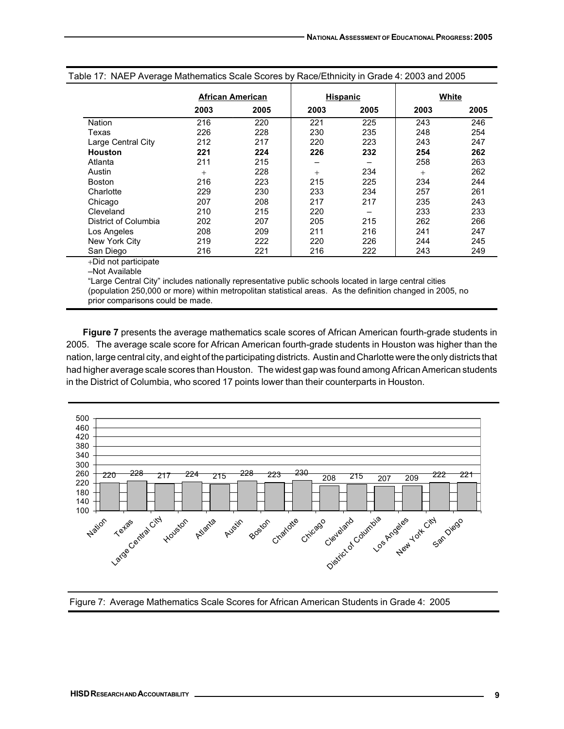Table 17: NAEP Average Mathematics Scale Scores by Race/Ethnicity in Grade 4: 2003 and 2005

| | African American | | Hispanic | | White | |
|---|---|---|---|---|---|---|
| | **2003** | **2005** | **2003** | **2005** | **2003** | **2005** |
| Nation | 216 | 220 | 221 | 225 | 243 | 246 |
| Texas | 226 | 228 | 230 | 235 | 248 | 254 |
| Large Central City | 212 | 217 | 220 | 223 | 243 | 247 |
| **Houston** | **221** | **224** | **226** | **232** | **254** | **262** |
| Atlanta | 211 | 215 | – | – | 258 | 263 |
| Austin | + | 228 | + | 234 | + | 262 |
| Boston | 216 | 223 | 215 | 225 | 234 | 244 |
| Charlotte | 229 | 230 | 233 | 234 | 257 | 261 |
| Chicago | 207 | 208 | 217 | 217 | 235 | 243 |
| Cleveland | 210 | 215 | 220 | – | 233 | 233 |
| District of Columbia | 202 | 207 | 205 | 215 | 262 | 266 |
| Los Angeles | 208 | 209 | 211 | 216 | 241 | 247 |
| New York City | 219 | 222 | 220 | 226 | 244 | 245 |
| San Diego | 216 | 221 | 216 | 222 | 243 | 249 |

+Did not participate

–Not Available

"Large Central City" includes nationally representative public schools located in large central cities (population 250,000 or more) within metropolitan statistical areas. As the definition changed in 2005, no prior comparisons could be made.

**Figure 7** presents the average mathematics scale scores of African American fourth-grade students in 2005. The average scale score for African American fourth-grade students in Houston was higher than the nation, large central city, and eight of the participating districts. Austin and Charlotte were the only districts that had higher average scale scores than Houston. The widest gap was found among African American students in the District of Columbia, who scored 17 points lower than their counterparts in Houston.

Figure 7: Average Mathematics Scale Scores for African American Students in Grade 4: 2005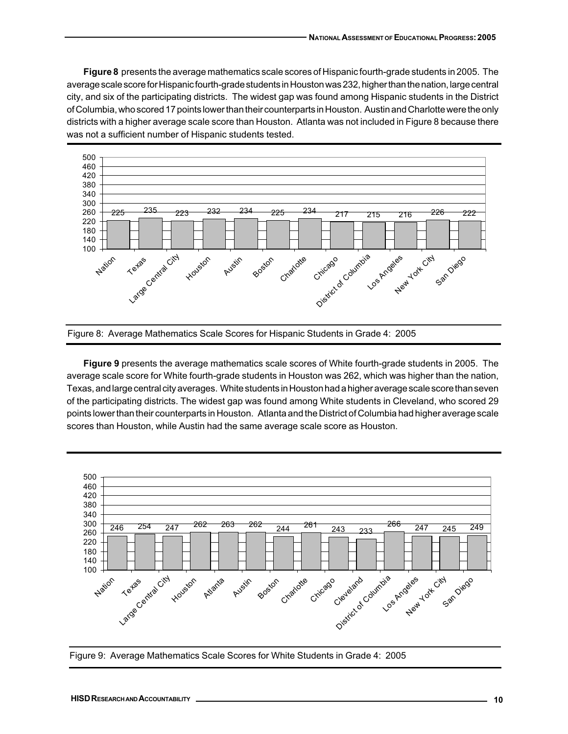**Figure 8** presents the average mathematics scale scores of Hispanic fourth-grade students in 2005. The average scale score for Hispanic fourth-grade students in Houston was 232, higher than the nation, large central city, and six of the participating districts. The widest gap was found among Hispanic students in the District of Columbia, who scored 17 points lower than their counterparts in Houston. Austin and Charlotte were the only districts with a higher average scale score than Houston. Atlanta was not included in Figure 8 because there was not a sufficient number of Hispanic students tested.

| Nation | Texas | Large Central City | Houston | Austin | Boston | Charlotte | Chicago | District of Columbia | Los Angeles | New York City | San Diego |
|---|---|---|---|---|---|---|---|---|---|---|---|
| 225 | 235 | 223 | 232 | 234 | 225 | 234 | 217 | 215 | 216 | 226 | 222 |

Figure 8: Average Mathematics Scale Scores for Hispanic Students in Grade 4: 2005

**Figure 9** presents the average mathematics scale scores of White fourth-grade students in 2005. The average scale score for White fourth-grade students in Houston was 262, which was higher than the nation, Texas, and large central city averages. White students in Houston had a higher average scale score than seven of the participating districts. The widest gap was found among White students in Cleveland, who scored 29 points lower than their counterparts in Houston. Atlanta and the District of Columbia had higher average scale scores than Houston, while Austin had the same average scale score as Houston.

| Nation | Texas | Large Central City | Houston | Atlanta | Austin | Boston | Charlotte | Chicago | Cleveland | District of Columbia | Los Angeles | New York City | San Diego |
|---|---|---|---|---|---|---|---|---|---|---|---|---|---|
| 246 | 254 | 247 | 262 | 263 | 262 | 244 | 261 | 243 | 233 | 266 | 247 | 245 | 249 |

Figure 9: Average Mathematics Scale Scores for White Students in Grade 4: 2005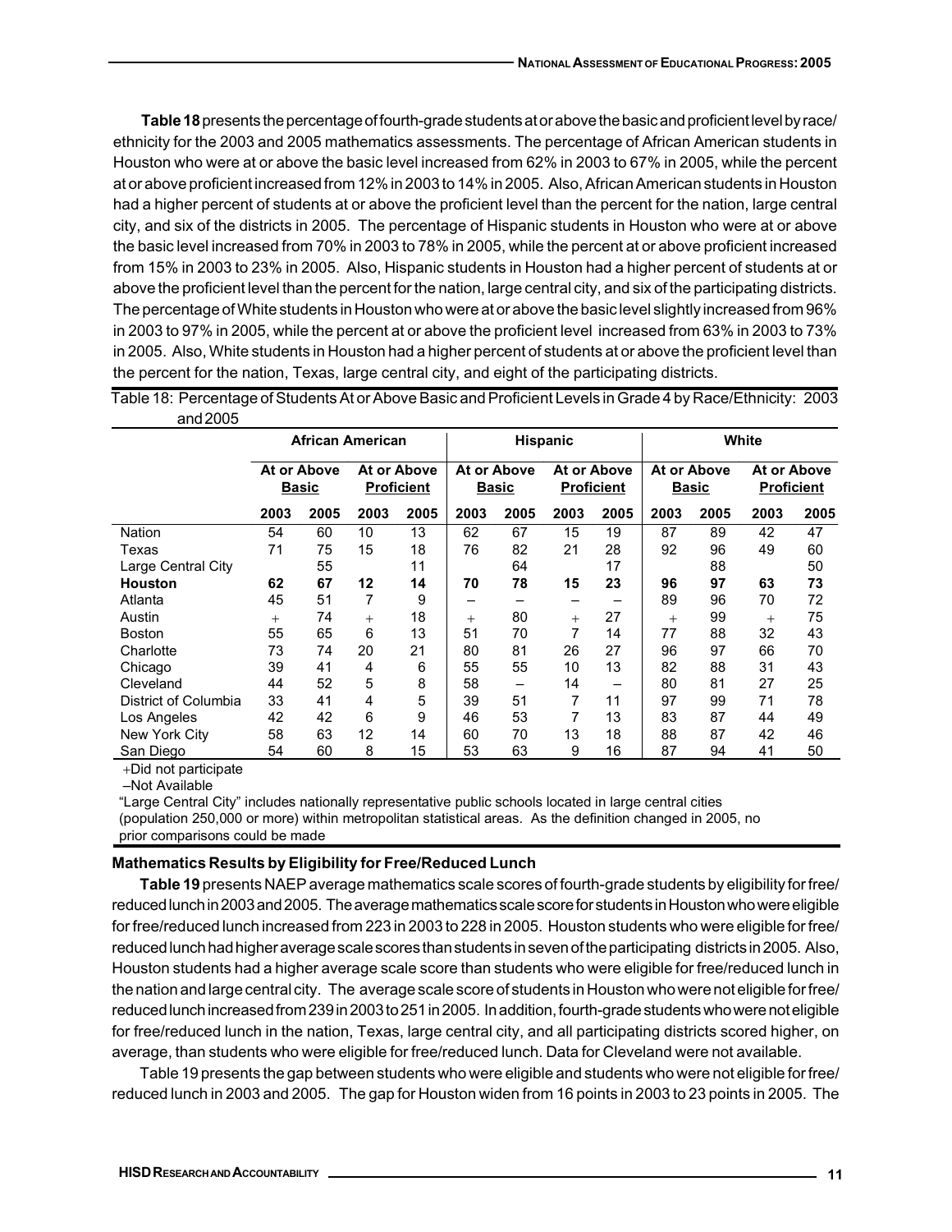**Table 18** presents the percentage of fourth-grade students at or above the basic and proficient level by race/ethnicity for the 2003 and 2005 mathematics assessments. The percentage of African American students in Houston who were at or above the basic level increased from 62% in 2003 to 67% in 2005, while the percent at or above proficient increased from 12% in 2003 to 14% in 2005. Also, African American students in Houston had a higher percent of students at or above the proficient level than the percent for the nation, large central city, and six of the districts in 2005. The percentage of Hispanic students in Houston who were at or above the basic level increased from 70% in 2003 to 78% in 2005, while the percent at or above proficient increased from 15% in 2003 to 23% in 2005. Also, Hispanic students in Houston had a higher percent of students at or above the proficient level than the percent for the nation, large central city, and six of the participating districts. The percentage of White students in Houston who were at or above the basic level slightly increased from 96% in 2003 to 97% in 2005, while the percent at or above the proficient level increased from 63% in 2003 to 73% in 2005. Also, White students in Houston had a higher percent of students at or above the proficient level than the percent for the nation, Texas, large central city, and eight of the participating districts.

Table 18: Percentage of Students At or Above Basic and Proficient Levels in Grade 4 by Race/Ethnicity: 2003 and 2005

| | African American | | | | Hispanic | | | | White | | | |
|---|---|---|---|---|---|---|---|---|---|---|---|---|
| | At or Above Basic | | At or Above Proficient | | At or Above Basic | | At or Above Proficient | | At or Above Basic | | At or Above Proficient | |
| | 2003 | 2005 | 2003 | 2005 | 2003 | 2005 | 2003 | 2005 | 2003 | 2005 | 2003 | 2005 |
| Nation | 54 | 60 | 10 | 13 | 62 | 67 | 15 | 19 | 87 | 89 | 42 | 47 |
| Texas | 71 | 75 | 15 | 18 | 76 | 82 | 21 | 28 | 92 | 96 | 49 | 60 |
| Large Central City | | 55 | | 11 | | 64 | | 17 | | 88 | | 50 |
| **Houston** | **62** | **67** | **12** | **14** | **70** | **78** | **15** | **23** | **96** | **97** | **63** | **73** |
| Atlanta | 45 | 51 | 7 | 9 | – | – | – | – | 89 | 96 | 70 | 72 |
| Austin | + | 74 | + | 18 | + | 80 | + | 27 | + | 99 | + | 75 |
| Boston | 55 | 65 | 6 | 13 | 51 | 70 | 7 | 14 | 77 | 88 | 32 | 43 |
| Charlotte | 73 | 74 | 20 | 21 | 80 | 81 | 26 | 27 | 96 | 97 | 66 | 70 |
| Chicago | 39 | 41 | 4 | 6 | 55 | 55 | 10 | 13 | 82 | 88 | 31 | 43 |
| Cleveland | 44 | 52 | 5 | 8 | 58 | – | 14 | – | 80 | 81 | 27 | 25 |
| District of Columbia | 33 | 41 | 4 | 5 | 39 | 51 | 7 | 11 | 97 | 99 | 71 | 78 |
| Los Angeles | 42 | 42 | 6 | 9 | 46 | 53 | 7 | 13 | 83 | 87 | 44 | 49 |
| New York City | 58 | 63 | 12 | 14 | 60 | 70 | 13 | 18 | 88 | 87 | 42 | 46 |
| San Diego | 54 | 60 | 8 | 15 | 53 | 63 | 9 | 16 | 87 | 94 | 41 | 50 |

+Did not participate

–Not Available

"Large Central City" includes nationally representative public schools located in large central cities (population 250,000 or more) within metropolitan statistical areas. As the definition changed in 2005, no prior comparisons could be made

### Mathematics Results by Eligibility for Free/Reduced Lunch

**Table 19** presents NAEP average mathematics scale scores of fourth-grade students by eligibility for free/reduced lunch in 2003 and 2005. The average mathematics scale score for students in Houston who were eligible for free/reduced lunch increased from 223 in 2003 to 228 in 2005. Houston students who were eligible for free/reduced lunch had higher average scale scores than students in seven of the participating districts in 2005. Also, Houston students had a higher average scale score than students who were eligible for free/reduced lunch in the nation and large central city. The average scale score of students in Houston who were not eligible for free/reduced lunch increased from 239 in 2003 to 251 in 2005. In addition, fourth-grade students who were not eligible for free/reduced lunch in the nation, Texas, large central city, and all participating districts scored higher, on average, than students who were eligible for free/reduced lunch. Data for Cleveland were not available.

Table 19 presents the gap between students who were eligible and students who were not eligible for free/reduced lunch in 2003 and 2005. The gap for Houston widen from 16 points in 2003 to 23 points in 2005. The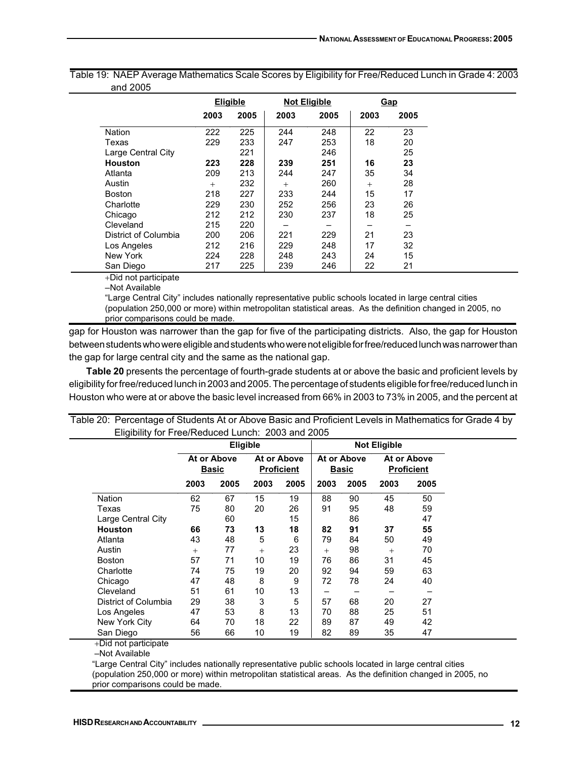Table 19: NAEP Average Mathematics Scale Scores by Eligibility for Free/Reduced Lunch in Grade 4: 2003 and 2005

| | Eligible | | Not Eligible | | Gap | |
|---|---|---|---|---|---|---|
| | 2003 | 2005 | 2003 | 2005 | 2003 | 2005 |
| Nation | 222 | 225 | 244 | 248 | 22 | 23 |
| Texas | 229 | 233 | 247 | 253 | 18 | 20 |
| Large Central City | | 221 | | 246 | | 25 |
| **Houston** | **223** | **228** | **239** | **251** | **16** | **23** |
| Atlanta | 209 | 213 | 244 | 247 | 35 | 34 |
| Austin | + | 232 | + | 260 | + | 28 |
| Boston | 218 | 227 | 233 | 244 | 15 | 17 |
| Charlotte | 229 | 230 | 252 | 256 | 23 | 26 |
| Chicago | 212 | 212 | 230 | 237 | 18 | 25 |
| Cleveland | 215 | 220 | – | – | – | – |
| District of Columbia | 200 | 206 | 221 | 229 | 21 | 23 |
| Los Angeles | 212 | 216 | 229 | 248 | 17 | 32 |
| New York | 224 | 228 | 248 | 243 | 24 | 15 |
| San Diego | 217 | 225 | 239 | 246 | 22 | 21 |

+Did not participate

–Not Available

"Large Central City" includes nationally representative public schools located in large central cities (population 250,000 or more) within metropolitan statistical areas. As the definition changed in 2005, no prior comparisons could be made.

gap for Houston was narrower than the gap for five of the participating districts. Also, the gap for Houston between students who were eligible and students who were not eligible for free/reduced lunch was narrower than the gap for large central city and the same as the national gap.

**Table 20** presents the percentage of fourth-grade students at or above the basic and proficient levels by eligibility for free/reduced lunch in 2003 and 2005. The percentage of students eligible for free/reduced lunch in Houston who were at or above the basic level increased from 66% in 2003 to 73% in 2005, and the percent at

Table 20: Percentage of Students At or Above Basic and Proficient Levels in Mathematics for Grade 4 by Eligibility for Free/Reduced Lunch: 2003 and 2005

| | Eligible | | | | Not Eligible | | | |
|---|---|---|---|---|---|---|---|---|
| | At or Above Basic | | At or Above Proficient | | At or Above Basic | | At or Above Proficient | |
| | 2003 | 2005 | 2003 | 2005 | 2003 | 2005 | 2003 | 2005 |
| Nation | 62 | 67 | 15 | 19 | 88 | 90 | 45 | 50 |
| Texas | 75 | 80 | 20 | 26 | 91 | 95 | 48 | 59 |
| Large Central City | | 60 | | 15 | | 86 | | 47 |
| **Houston** | **66** | **73** | **13** | **18** | **82** | **91** | **37** | **55** |
| Atlanta | 43 | 48 | 5 | 6 | 79 | 84 | 50 | 49 |
| Austin | + | 77 | + | 23 | + | 98 | + | 70 |
| Boston | 57 | 71 | 10 | 19 | 76 | 86 | 31 | 45 |
| Charlotte | 74 | 75 | 19 | 20 | 92 | 94 | 59 | 63 |
| Chicago | 47 | 48 | 8 | 9 | 72 | 78 | 24 | 40 |
| Cleveland | 51 | 61 | 10 | 13 | – | – | – | – |
| District of Columbia | 29 | 38 | 3 | 5 | 57 | 68 | 20 | 27 |
| Los Angeles | 47 | 53 | 8 | 13 | 70 | 88 | 25 | 51 |
| New York City | 64 | 70 | 18 | 22 | 89 | 87 | 49 | 42 |
| San Diego | 56 | 66 | 10 | 19 | 82 | 89 | 35 | 47 |

+Did not participate

–Not Available

"Large Central City" includes nationally representative public schools located in large central cities (population 250,000 or more) within metropolitan statistical areas. As the definition changed in 2005, no prior comparisons could be made.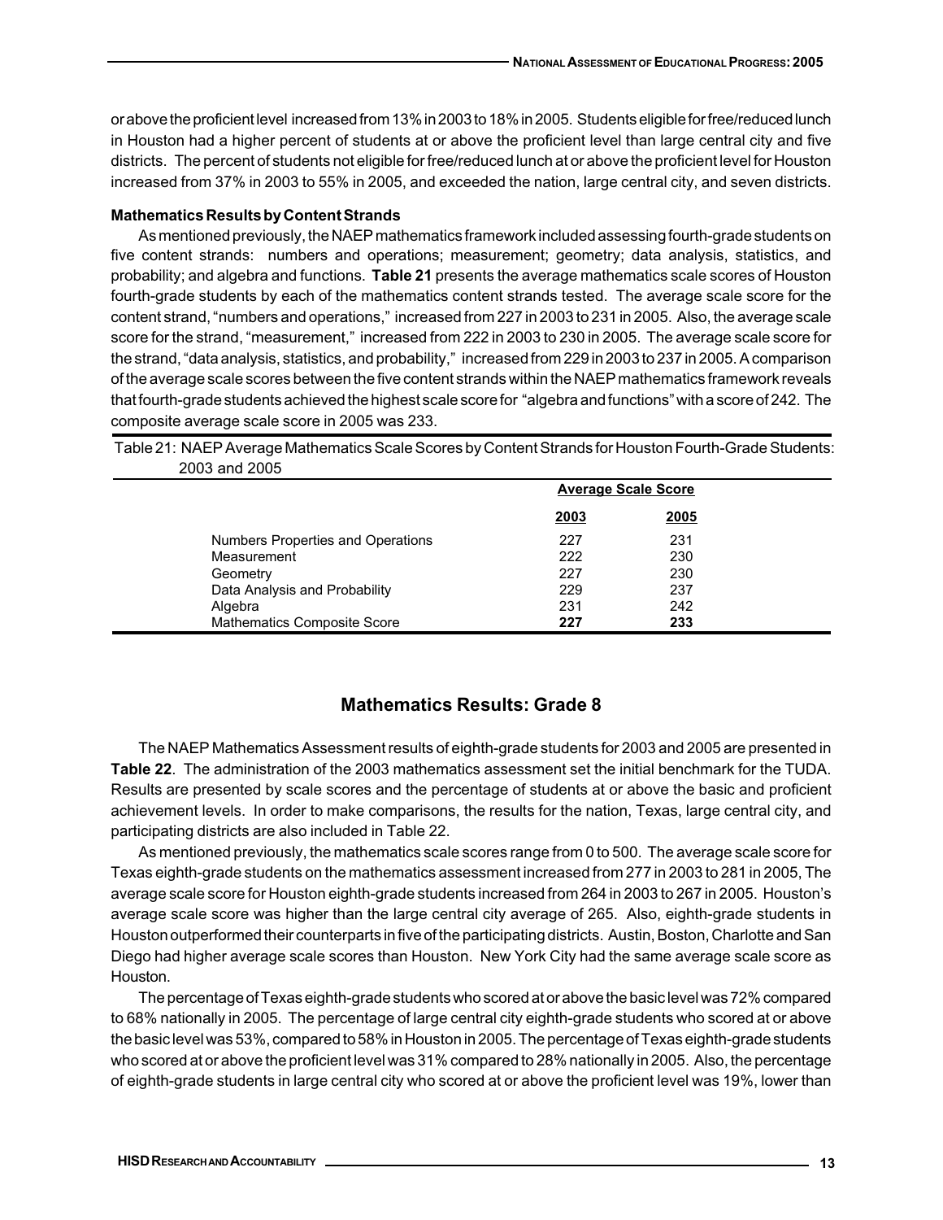or above the proficient level increased from 13% in 2003 to 18% in 2005. Students eligible for free/reduced lunch in Houston had a higher percent of students at or above the proficient level than large central city and five districts. The percent of students not eligible for free/reduced lunch at or above the proficient level for Houston increased from 37% in 2003 to 55% in 2005, and exceeded the nation, large central city, and seven districts.

**Mathematics Results by Content Strands**

As mentioned previously, the NAEP mathematics framework included assessing fourth-grade students on five content strands: numbers and operations; measurement; geometry; data analysis, statistics, and probability; and algebra and functions. **Table 21** presents the average mathematics scale scores of Houston fourth-grade students by each of the mathematics content strands tested. The average scale score for the content strand, "numbers and operations," increased from 227 in 2003 to 231 in 2005. Also, the average scale score for the strand, "measurement," increased from 222 in 2003 to 230 in 2005. The average scale score for the strand, "data analysis, statistics, and probability," increased from 229 in 2003 to 237 in 2005. A comparison of the average scale scores between the five content strands within the NAEP mathematics framework reveals that fourth-grade students achieved the highest scale score for "algebra and functions" with a score of 242. The composite average scale score in 2005 was 233.

Table 21: NAEP Average Mathematics Scale Scores by Content Strands for Houston Fourth-Grade Students: 2003 and 2005

| | Average Scale Score | |
|---|---|---|
| | 2003 | 2005 |
| Numbers Properties and Operations | 227 | 231 |
| Measurement | 222 | 230 |
| Geometry | 227 | 230 |
| Data Analysis and Probability | 229 | 237 |
| Algebra | 231 | 242 |
| **Mathematics Composite Score** | **227** | **233** |

## Mathematics Results: Grade 8

The NAEP Mathematics Assessment results of eighth-grade students for 2003 and 2005 are presented in **Table 22**. The administration of the 2003 mathematics assessment set the initial benchmark for the TUDA. Results are presented by scale scores and the percentage of students at or above the basic and proficient achievement levels. In order to make comparisons, the results for the nation, Texas, large central city, and participating districts are also included in Table 22.

As mentioned previously, the mathematics scale scores range from 0 to 500. The average scale score for Texas eighth-grade students on the mathematics assessment increased from 277 in 2003 to 281 in 2005, The average scale score for Houston eighth-grade students increased from 264 in 2003 to 267 in 2005. Houston's average scale score was higher than the large central city average of 265. Also, eighth-grade students in Houston outperformed their counterparts in five of the participating districts. Austin, Boston, Charlotte and San Diego had higher average scale scores than Houston. New York City had the same average scale score as Houston.

The percentage of Texas eighth-grade students who scored at or above the basic level was 72% compared to 68% nationally in 2005. The percentage of large central city eighth-grade students who scored at or above the basic level was 53%, compared to 58% in Houston in 2005. The percentage of Texas eighth-grade students who scored at or above the proficient level was 31% compared to 28% nationally in 2005. Also, the percentage of eighth-grade students in large central city who scored at or above the proficient level was 19%, lower than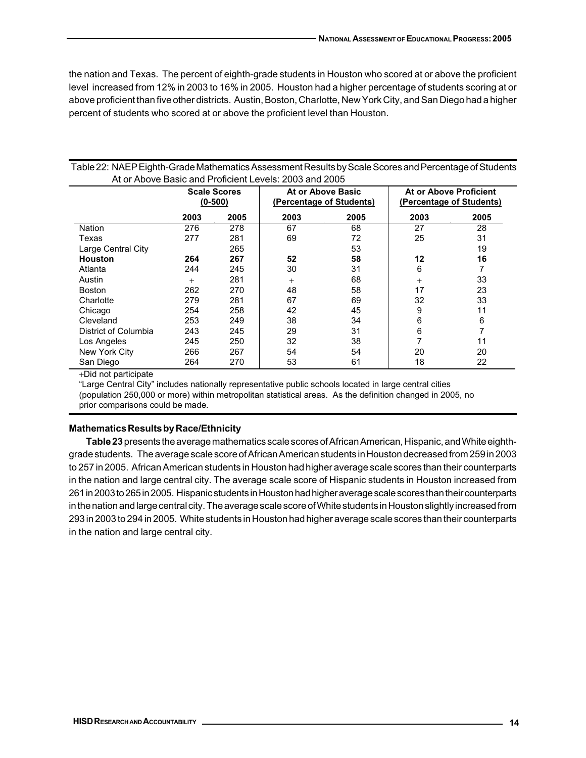the nation and Texas. The percent of eighth-grade students in Houston who scored at or above the proficient level increased from 12% in 2003 to 16% in 2005. Houston had a higher percentage of students scoring at or above proficient than five other districts. Austin, Boston, Charlotte, New York City, and San Diego had a higher percent of students who scored at or above the proficient level than Houston.

Table 22: NAEP Eighth-Grade Mathematics Assessment Results by Scale Scores and Percentage of Students At or Above Basic and Proficient Levels: 2003 and 2005

| | Scale Scores (0-500) | | At or Above Basic (Percentage of Students) | | At or Above Proficient (Percentage of Students) | |
|---|---|---|---|---|---|---|
| | 2003 | 2005 | 2003 | 2005 | 2003 | 2005 |
| Nation | 276 | 278 | 67 | 68 | 27 | 28 |
| Texas | 277 | 281 | 69 | 72 | 25 | 31 |
| Large Central City | | 265 | | 53 | | 19 |
| **Houston** | **264** | **267** | **52** | **58** | **12** | **16** |
| Atlanta | 244 | 245 | 30 | 31 | 6 | 7 |
| Austin | + | 281 | + | 68 | + | 33 |
| Boston | 262 | 270 | 48 | 58 | 17 | 23 |
| Charlotte | 279 | 281 | 67 | 69 | 32 | 33 |
| Chicago | 254 | 258 | 42 | 45 | 9 | 11 |
| Cleveland | 253 | 249 | 38 | 34 | 6 | 6 |
| District of Columbia | 243 | 245 | 29 | 31 | 6 | 7 |
| Los Angeles | 245 | 250 | 32 | 38 | 7 | 11 |
| New York City | 266 | 267 | 54 | 54 | 20 | 20 |
| San Diego | 264 | 270 | 53 | 61 | 18 | 22 |

+Did not participate

"Large Central City" includes nationally representative public schools located in large central cities (population 250,000 or more) within metropolitan statistical areas. As the definition changed in 2005, no prior comparisons could be made.

### Mathematics Results by Race/Ethnicity

**Table 23** presents the average mathematics scale scores of African American, Hispanic, and White eighth-grade students. The average scale score of African American students in Houston decreased from 259 in 2003 to 257 in 2005. African American students in Houston had higher average scale scores than their counterparts in the nation and large central city. The average scale score of Hispanic students in Houston increased from 261 in 2003 to 265 in 2005. Hispanic students in Houston had higher average scale scores than their counterparts in the nation and large central city. The average scale score of White students in Houston slightly increased from 293 in 2003 to 294 in 2005. White students in Houston had higher average scale scores than their counterparts in the nation and large central city.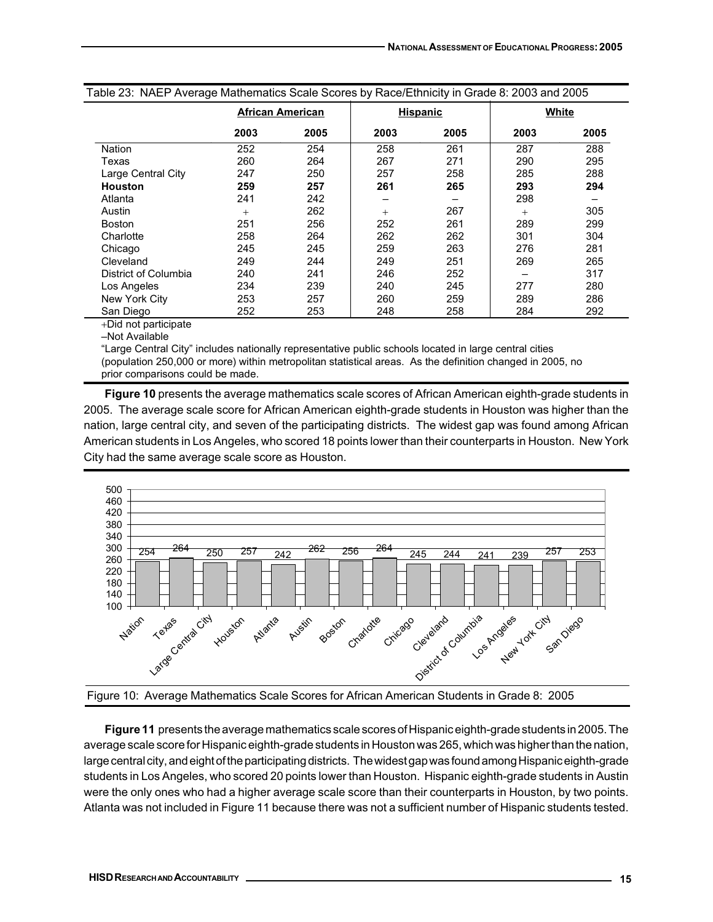Table 23: NAEP Average Mathematics Scale Scores by Race/Ethnicity in Grade 8: 2003 and 2005

| | African American | | Hispanic | | White | |
|---|---|---|---|---|---|---|
| | 2003 | 2005 | 2003 | 2005 | 2003 | 2005 |
| Nation | 252 | 254 | 258 | 261 | 287 | 288 |
| Texas | 260 | 264 | 267 | 271 | 290 | 295 |
| Large Central City | 247 | 250 | 257 | 258 | 285 | 288 |
| **Houston** | **259** | **257** | **261** | **265** | **293** | **294** |
| Atlanta | 241 | 242 | – | – | 298 | – |
| Austin | + | 262 | + | 267 | + | 305 |
| Boston | 251 | 256 | 252 | 261 | 289 | 299 |
| Charlotte | 258 | 264 | 262 | 262 | 301 | 304 |
| Chicago | 245 | 245 | 259 | 263 | 276 | 281 |
| Cleveland | 249 | 244 | 249 | 251 | 269 | 265 |
| District of Columbia | 240 | 241 | 246 | 252 | – | 317 |
| Los Angeles | 234 | 239 | 240 | 245 | 277 | 280 |
| New York City | 253 | 257 | 260 | 259 | 289 | 286 |
| San Diego | 252 | 253 | 248 | 258 | 284 | 292 |

+Did not participate

–Not Available

"Large Central City" includes nationally representative public schools located in large central cities (population 250,000 or more) within metropolitan statistical areas. As the definition changed in 2005, no prior comparisons could be made.

**Figure 10** presents the average mathematics scale scores of African American eighth-grade students in 2005. The average scale score for African American eighth-grade students in Houston was higher than the nation, large central city, and seven of the participating districts. The widest gap was found among African American students in Los Angeles, who scored 18 points lower than their counterparts in Houston. New York City had the same average scale score as Houston.

| | Nation | Texas | Large Central City | Houston | Atlanta | Austin | Boston | Charlotte | Chicago | Cleveland | District of Columbia | Los Angeles | New York City | San Diego |
|---|---|---|---|---|---|---|---|---|---|---|---|---|---|---|
| Score | 254 | 264 | 250 | 257 | 242 | 262 | 256 | 264 | 245 | 244 | 241 | 239 | 257 | 253 |

Figure 10: Average Mathematics Scale Scores for African American Students in Grade 8: 2005

**Figure 11** presents the average mathematics scale scores of Hispanic eighth-grade students in 2005. The average scale score for Hispanic eighth-grade students in Houston was 265, which was higher than the nation, large central city, and eight of the participating districts. The widest gap was found among Hispanic eighth-grade students in Los Angeles, who scored 20 points lower than Houston. Hispanic eighth-grade students in Austin were the only ones who had a higher average scale score than their counterparts in Houston, by two points. Atlanta was not included in Figure 11 because there was not a sufficient number of Hispanic students tested.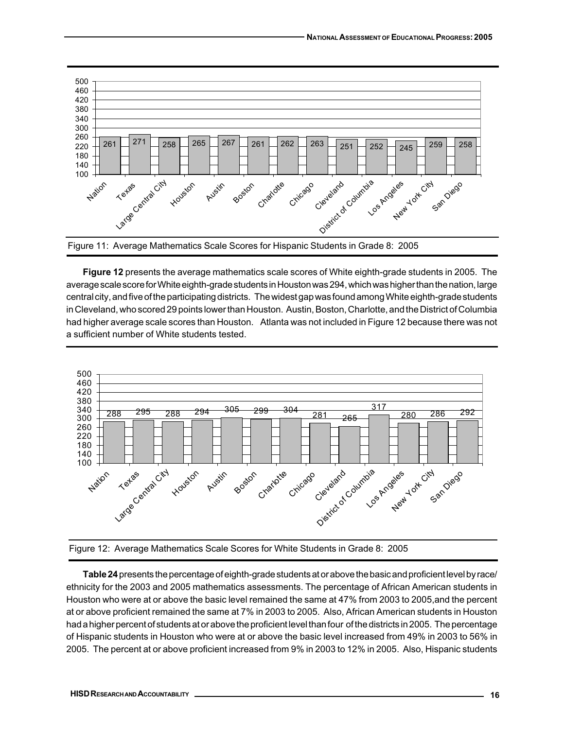| Nation | Texas | Large Central City | Houston | Austin | Boston | Charlotte | Chicago | Cleveland | District of Columbia | Los Angeles | New York City | San Diego |
|---|---|---|---|---|---|---|---|---|---|---|---|---|
| 261 | 271 | 258 | 265 | 267 | 261 | 262 | 263 | 251 | 252 | 245 | 259 | 258 |

Figure 11: Average Mathematics Scale Scores for Hispanic Students in Grade 8: 2005

**Figure 12** presents the average mathematics scale scores of White eighth-grade students in 2005. The average scale score for White eighth-grade students in Houston was 294, which was higher than the nation, large central city, and five of the participating districts. The widest gap was found among White eighth-grade students in Cleveland, who scored 29 points lower than Houston. Austin, Boston, Charlotte, and the District of Columbia had higher average scale scores than Houston. Atlanta was not included in Figure 12 because there was not a sufficient number of White students tested.

| Nation | Texas | Large Central City | Houston | Austin | Boston | Charlotte | Chicago | Cleveland | District of Columbia | Los Angeles | New York City | San Diego |
|---|---|---|---|---|---|---|---|---|---|---|---|---|
| 288 | 295 | 288 | 294 | 305 | 299 | 304 | 281 | 265 | 317 | 280 | 286 | 292 |

Figure 12: Average Mathematics Scale Scores for White Students in Grade 8: 2005

**Table 24** presents the percentage of eighth-grade students at or above the basic and proficient level by race/ethnicity for the 2003 and 2005 mathematics assessments. The percentage of African American students in Houston who were at or above the basic level remained the same at 47% from 2003 to 2005,and the percent at or above proficient remained the same at 7% in 2003 to 2005. Also, African American students in Houston had a higher percent of students at or above the proficient level than four of the districts in 2005. The percentage of Hispanic students in Houston who were at or above the basic level increased from 49% in 2003 to 56% in 2005. The percent at or above proficient increased from 9% in 2003 to 12% in 2005. Also, Hispanic students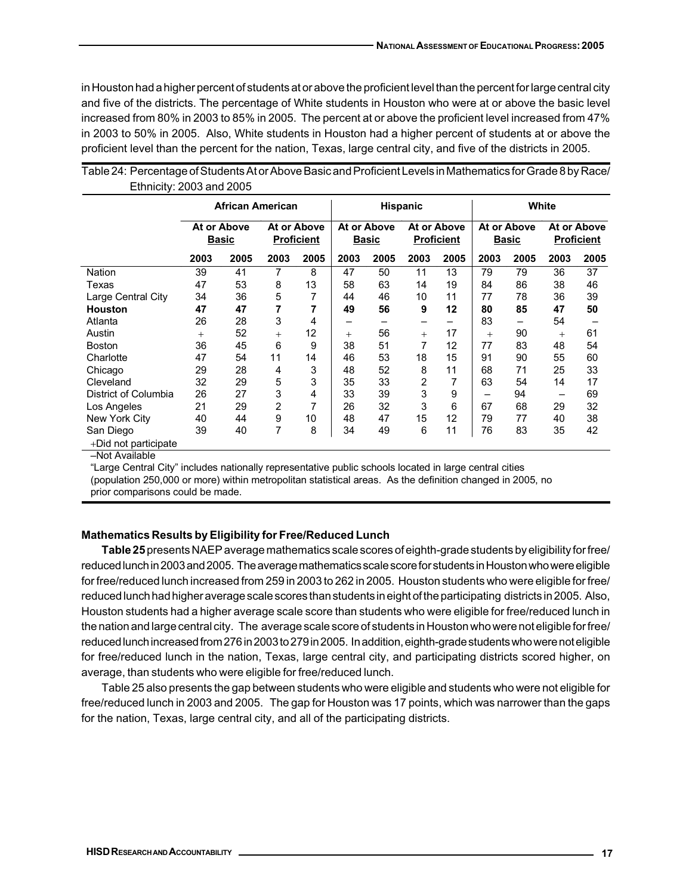in Houston had a higher percent of students at or above the proficient level than the percent for large central city and five of the districts. The percentage of White students in Houston who were at or above the basic level increased from 80% in 2003 to 85% in 2005. The percent at or above the proficient level increased from 47% in 2003 to 50% in 2005. Also, White students in Houston had a higher percent of students at or above the proficient level than the percent for the nation, Texas, large central city, and five of the districts in 2005.

Table 24: Percentage of Students At or Above Basic and Proficient Levels in Mathematics for Grade 8 by Race/Ethnicity: 2003 and 2005

| | African American | | | | Hispanic | | | | White | | | |
|---|---|---|---|---|---|---|---|---|---|---|---|---|
| | At or Above Basic | | At or Above Proficient | | At or Above Basic | | At or Above Proficient | | At or Above Basic | | At or Above Proficient | |
| | 2003 | 2005 | 2003 | 2005 | 2003 | 2005 | 2003 | 2005 | 2003 | 2005 | 2003 | 2005 |
| Nation | 39 | 41 | 7 | 8 | 47 | 50 | 11 | 13 | 79 | 79 | 36 | 37 |
| Texas | 47 | 53 | 8 | 13 | 58 | 63 | 14 | 19 | 84 | 86 | 38 | 46 |
| Large Central City | 34 | 36 | 5 | 7 | 44 | 46 | 10 | 11 | 77 | 78 | 36 | 39 |
| **Houston** | **47** | **47** | **7** | **7** | **49** | **56** | **9** | **12** | **80** | **85** | **47** | **50** |
| Atlanta | 26 | 28 | 3 | 4 | – | – | – | – | 83 | – | 54 | – |
| Austin | + | 52 | + | 12 | + | 56 | + | 17 | + | 90 | + | 61 |
| Boston | 36 | 45 | 6 | 9 | 38 | 51 | 7 | 12 | 77 | 83 | 48 | 54 |
| Charlotte | 47 | 54 | 11 | 14 | 46 | 53 | 18 | 15 | 91 | 90 | 55 | 60 |
| Chicago | 29 | 28 | 4 | 3 | 48 | 52 | 8 | 11 | 68 | 71 | 25 | 33 |
| Cleveland | 32 | 29 | 5 | 3 | 35 | 33 | 2 | 7 | 63 | 54 | 14 | 17 |
| District of Columbia | 26 | 27 | 3 | 4 | 33 | 39 | 3 | 9 | – | 94 | – | 69 |
| Los Angeles | 21 | 29 | 2 | 7 | 26 | 32 | 3 | 6 | 67 | 68 | 29 | 32 |
| New York City | 40 | 44 | 9 | 10 | 48 | 47 | 15 | 12 | 79 | 77 | 40 | 38 |
| San Diego | 39 | 40 | 7 | 8 | 34 | 49 | 6 | 11 | 76 | 83 | 35 | 42 |

+Did not participate

–Not Available

"Large Central City" includes nationally representative public schools located in large central cities (population 250,000 or more) within metropolitan statistical areas. As the definition changed in 2005, no prior comparisons could be made.

### Mathematics Results by Eligibility for Free/Reduced Lunch

**Table 25** presents NAEP average mathematics scale scores of eighth-grade students by eligibility for free/reduced lunch in 2003 and 2005. The average mathematics scale score for students in Houston who were eligible for free/reduced lunch increased from 259 in 2003 to 262 in 2005. Houston students who were eligible for free/reduced lunch had higher average scale scores than students in eight of the participating districts in 2005. Also, Houston students had a higher average scale score than students who were eligible for free/reduced lunch in the nation and large central city. The average scale score of students in Houston who were not eligible for free/reduced lunch increased from 276 in 2003 to 279 in 2005. In addition, eighth-grade students who were not eligible for free/reduced lunch in the nation, Texas, large central city, and participating districts scored higher, on average, than students who were eligible for free/reduced lunch.

Table 25 also presents the gap between students who were eligible and students who were not eligible for free/reduced lunch in 2003 and 2005. The gap for Houston was 17 points, which was narrower than the gaps for the nation, Texas, large central city, and all of the participating districts.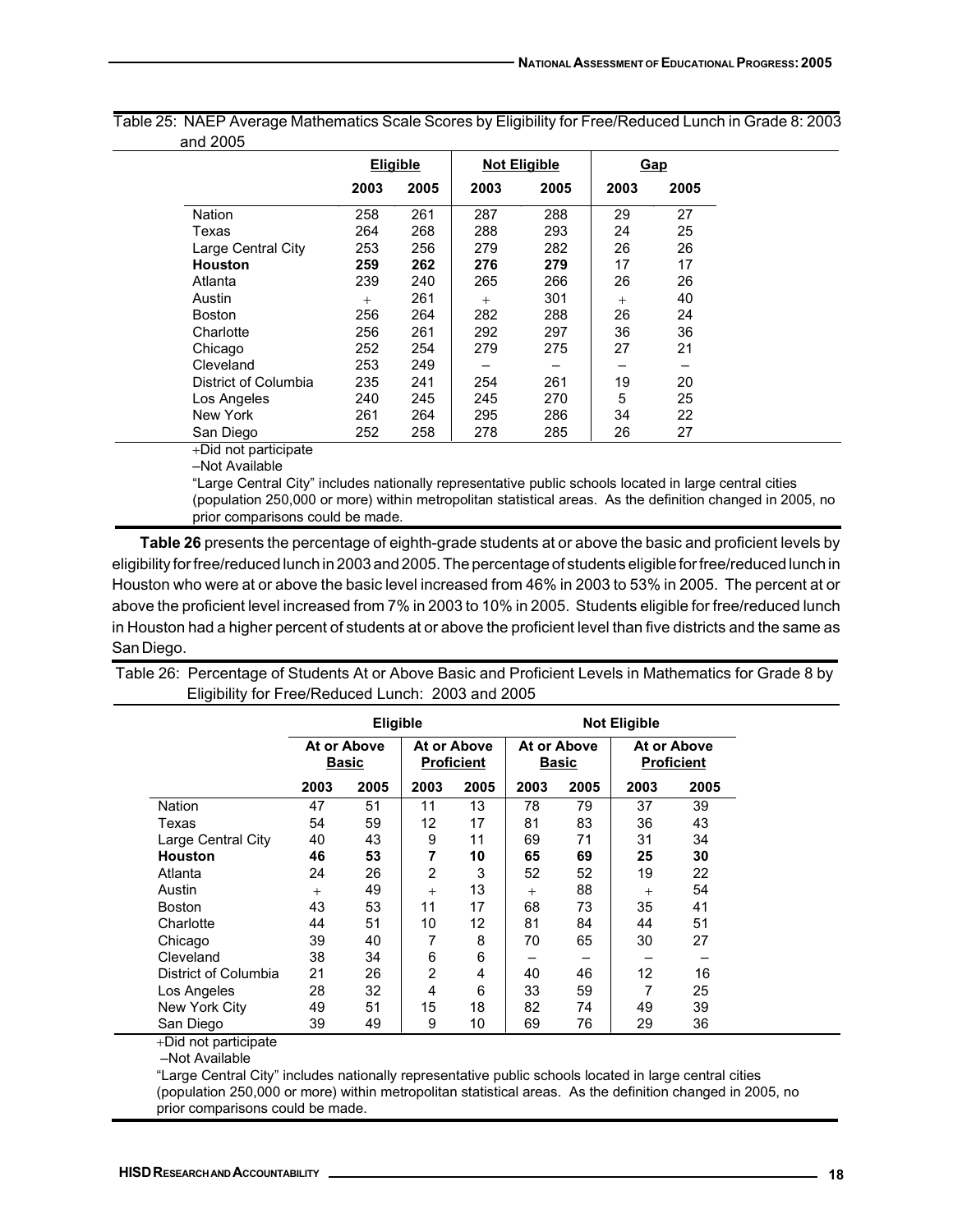Table 25: NAEP Average Mathematics Scale Scores by Eligibility for Free/Reduced Lunch in Grade 8: 2003 and 2005

| | Eligible | | Not Eligible | | Gap | |
|---|---|---|---|---|---|---|
| | 2003 | 2005 | 2003 | 2005 | 2003 | 2005 |
| Nation | 258 | 261 | 287 | 288 | 29 | 27 |
| Texas | 264 | 268 | 288 | 293 | 24 | 25 |
| Large Central City | 253 | 256 | 279 | 282 | 26 | 26 |
| **Houston** | **259** | **262** | **276** | **279** | 17 | 17 |
| Atlanta | 239 | 240 | 265 | 266 | 26 | 26 |
| Austin | + | 261 | + | 301 | + | 40 |
| Boston | 256 | 264 | 282 | 288 | 26 | 24 |
| Charlotte | 256 | 261 | 292 | 297 | 36 | 36 |
| Chicago | 252 | 254 | 279 | 275 | 27 | 21 |
| Cleveland | 253 | 249 | – | – | – | – |
| District of Columbia | 235 | 241 | 254 | 261 | 19 | 20 |
| Los Angeles | 240 | 245 | 245 | 270 | 5 | 25 |
| New York | 261 | 264 | 295 | 286 | 34 | 22 |
| San Diego | 252 | 258 | 278 | 285 | 26 | 27 |

+Did not participate

–Not Available

"Large Central City" includes nationally representative public schools located in large central cities (population 250,000 or more) within metropolitan statistical areas. As the definition changed in 2005, no prior comparisons could be made.

**Table 26** presents the percentage of eighth-grade students at or above the basic and proficient levels by eligibility for free/reduced lunch in 2003 and 2005. The percentage of students eligible for free/reduced lunch in Houston who were at or above the basic level increased from 46% in 2003 to 53% in 2005. The percent at or above the proficient level increased from 7% in 2003 to 10% in 2005. Students eligible for free/reduced lunch in Houston had a higher percent of students at or above the proficient level than five districts and the same as San Diego.

Table 26: Percentage of Students At or Above Basic and Proficient Levels in Mathematics for Grade 8 by Eligibility for Free/Reduced Lunch: 2003 and 2005

| | Eligible | | | | Not Eligible | | | |
|---|---|---|---|---|---|---|---|---|
| | At or Above Basic | | At or Above Proficient | | At or Above Basic | | At or Above Proficient | |
| | 2003 | 2005 | 2003 | 2005 | 2003 | 2005 | 2003 | 2005 |
| Nation | 47 | 51 | 11 | 13 | 78 | 79 | 37 | 39 |
| Texas | 54 | 59 | 12 | 17 | 81 | 83 | 36 | 43 |
| Large Central City | 40 | 43 | 9 | 11 | 69 | 71 | 31 | 34 |
| **Houston** | **46** | **53** | **7** | **10** | **65** | **69** | **25** | **30** |
| Atlanta | 24 | 26 | 2 | 3 | 52 | 52 | 19 | 22 |
| Austin | + | 49 | + | 13 | + | 88 | + | 54 |
| Boston | 43 | 53 | 11 | 17 | 68 | 73 | 35 | 41 |
| Charlotte | 44 | 51 | 10 | 12 | 81 | 84 | 44 | 51 |
| Chicago | 39 | 40 | 7 | 8 | 70 | 65 | 30 | 27 |
| Cleveland | 38 | 34 | 6 | 6 | – | – | – | – |
| District of Columbia | 21 | 26 | 2 | 4 | 40 | 46 | 12 | 16 |
| Los Angeles | 28 | 32 | 4 | 6 | 33 | 59 | 7 | 25 |
| New York City | 49 | 51 | 15 | 18 | 82 | 74 | 49 | 39 |
| San Diego | 39 | 49 | 9 | 10 | 69 | 76 | 29 | 36 |

+Did not participate

–Not Available

"Large Central City" includes nationally representative public schools located in large central cities (population 250,000 or more) within metropolitan statistical areas. As the definition changed in 2005, no prior comparisons could be made.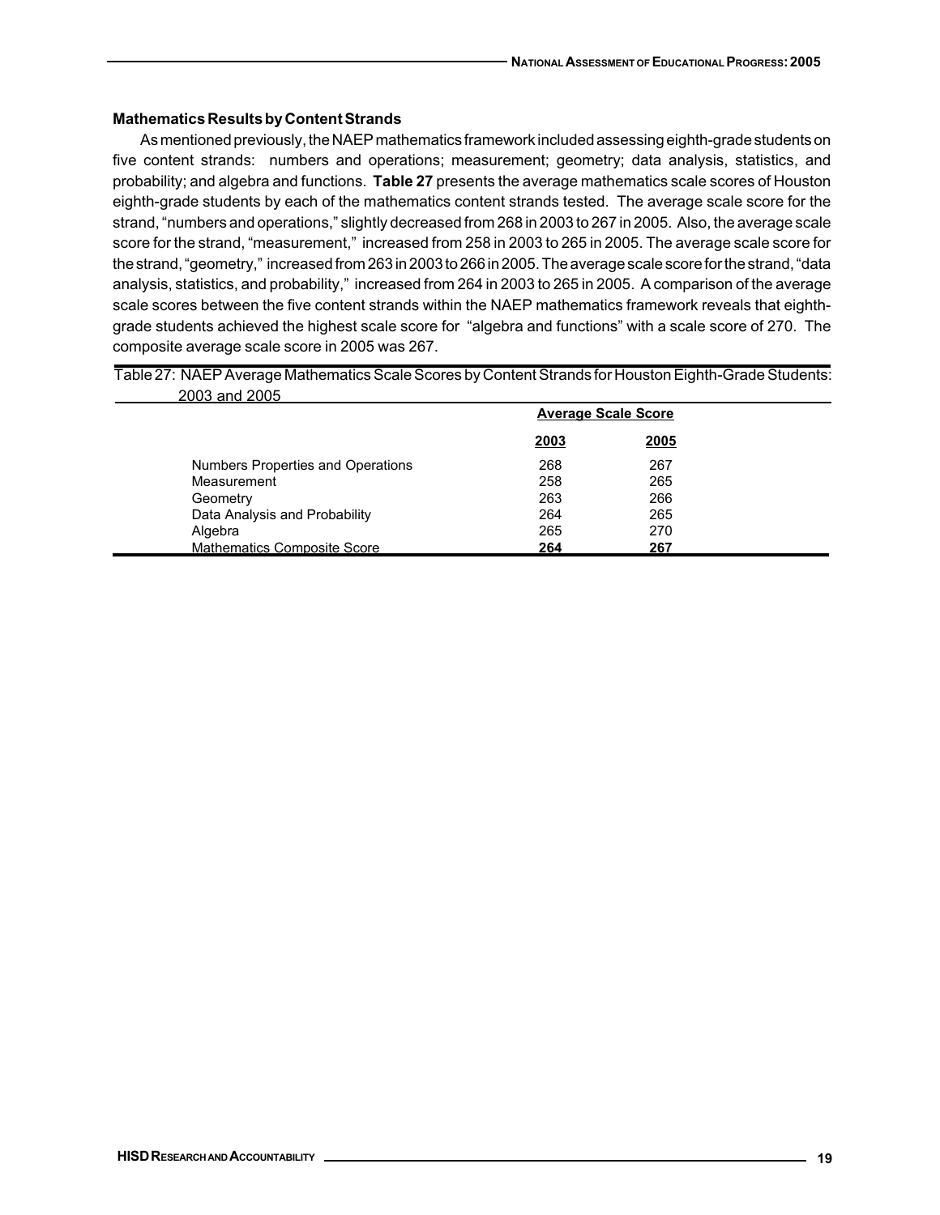### Mathematics Results by Content Strands

As mentioned previously, the NAEP mathematics framework included assessing eighth-grade students on five content strands: numbers and operations; measurement; geometry; data analysis, statistics, and probability; and algebra and functions. **Table 27** presents the average mathematics scale scores of Houston eighth-grade students by each of the mathematics content strands tested. The average scale score for the strand, "numbers and operations," slightly decreased from 268 in 2003 to 267 in 2005. Also, the average scale score for the strand, "measurement," increased from 258 in 2003 to 265 in 2005. The average scale score for the strand, "geometry," increased from 263 in 2003 to 266 in 2005. The average scale score for the strand, "data analysis, statistics, and probability," increased from 264 in 2003 to 265 in 2005. A comparison of the average scale scores between the five content strands within the NAEP mathematics framework reveals that eighth-grade students achieved the highest scale score for "algebra and functions" with a scale score of 270. The composite average scale score in 2005 was 267.

Table 27: NAEP Average Mathematics Scale Scores by Content Strands for Houston Eighth-Grade Students: 2003 and 2005

| | Average Scale Score | |
|---|---|---|
| | 2003 | 2005 |
| Numbers Properties and Operations | 268 | 267 |
| Measurement | 258 | 265 |
| Geometry | 263 | 266 |
| Data Analysis and Probability | 264 | 265 |
| Algebra | 265 | 270 |
| Mathematics Composite Score | **264** | **267** |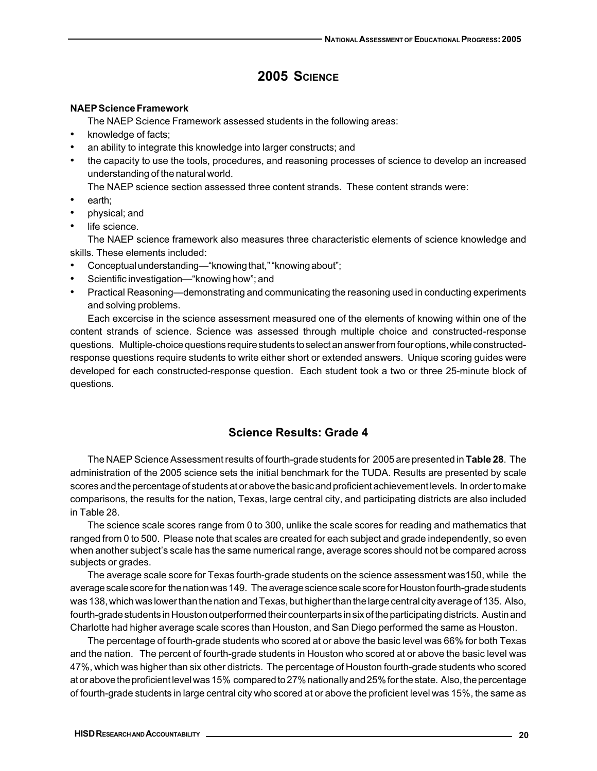# 2005 Science

**NAEP Science Framework**

The NAEP Science Framework assessed students in the following areas:

- knowledge of facts;
- an ability to integrate this knowledge into larger constructs; and
- the capacity to use the tools, procedures, and reasoning processes of science to develop an increased understanding of the natural world.

The NAEP science section assessed three content strands. These content strands were:

- earth;
- physical; and
- life science.

The NAEP science framework also measures three characteristic elements of science knowledge and skills. These elements included:

- Conceptual understanding—"knowing that," "knowing about";
- Scientific investigation—"knowing how"; and
- Practical Reasoning—demonstrating and communicating the reasoning used in conducting experiments and solving problems.

Each excercise in the science assessment measured one of the elements of knowing within one of the content strands of science. Science was assessed through multiple choice and constructed-response questions. Multiple-choice questions require students to select an answer from four options, while constructed-response questions require students to write either short or extended answers. Unique scoring guides were developed for each constructed-response question. Each student took a two or three 25-minute block of questions.

## Science Results: Grade 4

The NAEP Science Assessment results of fourth-grade students for 2005 are presented in **Table 28**. The administration of the 2005 science sets the initial benchmark for the TUDA. Results are presented by scale scores and the percentage of students at or above the basic and proficient achievement levels. In order to make comparisons, the results for the nation, Texas, large central city, and participating districts are also included in Table 28.

The science scale scores range from 0 to 300, unlike the scale scores for reading and mathematics that ranged from 0 to 500. Please note that scales are created for each subject and grade independently, so even when another subject's scale has the same numerical range, average scores should not be compared across subjects or grades.

The average scale score for Texas fourth-grade students on the science assessment was150, while the average scale score for the nation was 149. The average science scale score for Houston fourth-grade students was 138, which was lower than the nation and Texas, but higher than the large central city average of 135. Also, fourth-grade students in Houston outperformed their counterparts in six of the participating districts. Austin and Charlotte had higher average scale scores than Houston, and San Diego performed the same as Houston.

The percentage of fourth-grade students who scored at or above the basic level was 66% for both Texas and the nation. The percent of fourth-grade students in Houston who scored at or above the basic level was 47%, which was higher than six other districts. The percentage of Houston fourth-grade students who scored at or above the proficient level was 15% compared to 27% nationally and 25% for the state. Also, the percentage of fourth-grade students in large central city who scored at or above the proficient level was 15%, the same as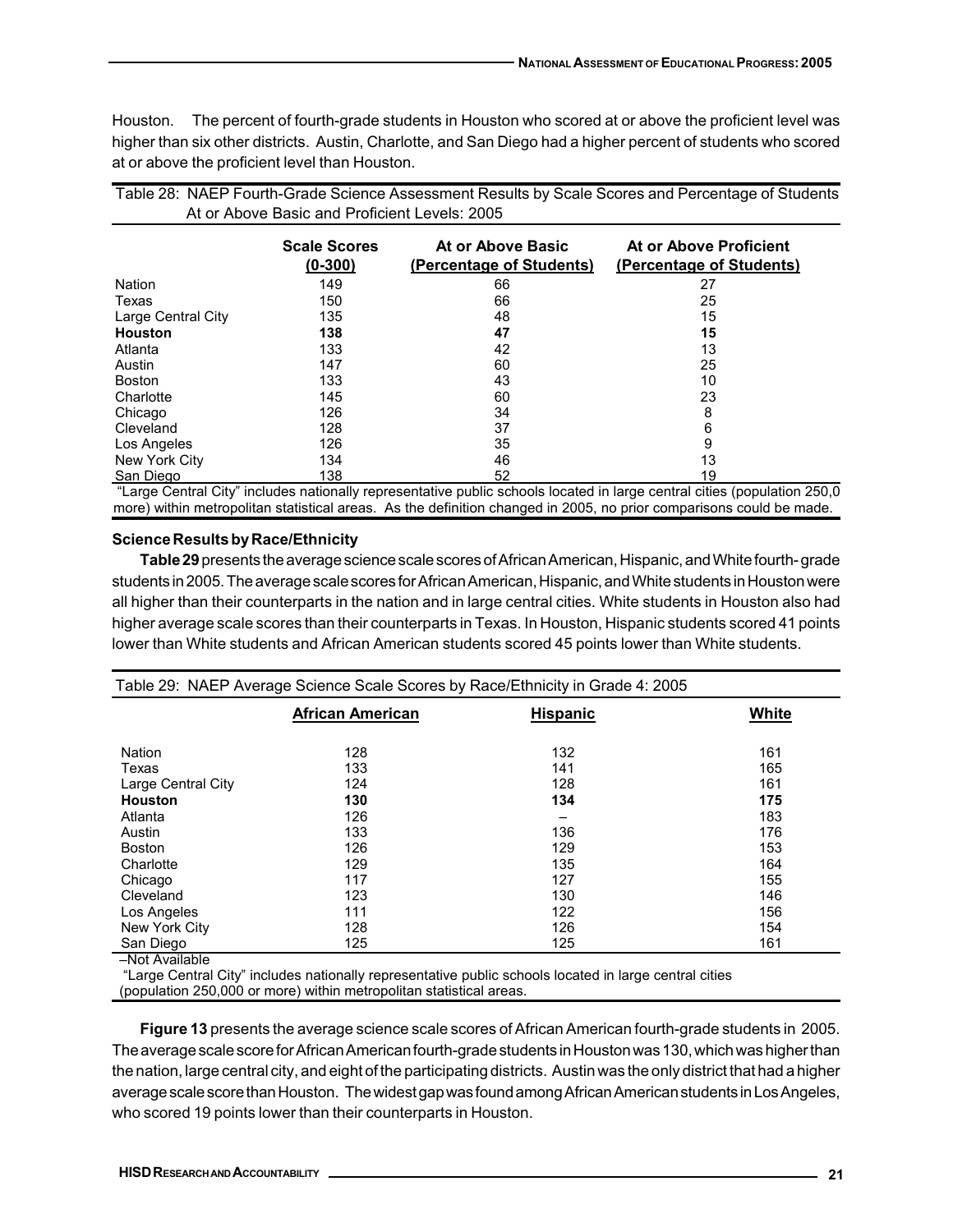Houston. The percent of fourth-grade students in Houston who scored at or above the proficient level was higher than six other districts. Austin, Charlotte, and San Diego had a higher percent of students who scored at or above the proficient level than Houston.

Table 28: NAEP Fourth-Grade Science Assessment Results by Scale Scores and Percentage of Students At or Above Basic and Proficient Levels: 2005

| | Scale Scores (0-300) | At or Above Basic (Percentage of Students) | At or Above Proficient (Percentage of Students) |
|---|---|---|---|
| Nation | 149 | 66 | 27 |
| Texas | 150 | 66 | 25 |
| Large Central City | 135 | 48 | 15 |
| **Houston** | **138** | **47** | **15** |
| Atlanta | 133 | 42 | 13 |
| Austin | 147 | 60 | 25 |
| Boston | 133 | 43 | 10 |
| Charlotte | 145 | 60 | 23 |
| Chicago | 126 | 34 | 8 |
| Cleveland | 128 | 37 | 6 |
| Los Angeles | 126 | 35 | 9 |
| New York City | 134 | 46 | 13 |
| San Diego | 138 | 52 | 19 |

"Large Central City" includes nationally representative public schools located in large central cities (population 250,0 more) within metropolitan statistical areas. As the definition changed in 2005, no prior comparisons could be made.

### Science Results by Race/Ethnicity

**Table 29** presents the average science scale scores of African American, Hispanic, and White fourth-grade students in 2005. The average scale scores for African American, Hispanic, and White students in Houston were all higher than their counterparts in the nation and in large central cities. White students in Houston also had higher average scale scores than their counterparts in Texas. In Houston, Hispanic students scored 41 points lower than White students and African American students scored 45 points lower than White students.

Table 29: NAEP Average Science Scale Scores by Race/Ethnicity in Grade 4: 2005

| | African American | Hispanic | White |
|---|---|---|---|
| Nation | 128 | 132 | 161 |
| Texas | 133 | 141 | 165 |
| Large Central City | 124 | 128 | 161 |
| **Houston** | **130** | **134** | **175** |
| Atlanta | 126 | – | 183 |
| Austin | 133 | 136 | 176 |
| Boston | 126 | 129 | 153 |
| Charlotte | 129 | 135 | 164 |
| Chicago | 117 | 127 | 155 |
| Cleveland | 123 | 130 | 146 |
| Los Angeles | 111 | 122 | 156 |
| New York City | 128 | 126 | 154 |
| San Diego | 125 | 125 | 161 |

–Not Available

"Large Central City" includes nationally representative public schools located in large central cities (population 250,000 or more) within metropolitan statistical areas.

**Figure 13** presents the average science scale scores of African American fourth-grade students in 2005. The average scale score for African American fourth-grade students in Houston was 130, which was higher than the nation, large central city, and eight of the participating districts. Austin was the only district that had a higher average scale score than Houston. The widest gap was found among African American students in Los Angeles, who scored 19 points lower than their counterparts in Houston.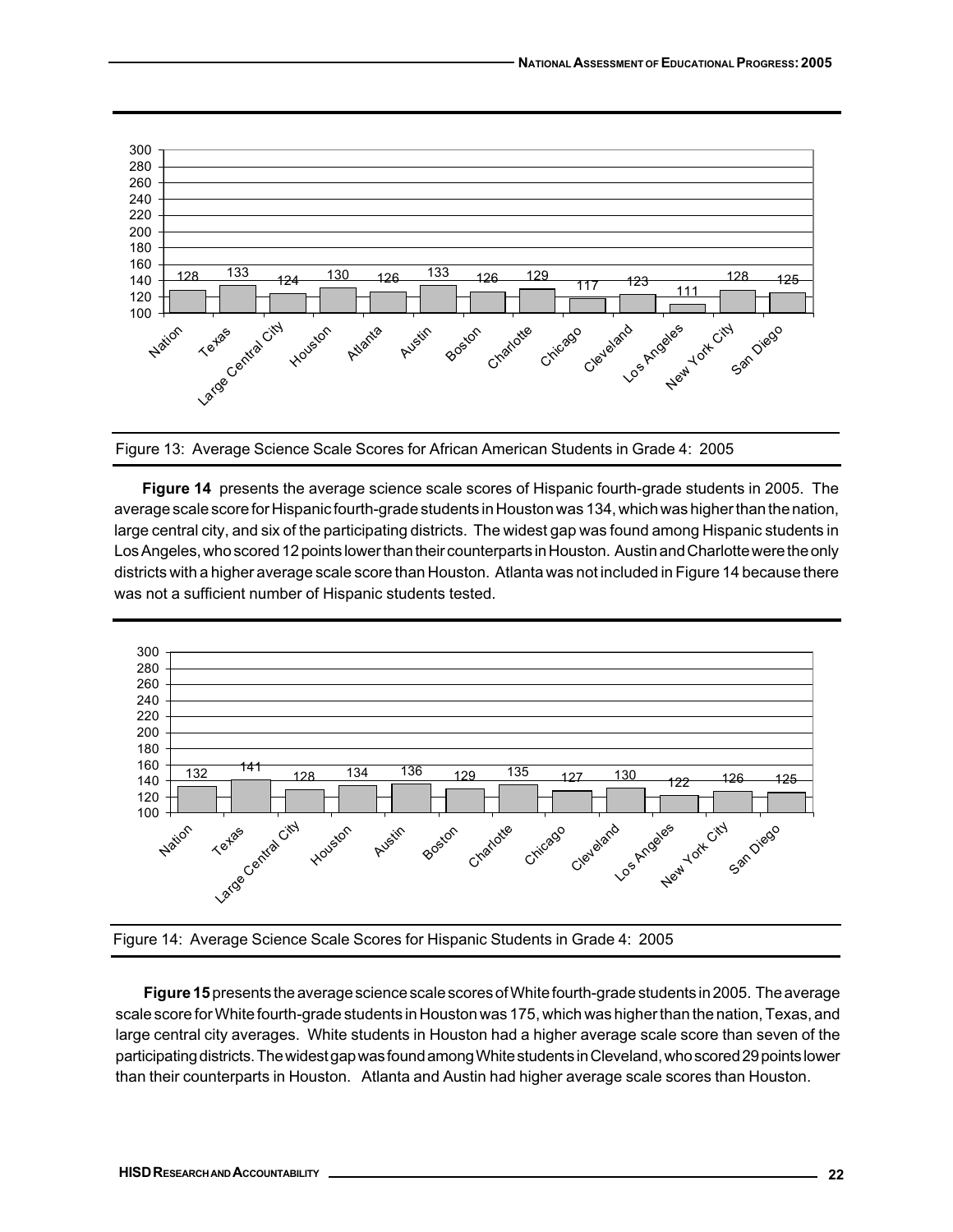| Nation | Texas | Large Central City | Houston | Atlanta | Austin | Boston | Charlotte | Chicago | Cleveland | Los Angeles | New York City | San Diego |
|---|---|---|---|---|---|---|---|---|---|---|---|---|
| 128 | 133 | 124 | 130 | 126 | 133 | 126 | 129 | 117 | 123 | 111 | 128 | 125 |

Figure 13: Average Science Scale Scores for African American Students in Grade 4: 2005

**Figure 14** presents the average science scale scores of Hispanic fourth-grade students in 2005. The average scale score for Hispanic fourth-grade students in Houston was 134, which was higher than the nation, large central city, and six of the participating districts. The widest gap was found among Hispanic students in Los Angeles, who scored 12 points lower than their counterparts in Houston. Austin and Charlotte were the only districts with a higher average scale score than Houston. Atlanta was not included in Figure 14 because there was not a sufficient number of Hispanic students tested.

| Nation | Texas | Large Central City | Houston | Austin | Boston | Charlotte | Chicago | Cleveland | Los Angeles | New York City | San Diego |
|---|---|---|---|---|---|---|---|---|---|---|---|
| 132 | 141 | 128 | 134 | 136 | 129 | 135 | 127 | 130 | 122 | 126 | 125 |

Figure 14: Average Science Scale Scores for Hispanic Students in Grade 4: 2005

**Figure 15** presents the average science scale scores of White fourth-grade students in 2005. The average scale score for White fourth-grade students in Houston was 175, which was higher than the nation, Texas, and large central city averages. White students in Houston had a higher average scale score than seven of the participating districts. The widest gap was found among White students in Cleveland, who scored 29 points lower than their counterparts in Houston. Atlanta and Austin had higher average scale scores than Houston.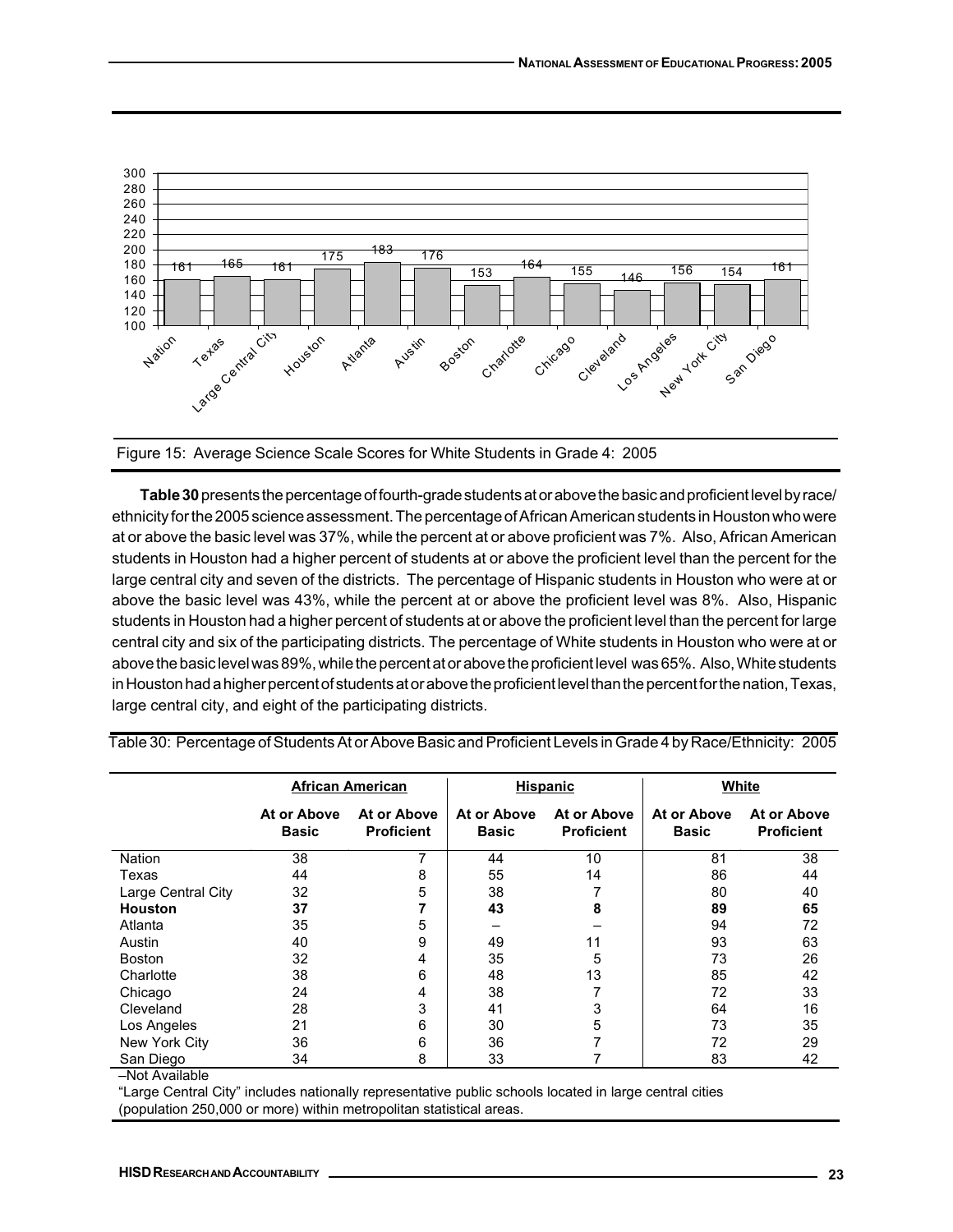| Nation | Texas | Large Central City | Houston | Atlanta | Austin | Boston | Charlotte | Chicago | Cleveland | Los Angeles | New York City | San Diego |
|---|---|---|---|---|---|---|---|---|---|---|---|---|
| 161 | 165 | 161 | 175 | 183 | 176 | 153 | 164 | 155 | 146 | 156 | 154 | 161 |

Figure 15: Average Science Scale Scores for White Students in Grade 4: 2005

**Table 30** presents the percentage of fourth-grade students at or above the basic and proficient level by race/ethnicity for the 2005 science assessment. The percentage of African American students in Houston who were at or above the basic level was 37%, while the percent at or above proficient was 7%. Also, African American students in Houston had a higher percent of students at or above the proficient level than the percent for the large central city and seven of the districts. The percentage of Hispanic students in Houston who were at or above the basic level was 43%, while the percent at or above the proficient level was 8%. Also, Hispanic students in Houston had a higher percent of students at or above the proficient level than the percent for large central city and six of the participating districts. The percentage of White students in Houston who were at or above the basic level was 89%, while the percent at or above the proficient level was 65%. Also, White students in Houston had a higher percent of students at or above the proficient level than the percent for the nation, Texas, large central city, and eight of the participating districts.

Table 30: Percentage of Students At or Above Basic and Proficient Levels in Grade 4 by Race/Ethnicity: 2005

| | African American | | Hispanic | | White | |
|---|---|---|---|---|---|---|
| | At or Above Basic | At or Above Proficient | At or Above Basic | At or Above Proficient | At or Above Basic | At or Above Proficient |
| Nation | 38 | 7 | 44 | 10 | 81 | 38 |
| Texas | 44 | 8 | 55 | 14 | 86 | 44 |
| Large Central City | 32 | 5 | 38 | 7 | 80 | 40 |
| **Houston** | **37** | **7** | **43** | **8** | **89** | **65** |
| Atlanta | 35 | 5 | – | – | 94 | 72 |
| Austin | 40 | 9 | 49 | 11 | 93 | 63 |
| Boston | 32 | 4 | 35 | 5 | 73 | 26 |
| Charlotte | 38 | 6 | 48 | 13 | 85 | 42 |
| Chicago | 24 | 4 | 38 | 7 | 72 | 33 |
| Cleveland | 28 | 3 | 41 | 3 | 64 | 16 |
| Los Angeles | 21 | 6 | 30 | 5 | 73 | 35 |
| New York City | 36 | 6 | 36 | 7 | 72 | 29 |
| San Diego | 34 | 8 | 33 | 7 | 83 | 42 |

–Not Available

"Large Central City" includes nationally representative public schools located in large central cities (population 250,000 or more) within metropolitan statistical areas.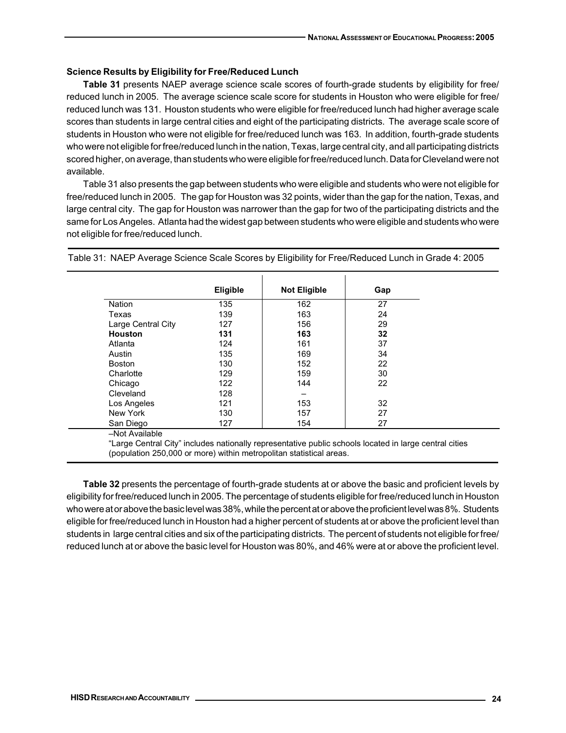### Science Results by Eligibility for Free/Reduced Lunch

**Table 31** presents NAEP average science scale scores of fourth-grade students by eligibility for free/reduced lunch in 2005. The average science scale score for students in Houston who were eligible for free/reduced lunch was 131. Houston students who were eligible for free/reduced lunch had higher average scale scores than students in large central cities and eight of the participating districts. The average scale score of students in Houston who were not eligible for free/reduced lunch was 163. In addition, fourth-grade students who were not eligible for free/reduced lunch in the nation, Texas, large central city, and all participating districts scored higher, on average, than students who were eligible for free/reduced lunch. Data for Cleveland were not available.

Table 31 also presents the gap between students who were eligible and students who were not eligible for free/reduced lunch in 2005. The gap for Houston was 32 points, wider than the gap for the nation, Texas, and large central city. The gap for Houston was narrower than the gap for two of the participating districts and the same for Los Angeles. Atlanta had the widest gap between students who were eligible and students who were not eligible for free/reduced lunch.

Table 31: NAEP Average Science Scale Scores by Eligibility for Free/Reduced Lunch in Grade 4: 2005

| | Eligible | Not Eligible | Gap |
|---|---|---|---|
| Nation | 135 | 162 | 27 |
| Texas | 139 | 163 | 24 |
| Large Central City | 127 | 156 | 29 |
| **Houston** | **131** | **163** | **32** |
| Atlanta | 124 | 161 | 37 |
| Austin | 135 | 169 | 34 |
| Boston | 130 | 152 | 22 |
| Charlotte | 129 | 159 | 30 |
| Chicago | 122 | 144 | 22 |
| Cleveland | 128 | – | |
| Los Angeles | 121 | 153 | 32 |
| New York | 130 | 157 | 27 |
| San Diego | 127 | 154 | 27 |

–Not Available

"Large Central City" includes nationally representative public schools located in large central cities (population 250,000 or more) within metropolitan statistical areas.

**Table 32** presents the percentage of fourth-grade students at or above the basic and proficient levels by eligibility for free/reduced lunch in 2005. The percentage of students eligible for free/reduced lunch in Houston who were at or above the basic level was 38%, while the percent at or above the proficient level was 8%. Students eligible for free/reduced lunch in Houston had a higher percent of students at or above the proficient level than students in large central cities and six of the participating districts. The percent of students not eligible for free/reduced lunch at or above the basic level for Houston was 80%, and 46% were at or above the proficient level.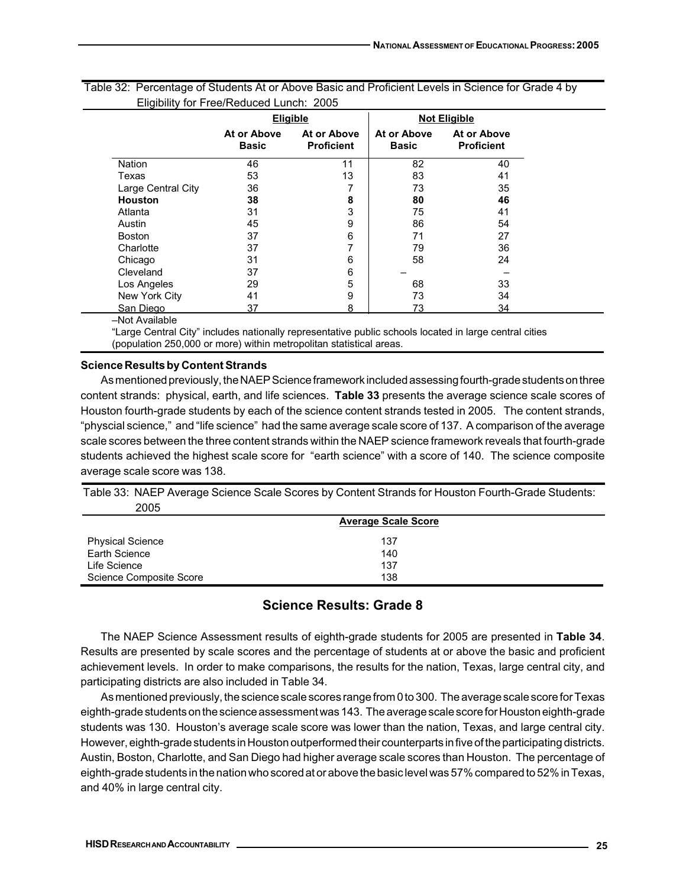Table 32: Percentage of Students At or Above Basic and Proficient Levels in Science for Grade 4 by Eligibility for Free/Reduced Lunch: 2005

| | Eligible | | Not Eligible | |
|---|---|---|---|---|
| | At or Above Basic | At or Above Proficient | At or Above Basic | At or Above Proficient |
| Nation | 46 | 11 | 82 | 40 |
| Texas | 53 | 13 | 83 | 41 |
| Large Central City | 36 | 7 | 73 | 35 |
| **Houston** | **38** | **8** | **80** | **46** |
| Atlanta | 31 | 3 | 75 | 41 |
| Austin | 45 | 9 | 86 | 54 |
| Boston | 37 | 6 | 71 | 27 |
| Charlotte | 37 | 7 | 79 | 36 |
| Chicago | 31 | 6 | 58 | 24 |
| Cleveland | 37 | 6 | – | – |
| Los Angeles | 29 | 5 | 68 | 33 |
| New York City | 41 | 9 | 73 | 34 |
| San Diego | 37 | 8 | 73 | 34 |

–Not Available

"Large Central City" includes nationally representative public schools located in large central cities (population 250,000 or more) within metropolitan statistical areas.

### Science Results by Content Strands

As mentioned previously, the NAEP Science framework included assessing fourth-grade students on three content strands: physical, earth, and life sciences. **Table 33** presents the average science scale scores of Houston fourth-grade students by each of the science content strands tested in 2005. The content strands, "physcial science," and "life science" had the same average scale score of 137. A comparison of the average scale scores between the three content strands within the NAEP science framework reveals that fourth-grade students achieved the highest scale score for "earth science" with a score of 140. The science composite average scale score was 138.

Table 33: NAEP Average Science Scale Scores by Content Strands for Houston Fourth-Grade Students: 2005

| | Average Scale Score |
|---|---|
| Physical Science | 137 |
| Earth Science | 140 |
| Life Science | 137 |
| Science Composite Score | 138 |

## Science Results: Grade 8

The NAEP Science Assessment results of eighth-grade students for 2005 are presented in **Table 34**. Results are presented by scale scores and the percentage of students at or above the basic and proficient achievement levels. In order to make comparisons, the results for the nation, Texas, large central city, and participating districts are also included in Table 34.

As mentioned previously, the science scale scores range from 0 to 300. The average scale score for Texas eighth-grade students on the science assessment was 143. The average scale score for Houston eighth-grade students was 130. Houston's average scale score was lower than the nation, Texas, and large central city. However, eighth-grade students in Houston outperformed their counterparts in five of the participating districts. Austin, Boston, Charlotte, and San Diego had higher average scale scores than Houston. The percentage of eighth-grade students in the nation who scored at or above the basic level was 57% compared to 52% in Texas, and 40% in large central city.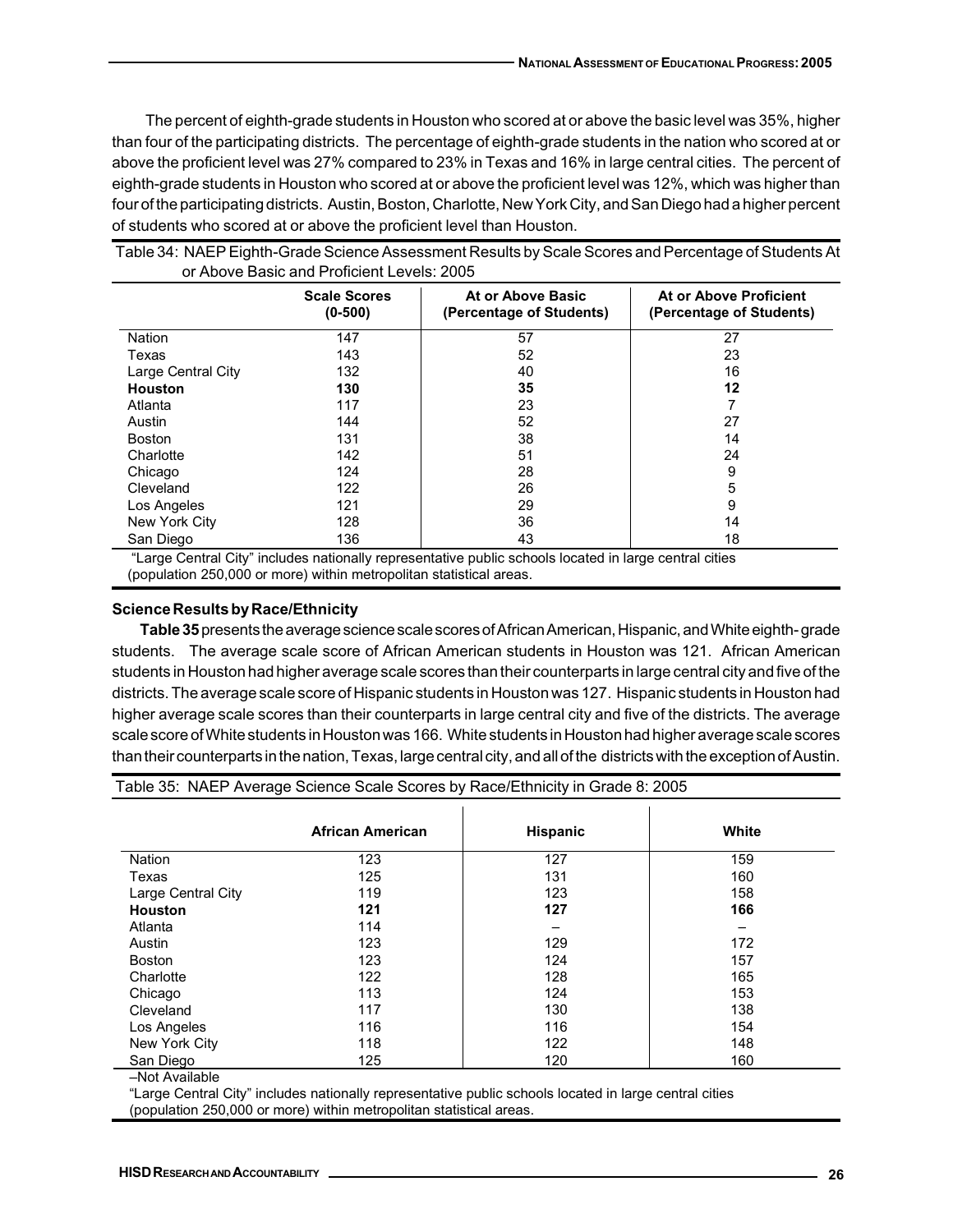The percent of eighth-grade students in Houston who scored at or above the basic level was 35%, higher than four of the participating districts. The percentage of eighth-grade students in the nation who scored at or above the proficient level was 27% compared to 23% in Texas and 16% in large central cities. The percent of eighth-grade students in Houston who scored at or above the proficient level was 12%, which was higher than four of the participating districts. Austin, Boston, Charlotte, New York City, and San Diego had a higher percent of students who scored at or above the proficient level than Houston.

Table 34: NAEP Eighth-Grade Science Assessment Results by Scale Scores and Percentage of Students At or Above Basic and Proficient Levels: 2005

| | Scale Scores (0-500) | At or Above Basic (Percentage of Students) | At or Above Proficient (Percentage of Students) |
|---|---|---|---|
| Nation | 147 | 57 | 27 |
| Texas | 143 | 52 | 23 |
| Large Central City | 132 | 40 | 16 |
| **Houston** | **130** | **35** | **12** |
| Atlanta | 117 | 23 | 7 |
| Austin | 144 | 52 | 27 |
| Boston | 131 | 38 | 14 |
| Charlotte | 142 | 51 | 24 |
| Chicago | 124 | 28 | 9 |
| Cleveland | 122 | 26 | 5 |
| Los Angeles | 121 | 29 | 9 |
| New York City | 128 | 36 | 14 |
| San Diego | 136 | 43 | 18 |

"Large Central City" includes nationally representative public schools located in large central cities (population 250,000 or more) within metropolitan statistical areas.

### Science Results by Race/Ethnicity

**Table 35** presents the average science scale scores of African American, Hispanic, and White eighth-grade students. The average scale score of African American students in Houston was 121. African American students in Houston had higher average scale scores than their counterparts in large central city and five of the districts. The average scale score of Hispanic students in Houston was 127. Hispanic students in Houston had higher average scale scores than their counterparts in large central city and five of the districts. The average scale score of White students in Houston was 166. White students in Houston had higher average scale scores than their counterparts in the nation, Texas, large central city, and all of the districts with the exception of Austin.

Table 35: NAEP Average Science Scale Scores by Race/Ethnicity in Grade 8: 2005

| | African American | Hispanic | White |
|---|---|---|---|
| Nation | 123 | 127 | 159 |
| Texas | 125 | 131 | 160 |
| Large Central City | 119 | 123 | 158 |
| **Houston** | **121** | **127** | **166** |
| Atlanta | 114 | – | – |
| Austin | 123 | 129 | 172 |
| Boston | 123 | 124 | 157 |
| Charlotte | 122 | 128 | 165 |
| Chicago | 113 | 124 | 153 |
| Cleveland | 117 | 130 | 138 |
| Los Angeles | 116 | 116 | 154 |
| New York City | 118 | 122 | 148 |
| San Diego | 125 | 120 | 160 |

–Not Available

"Large Central City" includes nationally representative public schools located in large central cities (population 250,000 or more) within metropolitan statistical areas.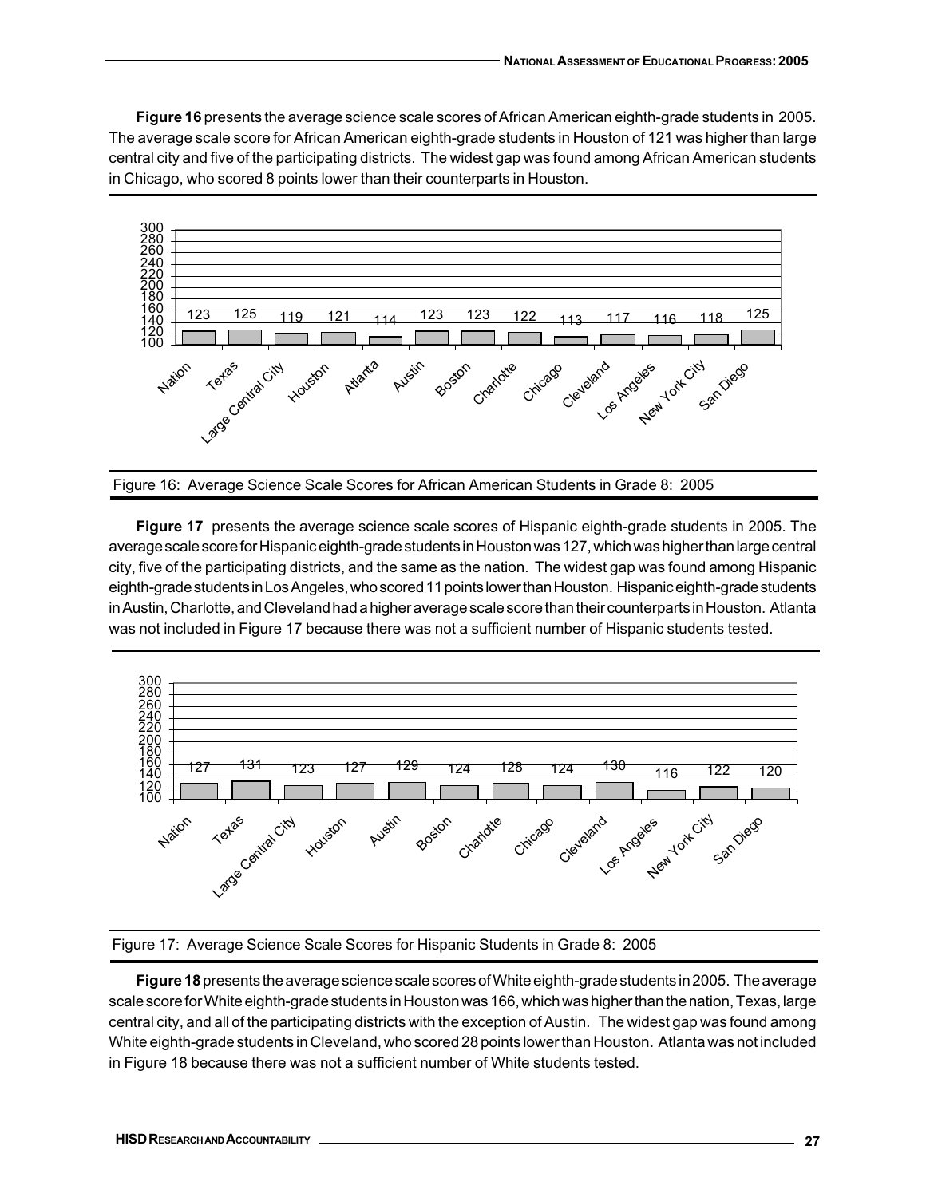**Figure 16** presents the average science scale scores of African American eighth-grade students in 2005. The average scale score for African American eighth-grade students in Houston of 121 was higher than large central city and five of the participating districts. The widest gap was found among African American students in Chicago, who scored 8 points lower than their counterparts in Houston.

| Nation | Texas | Large Central City | Houston | Atlanta | Austin | Boston | Charlotte | Chicago | Cleveland | Los Angeles | New York City | San Diego |
|---|---|---|---|---|---|---|---|---|---|---|---|---|
| 123 | 125 | 119 | 121 | 114 | 123 | 123 | 122 | 113 | 117 | 116 | 118 | 125 |

Figure 16: Average Science Scale Scores for African American Students in Grade 8: 2005

**Figure 17** presents the average science scale scores of Hispanic eighth-grade students in 2005. The average scale score for Hispanic eighth-grade students in Houston was 127, which was higher than large central city, five of the participating districts, and the same as the nation. The widest gap was found among Hispanic eighth-grade students in Los Angeles, who scored 11 points lower than Houston. Hispanic eighth-grade students in Austin, Charlotte, and Cleveland had a higher average scale score than their counterparts in Houston. Atlanta was not included in Figure 17 because there was not a sufficient number of Hispanic students tested.

| Nation | Texas | Large Central City | Houston | Austin | Boston | Charlotte | Chicago | Cleveland | Los Angeles | New York City | San Diego |
|---|---|---|---|---|---|---|---|---|---|---|---|
| 127 | 131 | 123 | 127 | 129 | 124 | 128 | 124 | 130 | 116 | 122 | 120 |

Figure 17: Average Science Scale Scores for Hispanic Students in Grade 8: 2005

**Figure 18** presents the average science scale scores of White eighth-grade students in 2005. The average scale score for White eighth-grade students in Houston was 166, which was higher than the nation, Texas, large central city, and all of the participating districts with the exception of Austin. The widest gap was found among White eighth-grade students in Cleveland, who scored 28 points lower than Houston. Atlanta was not included in Figure 18 because there was not a sufficient number of White students tested.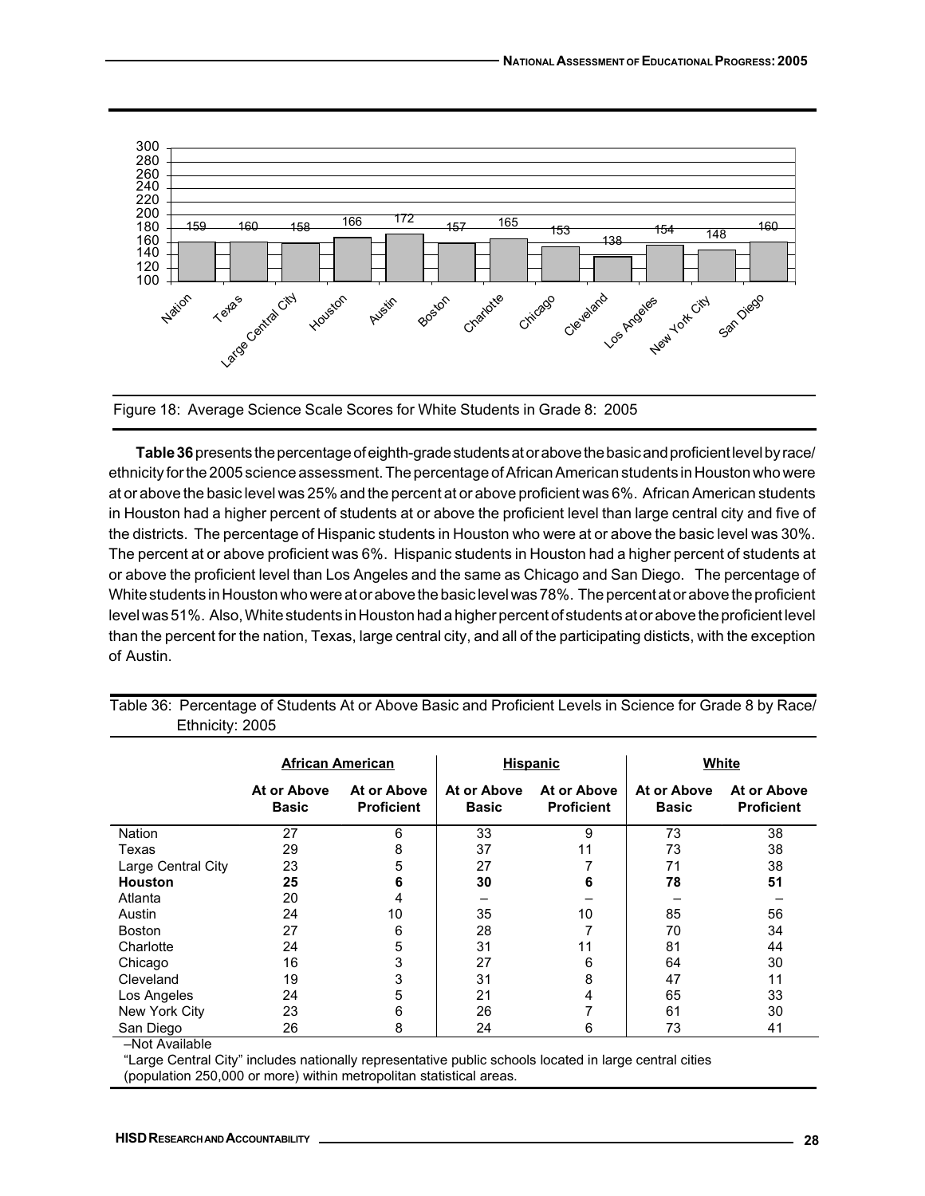Figure 18: Average Science Scale Scores for White Students in Grade 8: 2005

**Table 36** presents the percentage of eighth-grade students at or above the basic and proficient level by race/ethnicity for the 2005 science assessment. The percentage of African American students in Houston who were at or above the basic level was 25% and the percent at or above proficient was 6%. African American students in Houston had a higher percent of students at or above the proficient level than large central city and five of the districts. The percentage of Hispanic students in Houston who were at or above the basic level was 30%. The percent at or above proficient was 6%. Hispanic students in Houston had a higher percent of students at or above the proficient level than Los Angeles and the same as Chicago and San Diego. The percentage of White students in Houston who were at or above the basic level was 78%. The percent at or above the proficient level was 51%. Also, White students in Houston had a higher percent of students at or above the proficient level than the percent for the nation, Texas, large central city, and all of the participating disticts, with the exception of Austin.

Table 36: Percentage of Students At or Above Basic and Proficient Levels in Science for Grade 8 by Race/Ethnicity: 2005

| | **African American** | | **Hispanic** | | **White** | |
|---|---|---|---|---|---|---|
| | **At or Above Basic** | **At or Above Proficient** | **At or Above Basic** | **At or Above Proficient** | **At or Above Basic** | **At or Above Proficient** |
| Nation | 27 | 6 | 33 | 9 | 73 | 38 |
| Texas | 29 | 8 | 37 | 11 | 73 | 38 |
| Large Central City | 23 | 5 | 27 | 7 | 71 | 38 |
| **Houston** | **25** | **6** | **30** | **6** | **78** | **51** |
| Atlanta | 20 | 4 | – | – | – | – |
| Austin | 24 | 10 | 35 | 10 | 85 | 56 |
| Boston | 27 | 6 | 28 | 7 | 70 | 34 |
| Charlotte | 24 | 5 | 31 | 11 | 81 | 44 |
| Chicago | 16 | 3 | 27 | 6 | 64 | 30 |
| Cleveland | 19 | 3 | 31 | 8 | 47 | 11 |
| Los Angeles | 24 | 5 | 21 | 4 | 65 | 33 |
| New York City | 23 | 6 | 26 | 7 | 61 | 30 |
| San Diego | 26 | 8 | 24 | 6 | 73 | 41 |

–Not Available

"Large Central City" includes nationally representative public schools located in large central cities (population 250,000 or more) within metropolitan statistical areas.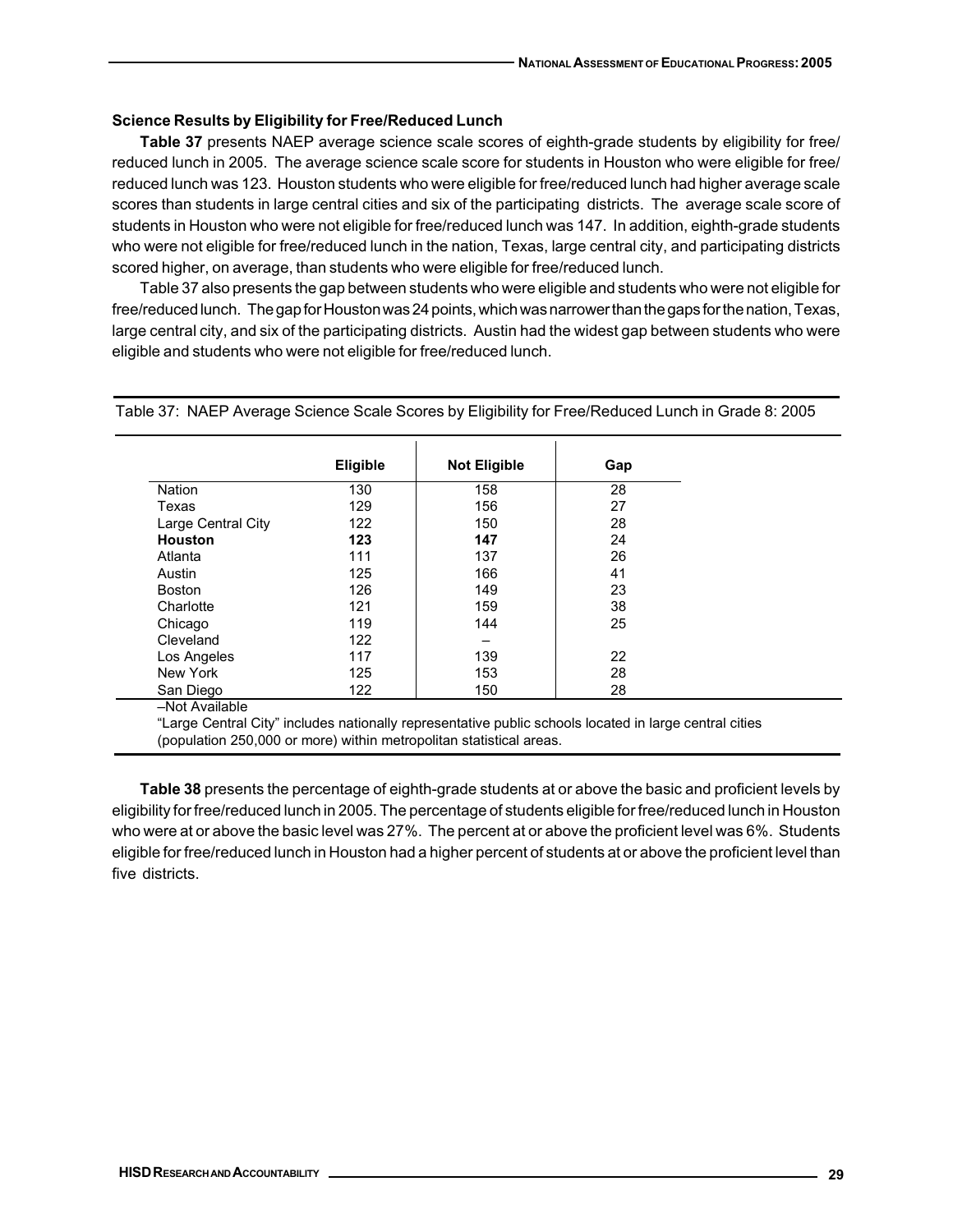### Science Results by Eligibility for Free/Reduced Lunch

**Table 37** presents NAEP average science scale scores of eighth-grade students by eligibility for free/reduced lunch in 2005. The average science scale score for students in Houston who were eligible for free/reduced lunch was 123. Houston students who were eligible for free/reduced lunch had higher average scale scores than students in large central cities and six of the participating districts. The average scale score of students in Houston who were not eligible for free/reduced lunch was 147. In addition, eighth-grade students who were not eligible for free/reduced lunch in the nation, Texas, large central city, and participating districts scored higher, on average, than students who were eligible for free/reduced lunch.

Table 37 also presents the gap between students who were eligible and students who were not eligible for free/reduced lunch. The gap for Houston was 24 points, which was narrower than the gaps for the nation, Texas, large central city, and six of the participating districts. Austin had the widest gap between students who were eligible and students who were not eligible for free/reduced lunch.

Table 37: NAEP Average Science Scale Scores by Eligibility for Free/Reduced Lunch in Grade 8: 2005

| | Eligible | Not Eligible | Gap |
|---|---|---|---|
| Nation | 130 | 158 | 28 |
| Texas | 129 | 156 | 27 |
| Large Central City | 122 | 150 | 28 |
| **Houston** | **123** | **147** | 24 |
| Atlanta | 111 | 137 | 26 |
| Austin | 125 | 166 | 41 |
| Boston | 126 | 149 | 23 |
| Charlotte | 121 | 159 | 38 |
| Chicago | 119 | 144 | 25 |
| Cleveland | 122 | – | |
| Los Angeles | 117 | 139 | 22 |
| New York | 125 | 153 | 28 |
| San Diego | 122 | 150 | 28 |

–Not Available

"Large Central City" includes nationally representative public schools located in large central cities (population 250,000 or more) within metropolitan statistical areas.

**Table 38** presents the percentage of eighth-grade students at or above the basic and proficient levels by eligibility for free/reduced lunch in 2005. The percentage of students eligible for free/reduced lunch in Houston who were at or above the basic level was 27%. The percent at or above the proficient level was 6%. Students eligible for free/reduced lunch in Houston had a higher percent of students at or above the proficient level than five districts.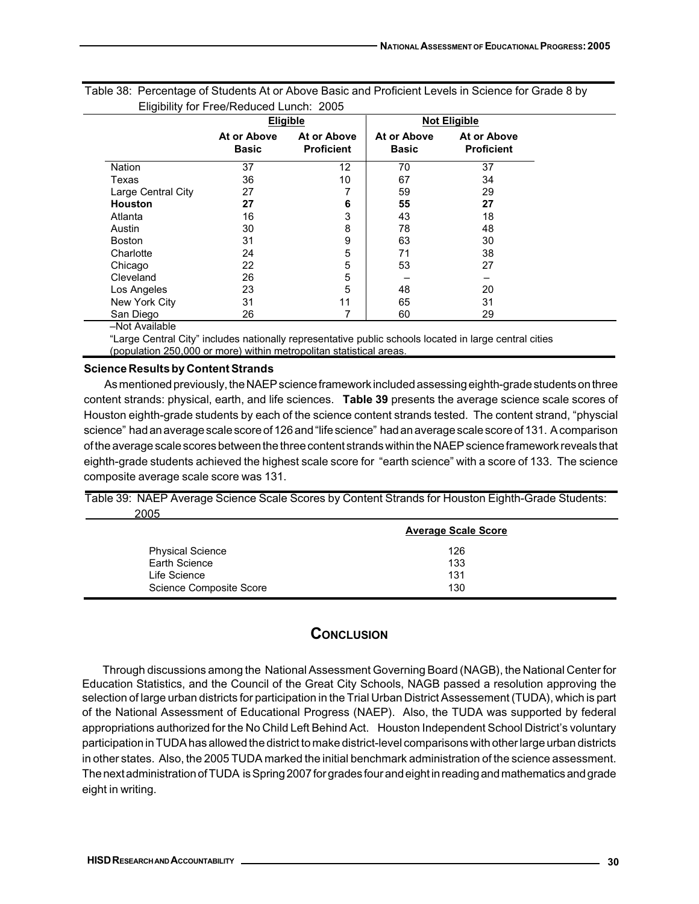Table 38: Percentage of Students At or Above Basic and Proficient Levels in Science for Grade 8 by Eligibility for Free/Reduced Lunch: 2005

| | Eligible | | Not Eligible | |
|---|---|---|---|---|
| | At or Above Basic | At or Above Proficient | At or Above Basic | At or Above Proficient |
| Nation | 37 | 12 | 70 | 37 |
| Texas | 36 | 10 | 67 | 34 |
| Large Central City | 27 | 7 | 59 | 29 |
| **Houston** | **27** | **6** | **55** | **27** |
| Atlanta | 16 | 3 | 43 | 18 |
| Austin | 30 | 8 | 78 | 48 |
| Boston | 31 | 9 | 63 | 30 |
| Charlotte | 24 | 5 | 71 | 38 |
| Chicago | 22 | 5 | 53 | 27 |
| Cleveland | 26 | 5 | – | – |
| Los Angeles | 23 | 5 | 48 | 20 |
| New York City | 31 | 11 | 65 | 31 |
| San Diego | 26 | 7 | 60 | 29 |

–Not Available

"Large Central City" includes nationally representative public schools located in large central cities (population 250,000 or more) within metropolitan statistical areas.

**Science Results by Content Strands**

As mentioned previously, the NAEP science framework included assessing eighth-grade students on three content strands: physical, earth, and life sciences. **Table 39** presents the average science scale scores of Houston eighth-grade students by each of the science content strands tested. The content strand, "physcial science" had an average scale score of 126 and "life science" had an average scale score of 131. A comparison of the average scale scores between the three content strands within the NAEP science framework reveals that eighth-grade students achieved the highest scale score for "earth science" with a score of 133. The science composite average scale score was 131.

Table 39: NAEP Average Science Scale Scores by Content Strands for Houston Eighth-Grade Students: 2005

| | Average Scale Score |
|---|---|
| Physical Science | 126 |
| Earth Science | 133 |
| Life Science | 131 |
| Science Composite Score | 130 |

## Conclusion

Through discussions among the National Assessment Governing Board (NAGB), the National Center for Education Statistics, and the Council of the Great City Schools, NAGB passed a resolution approving the selection of large urban districts for participation in the Trial Urban District Assessement (TUDA), which is part of the National Assessment of Educational Progress (NAEP). Also, the TUDA was supported by federal appropriations authorized for the No Child Left Behind Act. Houston Independent School District's voluntary participation in TUDA has allowed the district to make district-level comparisons with other large urban districts in other states. Also, the 2005 TUDA marked the initial benchmark administration of the science assessment. The next administration of TUDA is Spring 2007 for grades four and eight in reading and mathematics and grade eight in writing.